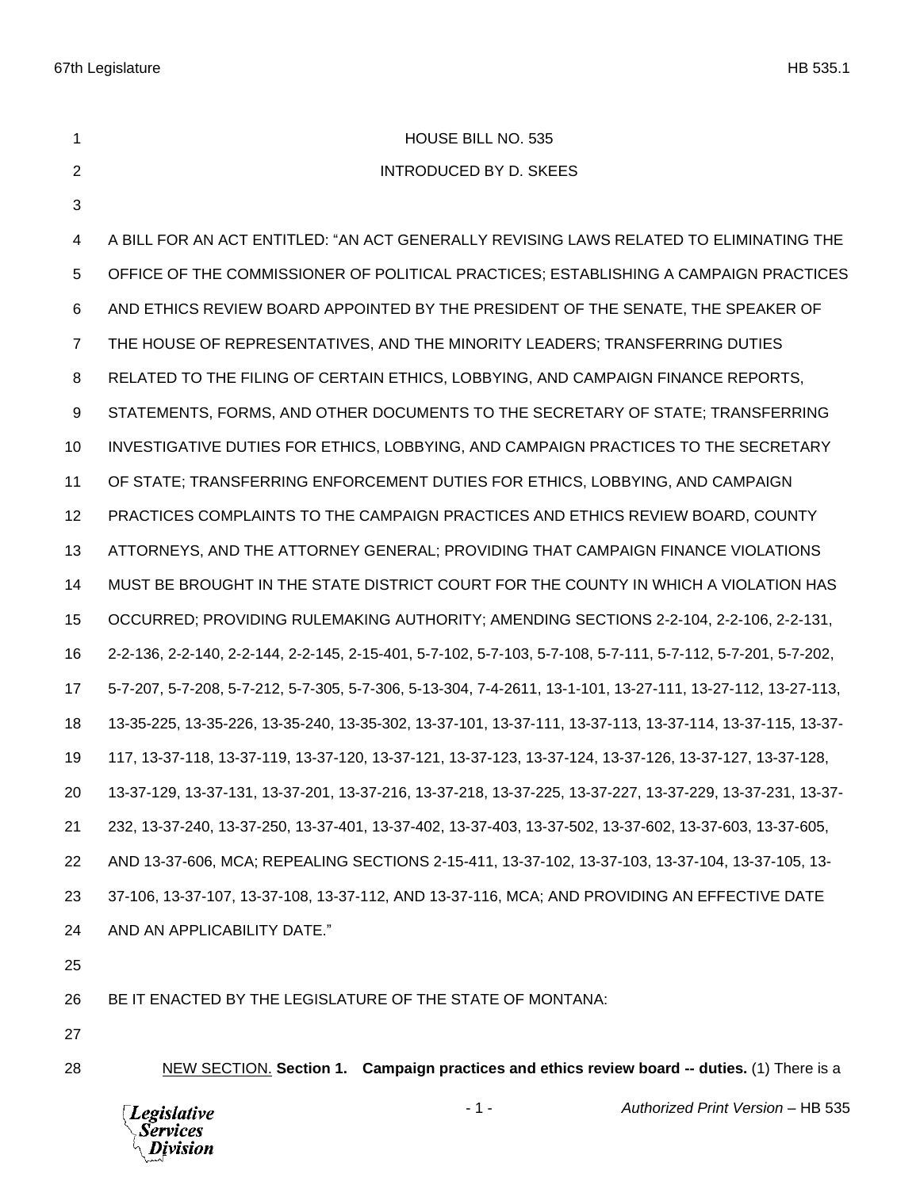HOUSE BILL NO. 535

INTRODUCED BY D. SKEES

A BILL FOR AN ACT ENTITLED: "AN ACT GENERALLY REVISING LAWS RELATED TO ELIMINATING THE OFFICE OF THE COMMISSIONER OF POLITICAL PRACTICES; ESTABLISHING A CAMPAIGN PRACTICES AND ETHICS REVIEW BOARD APPOINTED BY THE PRESIDENT OF THE SENATE, THE SPEAKER OF THE HOUSE OF REPRESENTATIVES, AND THE MINORITY LEADERS; TRANSFERRING DUTIES RELATED TO THE FILING OF CERTAIN ETHICS, LOBBYING, AND CAMPAIGN FINANCE REPORTS, STATEMENTS, FORMS, AND OTHER DOCUMENTS TO THE SECRETARY OF STATE; TRANSFERRING INVESTIGATIVE DUTIES FOR ETHICS, LOBBYING, AND CAMPAIGN PRACTICES TO THE SECRETARY OF STATE; TRANSFERRING ENFORCEMENT DUTIES FOR ETHICS, LOBBYING, AND CAMPAIGN PRACTICES COMPLAINTS TO THE CAMPAIGN PRACTICES AND ETHICS REVIEW BOARD, COUNTY ATTORNEYS, AND THE ATTORNEY GENERAL; PROVIDING THAT CAMPAIGN FINANCE VIOLATIONS MUST BE BROUGHT IN THE STATE DISTRICT COURT FOR THE COUNTY IN WHICH A VIOLATION HAS OCCURRED; PROVIDING RULEMAKING AUTHORITY; AMENDING SECTIONS 2-2-104, 2-2-106, 2-2-131, 2-2-136, 2-2-140, 2-2-144, 2-2-145, 2-15-401, 5-7-102, 5-7-103, 5-7-108, 5-7-111, 5-7-112, 5-7-201, 5-7-202, 5-7-207, 5-7-208, 5-7-212, 5-7-305, 5-7-306, 5-13-304, 7-4-2611, 13-1-101, 13-27-111, 13-27-112, 13-27-113, 13-35-225, 13-35-226, 13-35-240, 13-35-302, 13-37-101, 13-37-111, 13-37-113, 13-37-114, 13-37-115, 13-37-117, 13-37-118, 13-37-119, 13-37-120, 13-37-121, 13-37-123, 13-37-124, 13-37-126, 13-37-127, 13-37-128, 13-37-129, 13-37-131, 13-37-201, 13-37-216, 13-37-218, 13-37-225, 13-37-227, 13-37-229, 13-37-231, 13-37-232, 13-37-240, 13-37-250, 13-37-401, 13-37-402, 13-37-403, 13-37-502, 13-37-602, 13-37-603, 13-37-605, AND 13-37-606, MCA; REPEALING SECTIONS 2-15-411, 13-37-102, 13-37-103, 13-37-104, 13-37-105, 13-37-106, 13-37-107, 13-37-108, 13-37-112, AND 13-37-116, MCA; AND PROVIDING AN EFFECTIVE DATE AND AN APPLICABILITY DATE."

BE IT ENACTED BY THE LEGISLATURE OF THE STATE OF MONTANA:

NEW SECTION. **Section 1. Campaign practices and ethics review board -- duties.** (1) There is a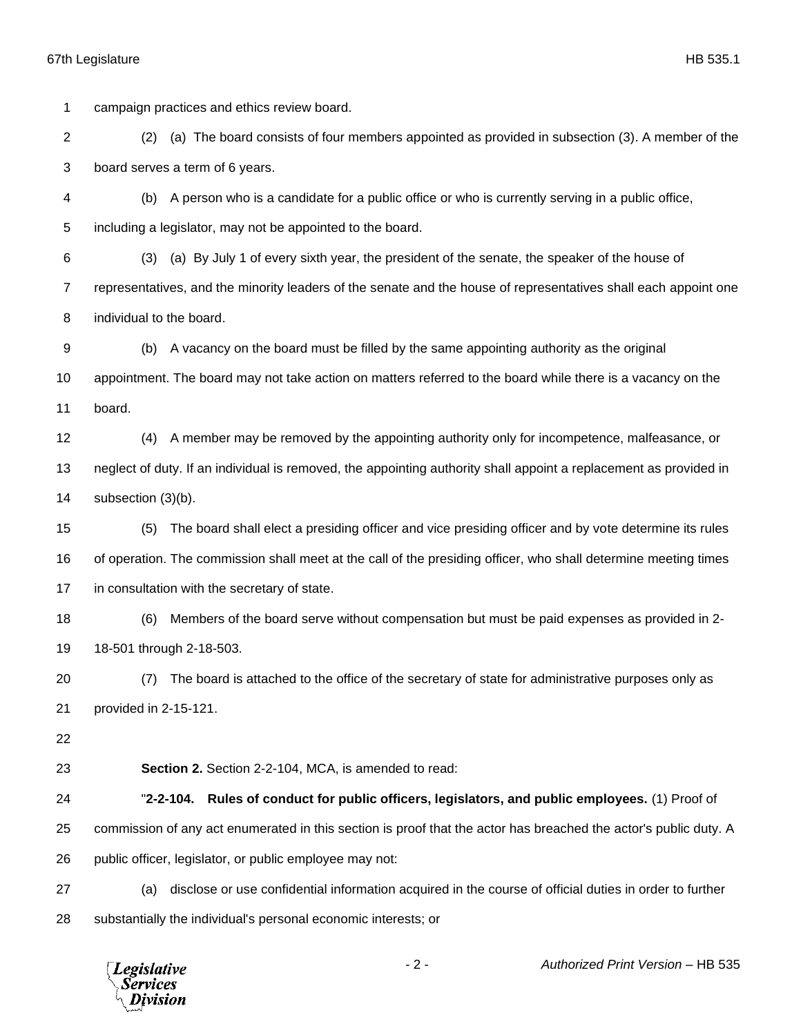campaign practices and ethics review board.

(2) (a) The board consists of four members appointed as provided in subsection (3). A member of the board serves a term of 6 years.

(b) A person who is a candidate for a public office or who is currently serving in a public office, including a legislator, may not be appointed to the board.

(3) (a) By July 1 of every sixth year, the president of the senate, the speaker of the house of representatives, and the minority leaders of the senate and the house of representatives shall each appoint one individual to the board.

(b) A vacancy on the board must be filled by the same appointing authority as the original appointment. The board may not take action on matters referred to the board while there is a vacancy on the board.

(4) A member may be removed by the appointing authority only for incompetence, malfeasance, or neglect of duty. If an individual is removed, the appointing authority shall appoint a replacement as provided in subsection (3)(b).

(5) The board shall elect a presiding officer and vice presiding officer and by vote determine its rules of operation. The commission shall meet at the call of the presiding officer, who shall determine meeting times in consultation with the secretary of state.

(6) Members of the board serve without compensation but must be paid expenses as provided in 2-18-501 through 2-18-503.

(7) The board is attached to the office of the secretary of state for administrative purposes only as provided in 2-15-121.

**Section 2.** Section 2-2-104, MCA, is amended to read:

"**2-2-104. Rules of conduct for public officers, legislators, and public employees.** (1) Proof of commission of any act enumerated in this section is proof that the actor has breached the actor's public duty. A public officer, legislator, or public employee may not:

(a) disclose or use confidential information acquired in the course of official duties in order to further substantially the individual's personal economic interests; or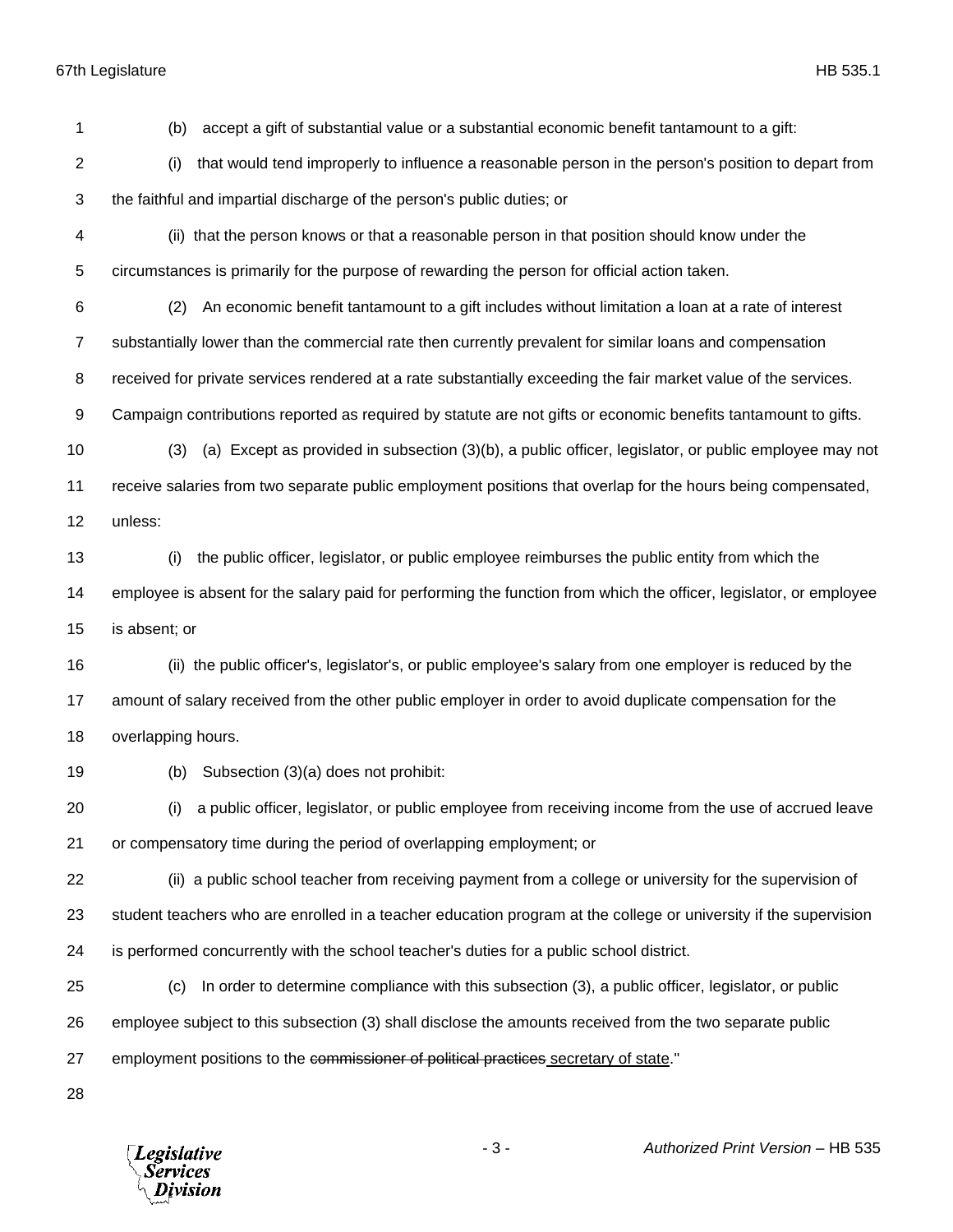(b) accept a gift of substantial value or a substantial economic benefit tantamount to a gift:

(i) that would tend improperly to influence a reasonable person in the person's position to depart from the faithful and impartial discharge of the person's public duties; or

(ii) that the person knows or that a reasonable person in that position should know under the circumstances is primarily for the purpose of rewarding the person for official action taken.

(2) An economic benefit tantamount to a gift includes without limitation a loan at a rate of interest substantially lower than the commercial rate then currently prevalent for similar loans and compensation received for private services rendered at a rate substantially exceeding the fair market value of the services. Campaign contributions reported as required by statute are not gifts or economic benefits tantamount to gifts.

(3) (a) Except as provided in subsection (3)(b), a public officer, legislator, or public employee may not receive salaries from two separate public employment positions that overlap for the hours being compensated, unless:

(i) the public officer, legislator, or public employee reimburses the public entity from which the employee is absent for the salary paid for performing the function from which the officer, legislator, or employee is absent; or

(ii) the public officer's, legislator's, or public employee's salary from one employer is reduced by the amount of salary received from the other public employer in order to avoid duplicate compensation for the overlapping hours.

(b) Subsection (3)(a) does not prohibit:

(i) a public officer, legislator, or public employee from receiving income from the use of accrued leave or compensatory time during the period of overlapping employment; or

(ii) a public school teacher from receiving payment from a college or university for the supervision of student teachers who are enrolled in a teacher education program at the college or university if the supervision is performed concurrently with the school teacher's duties for a public school district.

(c) In order to determine compliance with this subsection (3), a public officer, legislator, or public employee subject to this subsection (3) shall disclose the amounts received from the two separate public employment positions to the ~~commissioner of political practices~~ secretary of state."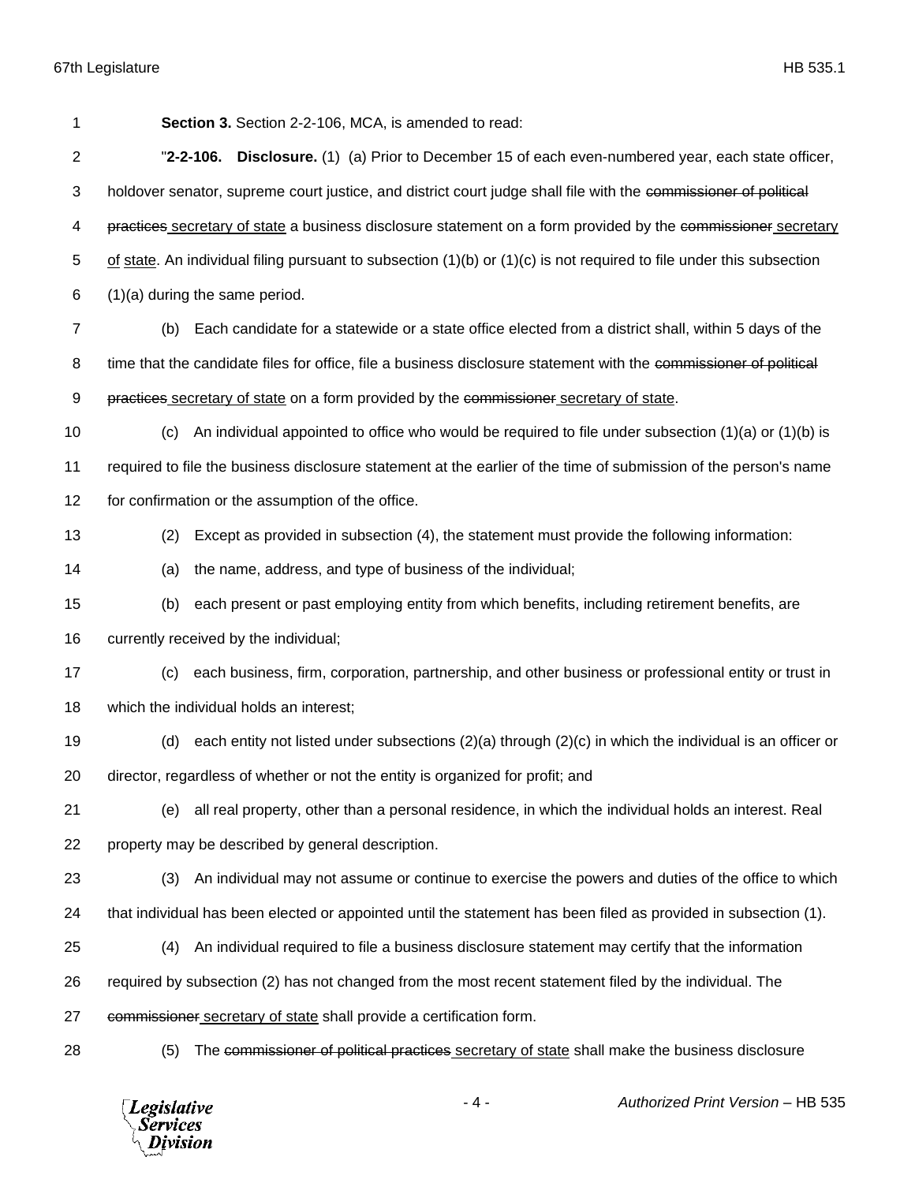**Section 3.** Section 2-2-106, MCA, is amended to read:

"**2-2-106. Disclosure.** (1) (a) Prior to December 15 of each even-numbered year, each state officer, holdover senator, supreme court justice, and district court judge shall file with the ~~commissioner of political practices~~ secretary of state a business disclosure statement on a form provided by the ~~commissioner~~ secretary of state. An individual filing pursuant to subsection (1)(b) or (1)(c) is not required to file under this subsection (1)(a) during the same period.

(b) Each candidate for a statewide or a state office elected from a district shall, within 5 days of the time that the candidate files for office, file a business disclosure statement with the ~~commissioner of political practices~~ secretary of state on a form provided by the ~~commissioner~~ secretary of state.

(c) An individual appointed to office who would be required to file under subsection (1)(a) or (1)(b) is required to file the business disclosure statement at the earlier of the time of submission of the person's name for confirmation or the assumption of the office.

(2) Except as provided in subsection (4), the statement must provide the following information:

(a) the name, address, and type of business of the individual;

(b) each present or past employing entity from which benefits, including retirement benefits, are currently received by the individual;

(c) each business, firm, corporation, partnership, and other business or professional entity or trust in which the individual holds an interest;

(d) each entity not listed under subsections (2)(a) through (2)(c) in which the individual is an officer or director, regardless of whether or not the entity is organized for profit; and

(e) all real property, other than a personal residence, in which the individual holds an interest. Real property may be described by general description.

(3) An individual may not assume or continue to exercise the powers and duties of the office to which that individual has been elected or appointed until the statement has been filed as provided in subsection (1).

(4) An individual required to file a business disclosure statement may certify that the information required by subsection (2) has not changed from the most recent statement filed by the individual. The ~~commissioner~~ secretary of state shall provide a certification form.

(5) The ~~commissioner of political practices~~ secretary of state shall make the business disclosure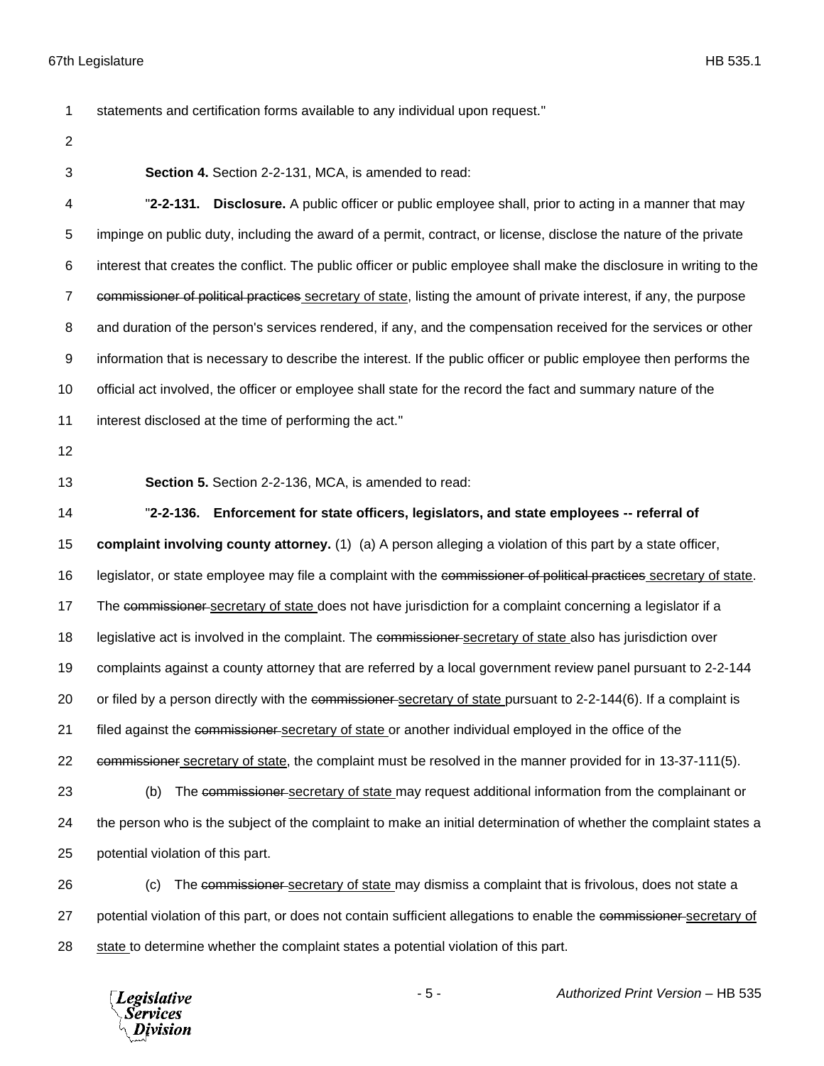statements and certification forms available to any individual upon request."

**Section 4.** Section 2-2-131, MCA, is amended to read:

"**2-2-131. Disclosure.** A public officer or public employee shall, prior to acting in a manner that may impinge on public duty, including the award of a permit, contract, or license, disclose the nature of the private interest that creates the conflict. The public officer or public employee shall make the disclosure in writing to the ~~commissioner of political practices~~ secretary of state, listing the amount of private interest, if any, the purpose and duration of the person's services rendered, if any, and the compensation received for the services or other information that is necessary to describe the interest. If the public officer or public employee then performs the official act involved, the officer or employee shall state for the record the fact and summary nature of the interest disclosed at the time of performing the act."

**Section 5.** Section 2-2-136, MCA, is amended to read:

"**2-2-136. Enforcement for state officers, legislators, and state employees -- referral of complaint involving county attorney.** (1) (a) A person alleging a violation of this part by a state officer, legislator, or state employee may file a complaint with the ~~commissioner of political practices~~ secretary of state. The ~~commissioner~~ secretary of state does not have jurisdiction for a complaint concerning a legislator if a legislative act is involved in the complaint. The ~~commissioner~~ secretary of state also has jurisdiction over complaints against a county attorney that are referred by a local government review panel pursuant to 2-2-144 or filed by a person directly with the ~~commissioner~~ secretary of state pursuant to 2-2-144(6). If a complaint is filed against the ~~commissioner~~ secretary of state or another individual employed in the office of the ~~commissioner~~ secretary of state, the complaint must be resolved in the manner provided for in 13-37-111(5).

(b) The ~~commissioner~~ secretary of state may request additional information from the complainant or the person who is the subject of the complaint to make an initial determination of whether the complaint states a potential violation of this part.

(c) The ~~commissioner~~ secretary of state may dismiss a complaint that is frivolous, does not state a potential violation of this part, or does not contain sufficient allegations to enable the ~~commissioner~~ secretary of state to determine whether the complaint states a potential violation of this part.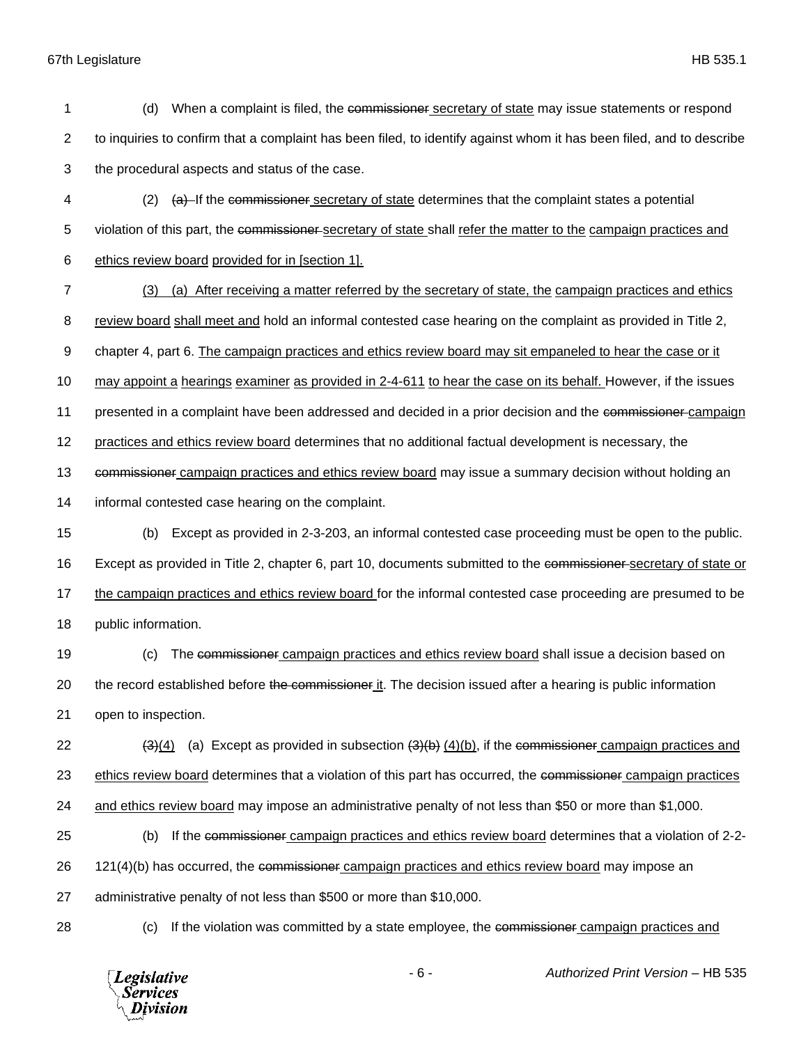(d) When a complaint is filed, the ~~commissioner~~ secretary of state may issue statements or respond to inquiries to confirm that a complaint has been filed, to identify against whom it has been filed, and to describe the procedural aspects and status of the case.

(2) ~~(a)~~ If the ~~commissioner~~ secretary of state determines that the complaint states a potential violation of this part, the ~~commissioner~~ secretary of state shall refer the matter to the campaign practices and ethics review board provided for in [section 1].

(3) (a) After receiving a matter referred by the secretary of state, the campaign practices and ethics review board shall meet and hold an informal contested case hearing on the complaint as provided in Title 2, chapter 4, part 6. The campaign practices and ethics review board may sit empaneled to hear the case or it may appoint a hearings examiner as provided in 2-4-611 to hear the case on its behalf. However, if the issues presented in a complaint have been addressed and decided in a prior decision and the ~~commissioner~~ campaign practices and ethics review board determines that no additional factual development is necessary, the ~~commissioner~~ campaign practices and ethics review board may issue a summary decision without holding an informal contested case hearing on the complaint.

(b) Except as provided in 2-3-203, an informal contested case proceeding must be open to the public. Except as provided in Title 2, chapter 6, part 10, documents submitted to the ~~commissioner~~ secretary of state or the campaign practices and ethics review board for the informal contested case proceeding are presumed to be public information.

(c) The ~~commissioner~~ campaign practices and ethics review board shall issue a decision based on the record established before ~~the commissioner~~ it. The decision issued after a hearing is public information open to inspection.

~~(3)~~(4) (a) Except as provided in subsection ~~(3)(b)~~ (4)(b), if the ~~commissioner~~ campaign practices and ethics review board determines that a violation of this part has occurred, the ~~commissioner~~ campaign practices and ethics review board may impose an administrative penalty of not less than $50 or more than $1,000.

(b) If the ~~commissioner~~ campaign practices and ethics review board determines that a violation of 2-2-121(4)(b) has occurred, the ~~commissioner~~ campaign practices and ethics review board may impose an administrative penalty of not less than $500 or more than $10,000.

(c) If the violation was committed by a state employee, the ~~commissioner~~ campaign practices and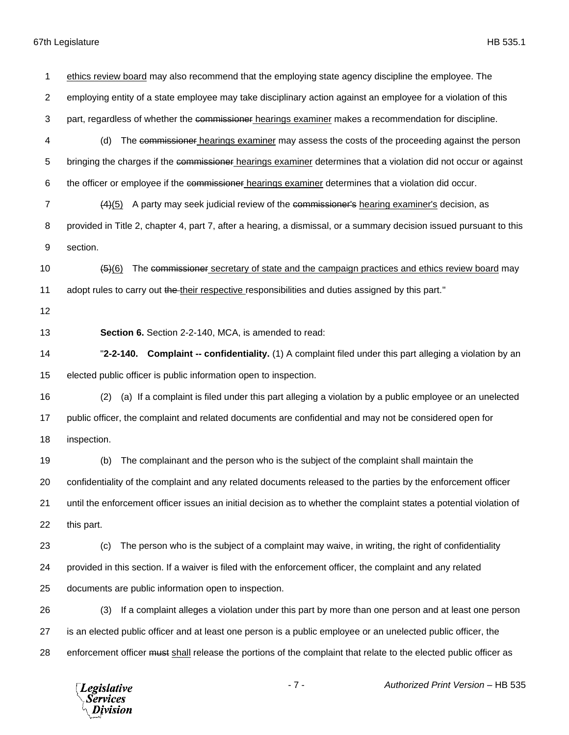ethics review board may also recommend that the employing state agency discipline the employee. The employing entity of a state employee may take disciplinary action against an employee for a violation of this part, regardless of whether the ~~commissioner~~ hearings examiner makes a recommendation for discipline.

(d) The ~~commissioner~~ hearings examiner may assess the costs of the proceeding against the person bringing the charges if the ~~commissioner~~ hearings examiner determines that a violation did not occur or against the officer or employee if the ~~commissioner~~ hearings examiner determines that a violation did occur.

~~(4)~~(5) A party may seek judicial review of the ~~commissioner's~~ hearing examiner's decision, as provided in Title 2, chapter 4, part 7, after a hearing, a dismissal, or a summary decision issued pursuant to this section.

~~(5)~~(6) The ~~commissioner~~ secretary of state and the campaign practices and ethics review board may adopt rules to carry out ~~the~~ their respective responsibilities and duties assigned by this part."

**Section 6.** Section 2-2-140, MCA, is amended to read:

"**2-2-140. Complaint -- confidentiality.** (1) A complaint filed under this part alleging a violation by an elected public officer is public information open to inspection.

(2) (a) If a complaint is filed under this part alleging a violation by a public employee or an unelected public officer, the complaint and related documents are confidential and may not be considered open for inspection.

(b) The complainant and the person who is the subject of the complaint shall maintain the confidentiality of the complaint and any related documents released to the parties by the enforcement officer until the enforcement officer issues an initial decision as to whether the complaint states a potential violation of this part.

(c) The person who is the subject of a complaint may waive, in writing, the right of confidentiality provided in this section. If a waiver is filed with the enforcement officer, the complaint and any related documents are public information open to inspection.

(3) If a complaint alleges a violation under this part by more than one person and at least one person is an elected public officer and at least one person is a public employee or an unelected public officer, the enforcement officer ~~must~~ shall release the portions of the complaint that relate to the elected public officer as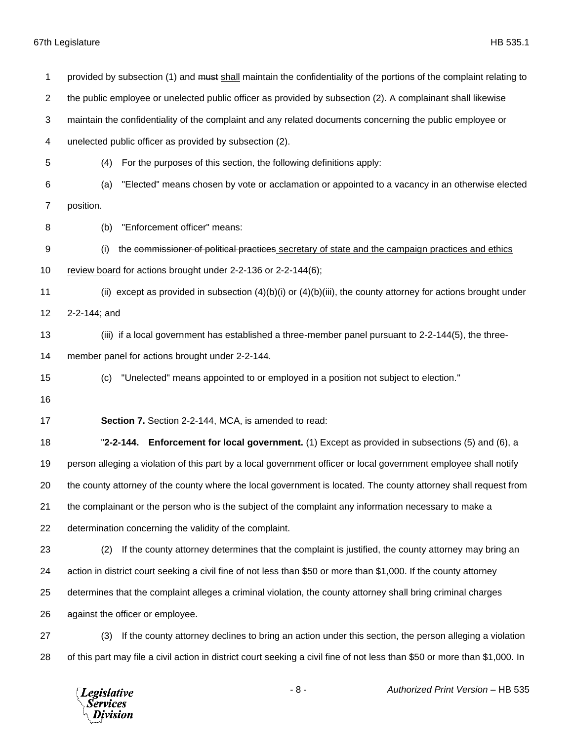provided by subsection (1) and ~~must~~ shall maintain the confidentiality of the portions of the complaint relating to the public employee or unelected public officer as provided by subsection (2). A complainant shall likewise maintain the confidentiality of the complaint and any related documents concerning the public employee or unelected public officer as provided by subsection (2).

(4) For the purposes of this section, the following definitions apply:

(a) "Elected" means chosen by vote or acclamation or appointed to a vacancy in an otherwise elected position.

(b) "Enforcement officer" means:

(i) the ~~commissioner of political practices~~ secretary of state and the campaign practices and ethics review board for actions brought under 2-2-136 or 2-2-144(6);

(ii) except as provided in subsection (4)(b)(i) or (4)(b)(iii), the county attorney for actions brought under 2-2-144; and

(iii) if a local government has established a three-member panel pursuant to 2-2-144(5), the three-member panel for actions brought under 2-2-144.

(c) "Unelected" means appointed to or employed in a position not subject to election."

**Section 7.** Section 2-2-144, MCA, is amended to read:

"**2-2-144. Enforcement for local government.** (1) Except as provided in subsections (5) and (6), a person alleging a violation of this part by a local government officer or local government employee shall notify the county attorney of the county where the local government is located. The county attorney shall request from the complainant or the person who is the subject of the complaint any information necessary to make a determination concerning the validity of the complaint.

(2) If the county attorney determines that the complaint is justified, the county attorney may bring an action in district court seeking a civil fine of not less than $50 or more than $1,000. If the county attorney determines that the complaint alleges a criminal violation, the county attorney shall bring criminal charges against the officer or employee.

(3) If the county attorney declines to bring an action under this section, the person alleging a violation of this part may file a civil action in district court seeking a civil fine of not less than $50 or more than $1,000. In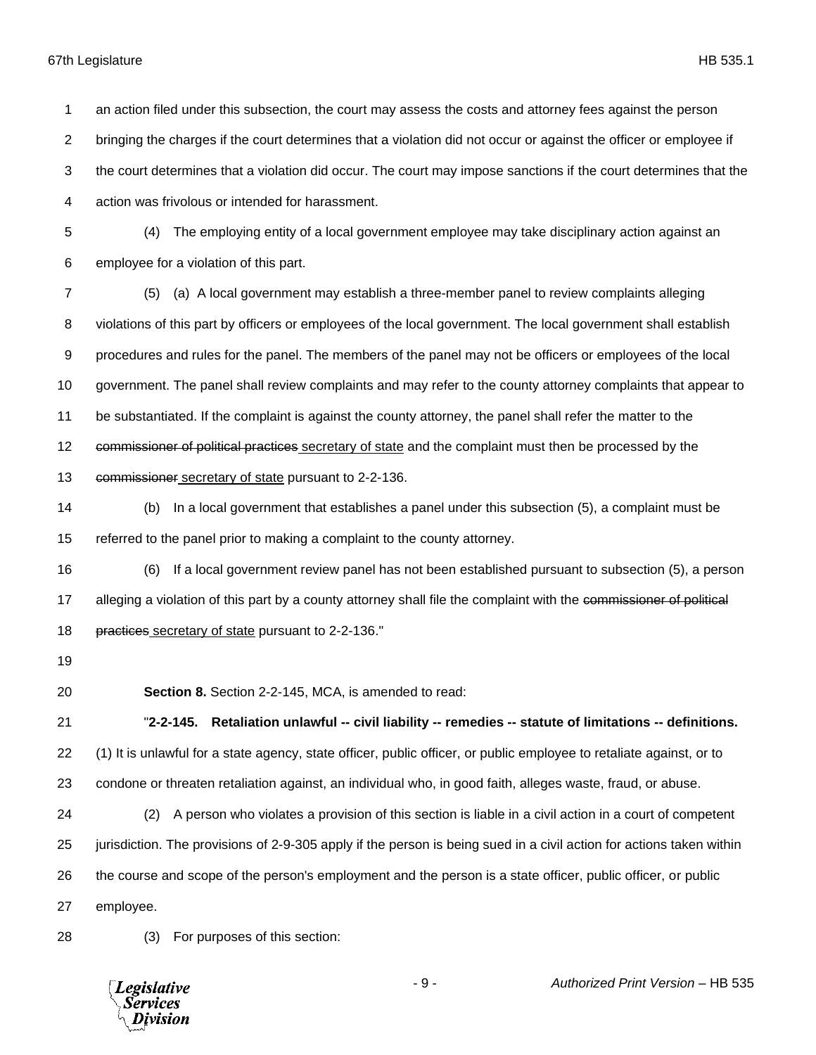an action filed under this subsection, the court may assess the costs and attorney fees against the person bringing the charges if the court determines that a violation did not occur or against the officer or employee if the court determines that a violation did occur. The court may impose sanctions if the court determines that the action was frivolous or intended for harassment.

(4) The employing entity of a local government employee may take disciplinary action against an employee for a violation of this part.

(5) (a) A local government may establish a three-member panel to review complaints alleging violations of this part by officers or employees of the local government. The local government shall establish procedures and rules for the panel. The members of the panel may not be officers or employees of the local government. The panel shall review complaints and may refer to the county attorney complaints that appear to be substantiated. If the complaint is against the county attorney, the panel shall refer the matter to the ~~commissioner of political practices~~ secretary of state and the complaint must then be processed by the ~~commissioner~~ secretary of state pursuant to 2-2-136.

(b) In a local government that establishes a panel under this subsection (5), a complaint must be referred to the panel prior to making a complaint to the county attorney.

(6) If a local government review panel has not been established pursuant to subsection (5), a person alleging a violation of this part by a county attorney shall file the complaint with the ~~commissioner of political practices~~ secretary of state pursuant to 2-2-136."

**Section 8.** Section 2-2-145, MCA, is amended to read:

"**2-2-145. Retaliation unlawful -- civil liability -- remedies -- statute of limitations -- definitions.** (1) It is unlawful for a state agency, state officer, public officer, or public employee to retaliate against, or to condone or threaten retaliation against, an individual who, in good faith, alleges waste, fraud, or abuse.

(2) A person who violates a provision of this section is liable in a civil action in a court of competent jurisdiction. The provisions of 2-9-305 apply if the person is being sued in a civil action for actions taken within the course and scope of the person's employment and the person is a state officer, public officer, or public employee.

(3) For purposes of this section: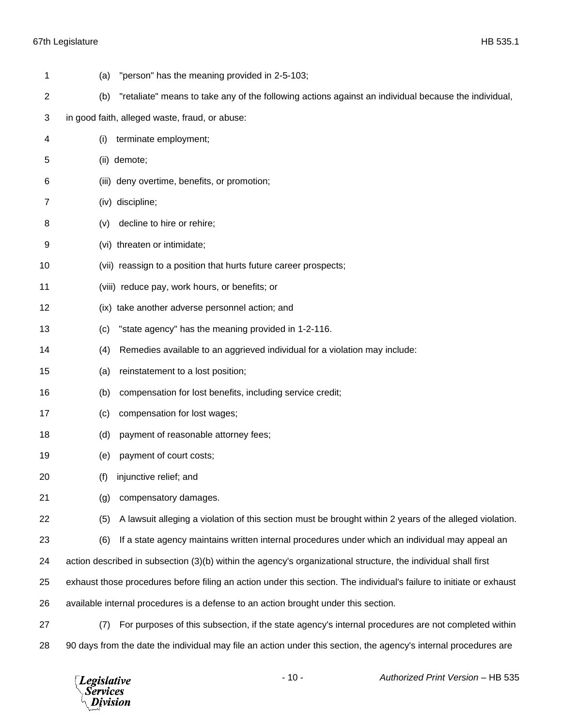(a) "person" has the meaning provided in 2-5-103;

(b) "retaliate" means to take any of the following actions against an individual because the individual, in good faith, alleged waste, fraud, or abuse:

(i) terminate employment;

(ii) demote;

(iii) deny overtime, benefits, or promotion;

(iv) discipline;

(v) decline to hire or rehire;

(vi) threaten or intimidate;

(vii) reassign to a position that hurts future career prospects;

(viii) reduce pay, work hours, or benefits; or

(ix) take another adverse personnel action; and

(c) "state agency" has the meaning provided in 1-2-116.

(4) Remedies available to an aggrieved individual for a violation may include:

(a) reinstatement to a lost position;

(b) compensation for lost benefits, including service credit;

(c) compensation for lost wages;

(d) payment of reasonable attorney fees;

(e) payment of court costs;

(f) injunctive relief; and

(g) compensatory damages.

(5) A lawsuit alleging a violation of this section must be brought within 2 years of the alleged violation.

(6) If a state agency maintains written internal procedures under which an individual may appeal an action described in subsection (3)(b) within the agency's organizational structure, the individual shall first exhaust those procedures before filing an action under this section. The individual's failure to initiate or exhaust available internal procedures is a defense to an action brought under this section.

(7) For purposes of this subsection, if the state agency's internal procedures are not completed within 90 days from the date the individual may file an action under this section, the agency's internal procedures are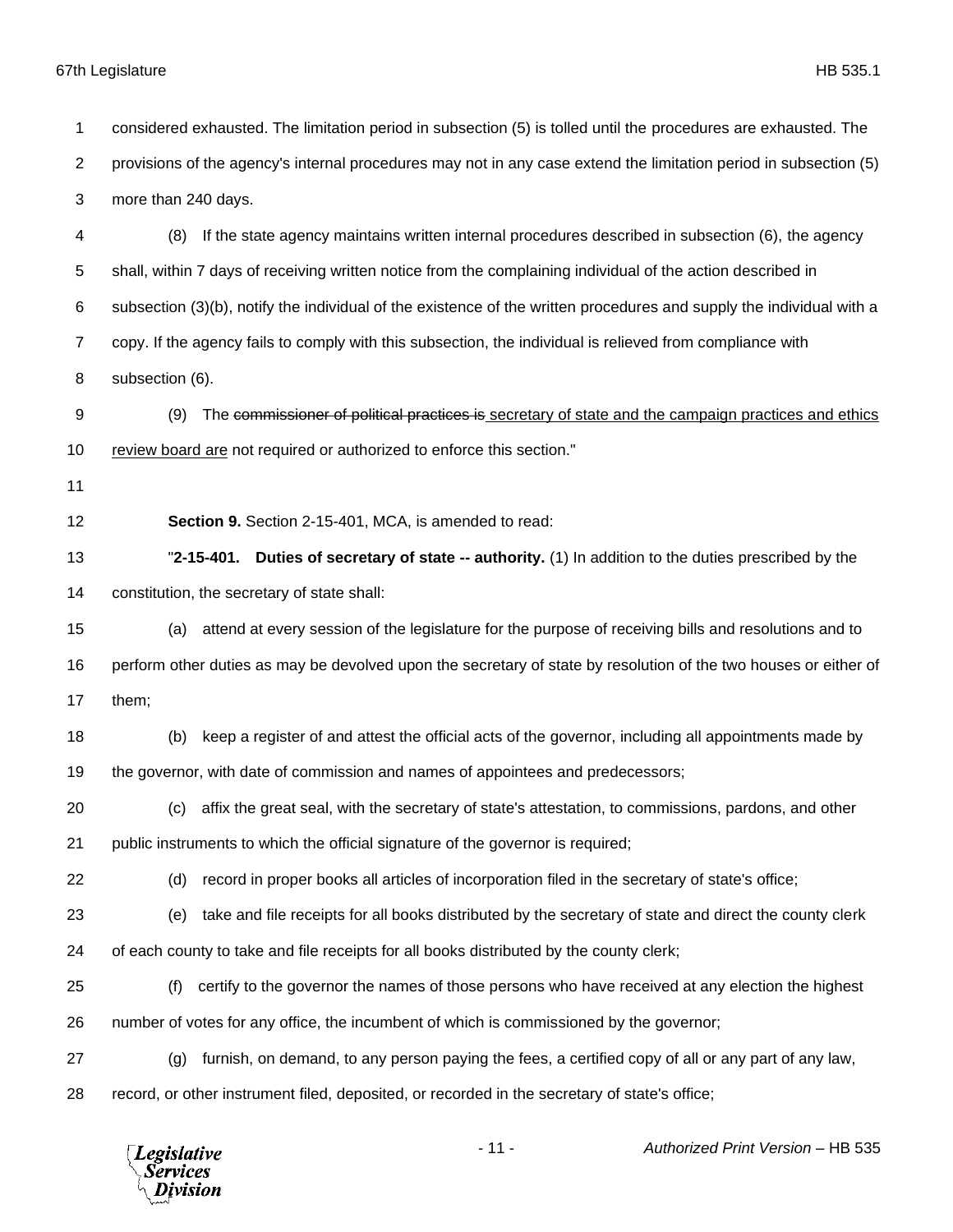considered exhausted. The limitation period in subsection (5) is tolled until the procedures are exhausted. The provisions of the agency's internal procedures may not in any case extend the limitation period in subsection (5) more than 240 days.

(8) If the state agency maintains written internal procedures described in subsection (6), the agency shall, within 7 days of receiving written notice from the complaining individual of the action described in subsection (3)(b), notify the individual of the existence of the written procedures and supply the individual with a copy. If the agency fails to comply with this subsection, the individual is relieved from compliance with subsection (6).

(9) The ~~commissioner of political practices is~~ secretary of state and the campaign practices and ethics review board are not required or authorized to enforce this section."

**Section 9.** Section 2-15-401, MCA, is amended to read:

"**2-15-401. Duties of secretary of state -- authority.** (1) In addition to the duties prescribed by the constitution, the secretary of state shall:

(a) attend at every session of the legislature for the purpose of receiving bills and resolutions and to perform other duties as may be devolved upon the secretary of state by resolution of the two houses or either of them;

(b) keep a register of and attest the official acts of the governor, including all appointments made by the governor, with date of commission and names of appointees and predecessors;

(c) affix the great seal, with the secretary of state's attestation, to commissions, pardons, and other public instruments to which the official signature of the governor is required;

(d) record in proper books all articles of incorporation filed in the secretary of state's office;

(e) take and file receipts for all books distributed by the secretary of state and direct the county clerk of each county to take and file receipts for all books distributed by the county clerk;

(f) certify to the governor the names of those persons who have received at any election the highest number of votes for any office, the incumbent of which is commissioned by the governor;

(g) furnish, on demand, to any person paying the fees, a certified copy of all or any part of any law, record, or other instrument filed, deposited, or recorded in the secretary of state's office;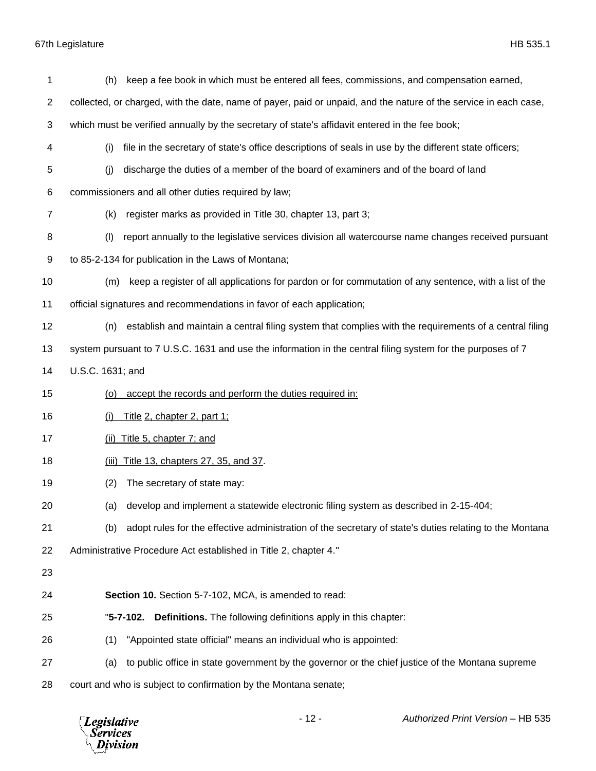(h) keep a fee book in which must be entered all fees, commissions, and compensation earned, collected, or charged, with the date, name of payer, paid or unpaid, and the nature of the service in each case, which must be verified annually by the secretary of state's affidavit entered in the fee book;

(i) file in the secretary of state's office descriptions of seals in use by the different state officers;

(j) discharge the duties of a member of the board of examiners and of the board of land commissioners and all other duties required by law;

(k) register marks as provided in Title 30, chapter 13, part 3;

(l) report annually to the legislative services division all watercourse name changes received pursuant to 85-2-134 for publication in the Laws of Montana;

(m) keep a register of all applications for pardon or for commutation of any sentence, with a list of the official signatures and recommendations in favor of each application;

(n) establish and maintain a central filing system that complies with the requirements of a central filing system pursuant to 7 U.S.C. 1631 and use the information in the central filing system for the purposes of 7 U.S.C. 1631<u>; and</u>

<u>(o) accept the records and perform the duties required in:</u>

<u>(i) Title 2, chapter 2, part 1;</u>

<u>(ii) Title 5, chapter 7; and</u>

<u>(iii) Title 13, chapters 27, 35, and 37</u>.

(2) The secretary of state may:

(a) develop and implement a statewide electronic filing system as described in 2-15-404;

(b) adopt rules for the effective administration of the secretary of state's duties relating to the Montana Administrative Procedure Act established in Title 2, chapter 4."

**Section 10.** Section 5-7-102, MCA, is amended to read:

"**5-7-102. Definitions.** The following definitions apply in this chapter:

(1) "Appointed state official" means an individual who is appointed:

(a) to public office in state government by the governor or the chief justice of the Montana supreme court and who is subject to confirmation by the Montana senate;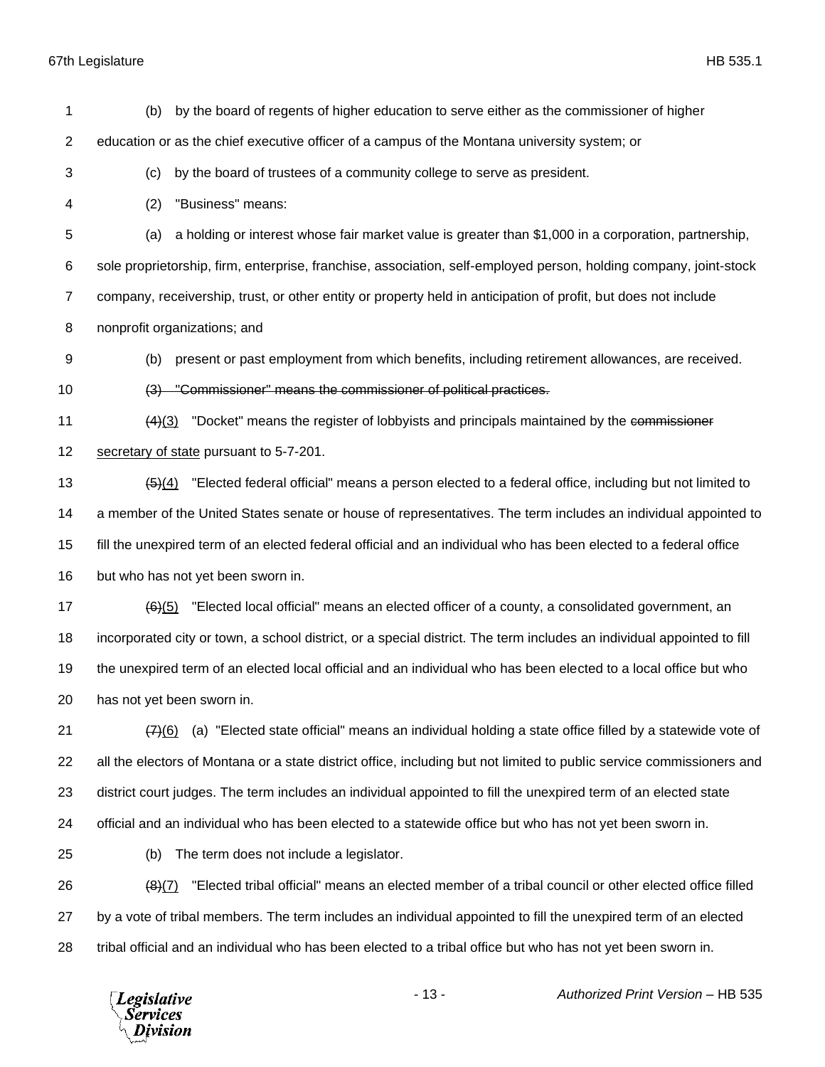(b) by the board of regents of higher education to serve either as the commissioner of higher education or as the chief executive officer of a campus of the Montana university system; or

(c) by the board of trustees of a community college to serve as president.

(2) "Business" means:

(a) a holding or interest whose fair market value is greater than $1,000 in a corporation, partnership, sole proprietorship, firm, enterprise, franchise, association, self-employed person, holding company, joint-stock company, receivership, trust, or other entity or property held in anticipation of profit, but does not include nonprofit organizations; and

(b) present or past employment from which benefits, including retirement allowances, are received.

~~(3) "Commissioner" means the commissioner of political practices.~~

~~(4)~~(3) "Docket" means the register of lobbyists and principals maintained by the ~~commissioner~~ secretary of state pursuant to 5-7-201.

~~(5)~~(4) "Elected federal official" means a person elected to a federal office, including but not limited to a member of the United States senate or house of representatives. The term includes an individual appointed to fill the unexpired term of an elected federal official and an individual who has been elected to a federal office but who has not yet been sworn in.

~~(6)~~(5) "Elected local official" means an elected officer of a county, a consolidated government, an incorporated city or town, a school district, or a special district. The term includes an individual appointed to fill the unexpired term of an elected local official and an individual who has been elected to a local office but who has not yet been sworn in.

~~(7)~~(6) (a) "Elected state official" means an individual holding a state office filled by a statewide vote of all the electors of Montana or a state district office, including but not limited to public service commissioners and district court judges. The term includes an individual appointed to fill the unexpired term of an elected state official and an individual who has been elected to a statewide office but who has not yet been sworn in.

(b) The term does not include a legislator.

~~(8)~~(7) "Elected tribal official" means an elected member of a tribal council or other elected office filled by a vote of tribal members. The term includes an individual appointed to fill the unexpired term of an elected tribal official and an individual who has been elected to a tribal office but who has not yet been sworn in.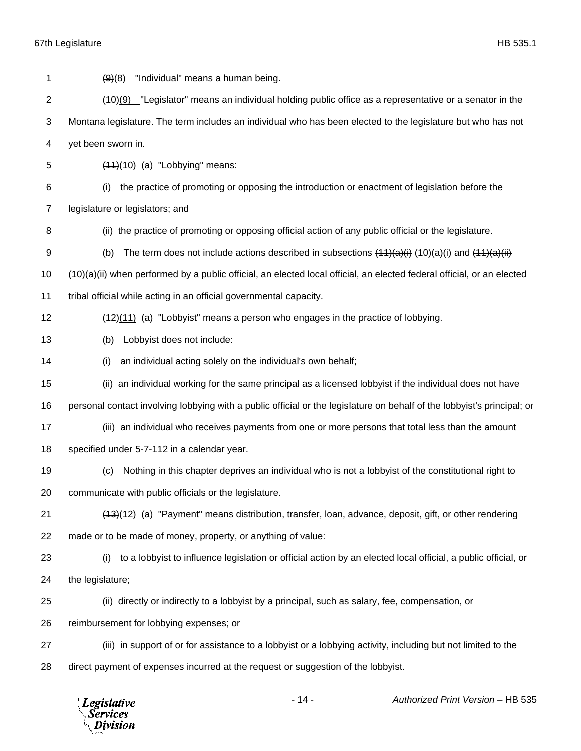(9)(8) "Individual" means a human being.

(10)(9) "Legislator" means an individual holding public office as a representative or a senator in the Montana legislature. The term includes an individual who has been elected to the legislature but who has not yet been sworn in.

(11)(10) (a) "Lobbying" means:

(i) the practice of promoting or opposing the introduction or enactment of legislation before the legislature or legislators; and

(ii) the practice of promoting or opposing official action of any public official or the legislature.

(b) The term does not include actions described in subsections ~~(11)(a)(i)~~ (10)(a)(i) and ~~(11)(a)(ii)~~ (10)(a)(ii) when performed by a public official, an elected local official, an elected federal official, or an elected tribal official while acting in an official governmental capacity.

(12)(11) (a) "Lobbyist" means a person who engages in the practice of lobbying.

(b) Lobbyist does not include:

(i) an individual acting solely on the individual's own behalf;

(ii) an individual working for the same principal as a licensed lobbyist if the individual does not have personal contact involving lobbying with a public official or the legislature on behalf of the lobbyist's principal; or

(iii) an individual who receives payments from one or more persons that total less than the amount specified under 5-7-112 in a calendar year.

(c) Nothing in this chapter deprives an individual who is not a lobbyist of the constitutional right to communicate with public officials or the legislature.

(13)(12) (a) "Payment" means distribution, transfer, loan, advance, deposit, gift, or other rendering made or to be made of money, property, or anything of value:

(i) to a lobbyist to influence legislation or official action by an elected local official, a public official, or the legislature;

(ii) directly or indirectly to a lobbyist by a principal, such as salary, fee, compensation, or reimbursement for lobbying expenses; or

(iii) in support of or for assistance to a lobbyist or a lobbying activity, including but not limited to the direct payment of expenses incurred at the request or suggestion of the lobbyist.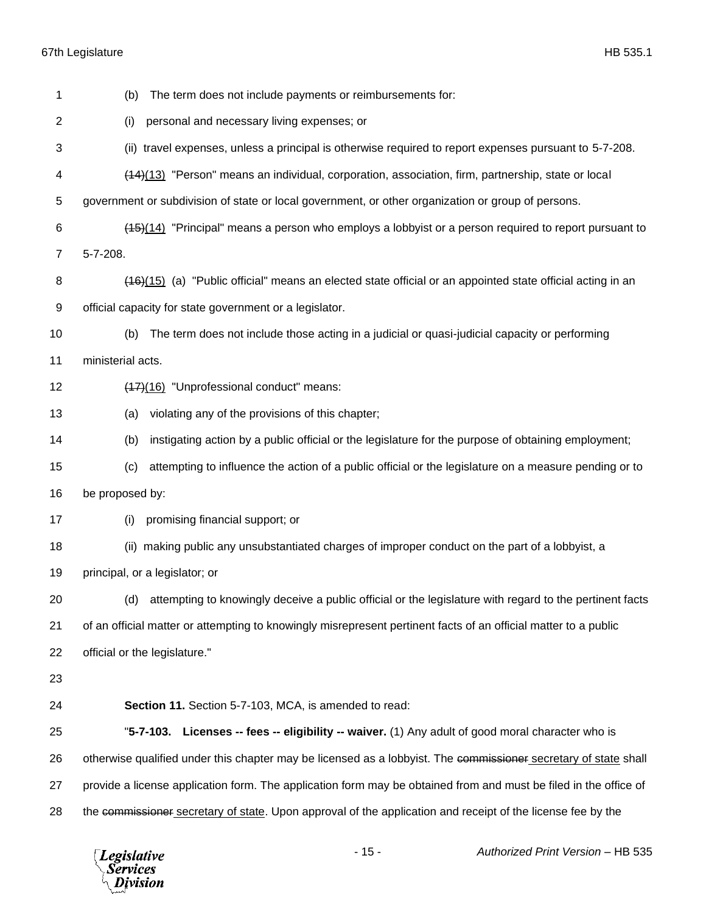(b) The term does not include payments or reimbursements for:

(i) personal and necessary living expenses; or

(ii) travel expenses, unless a principal is otherwise required to report expenses pursuant to 5-7-208.

~~(14)~~(13) "Person" means an individual, corporation, association, firm, partnership, state or local government or subdivision of state or local government, or other organization or group of persons.

~~(15)~~(14) "Principal" means a person who employs a lobbyist or a person required to report pursuant to 5-7-208.

~~(16)~~(15) (a) "Public official" means an elected state official or an appointed state official acting in an official capacity for state government or a legislator.

(b) The term does not include those acting in a judicial or quasi-judicial capacity or performing ministerial acts.

~~(17)~~(16) "Unprofessional conduct" means:

(a) violating any of the provisions of this chapter;

(b) instigating action by a public official or the legislature for the purpose of obtaining employment;

(c) attempting to influence the action of a public official or the legislature on a measure pending or to be proposed by:

(i) promising financial support; or

(ii) making public any unsubstantiated charges of improper conduct on the part of a lobbyist, a principal, or a legislator; or

(d) attempting to knowingly deceive a public official or the legislature with regard to the pertinent facts of an official matter or attempting to knowingly misrepresent pertinent facts of an official matter to a public official or the legislature."

**Section 11.** Section 5-7-103, MCA, is amended to read:

"**5-7-103. Licenses -- fees -- eligibility -- waiver.** (1) Any adult of good moral character who is otherwise qualified under this chapter may be licensed as a lobbyist. The ~~commissioner~~ secretary of state shall provide a license application form. The application form may be obtained from and must be filed in the office of the ~~commissioner~~ secretary of state. Upon approval of the application and receipt of the license fee by the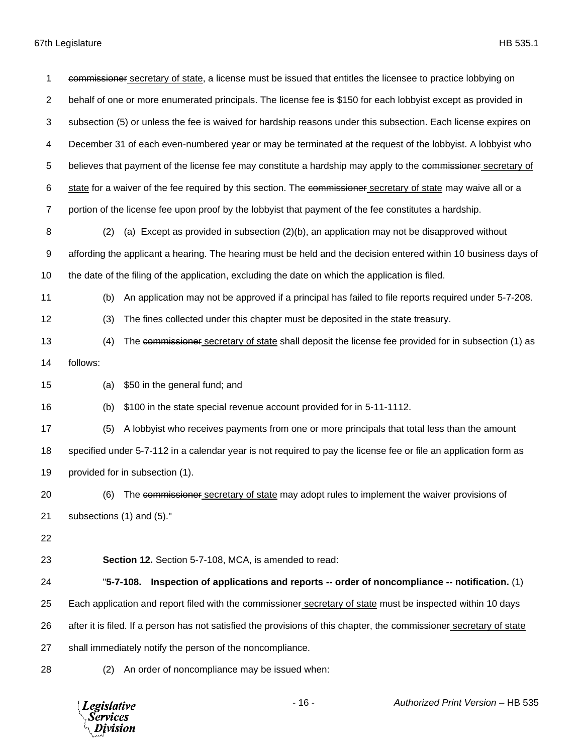~~commissioner~~ secretary of state, a license must be issued that entitles the licensee to practice lobbying on behalf of one or more enumerated principals. The license fee is $150 for each lobbyist except as provided in subsection (5) or unless the fee is waived for hardship reasons under this subsection. Each license expires on December 31 of each even-numbered year or may be terminated at the request of the lobbyist. A lobbyist who believes that payment of the license fee may constitute a hardship may apply to the ~~commissioner~~ secretary of state for a waiver of the fee required by this section. The ~~commissioner~~ secretary of state may waive all or a portion of the license fee upon proof by the lobbyist that payment of the fee constitutes a hardship.

(2) (a) Except as provided in subsection (2)(b), an application may not be disapproved without affording the applicant a hearing. The hearing must be held and the decision entered within 10 business days of the date of the filing of the application, excluding the date on which the application is filed.

(b) An application may not be approved if a principal has failed to file reports required under 5-7-208.

(3) The fines collected under this chapter must be deposited in the state treasury.

(4) The ~~commissioner~~ secretary of state shall deposit the license fee provided for in subsection (1) as follows:

(a) $50 in the general fund; and

(b) $100 in the state special revenue account provided for in 5-11-1112.

(5) A lobbyist who receives payments from one or more principals that total less than the amount specified under 5-7-112 in a calendar year is not required to pay the license fee or file an application form as provided for in subsection (1).

(6) The ~~commissioner~~ secretary of state may adopt rules to implement the waiver provisions of subsections (1) and (5)."

**Section 12.** Section 5-7-108, MCA, is amended to read:

"**5-7-108. Inspection of applications and reports -- order of noncompliance -- notification.** (1) Each application and report filed with the ~~commissioner~~ secretary of state must be inspected within 10 days after it is filed. If a person has not satisfied the provisions of this chapter, the ~~commissioner~~ secretary of state shall immediately notify the person of the noncompliance.

(2) An order of noncompliance may be issued when: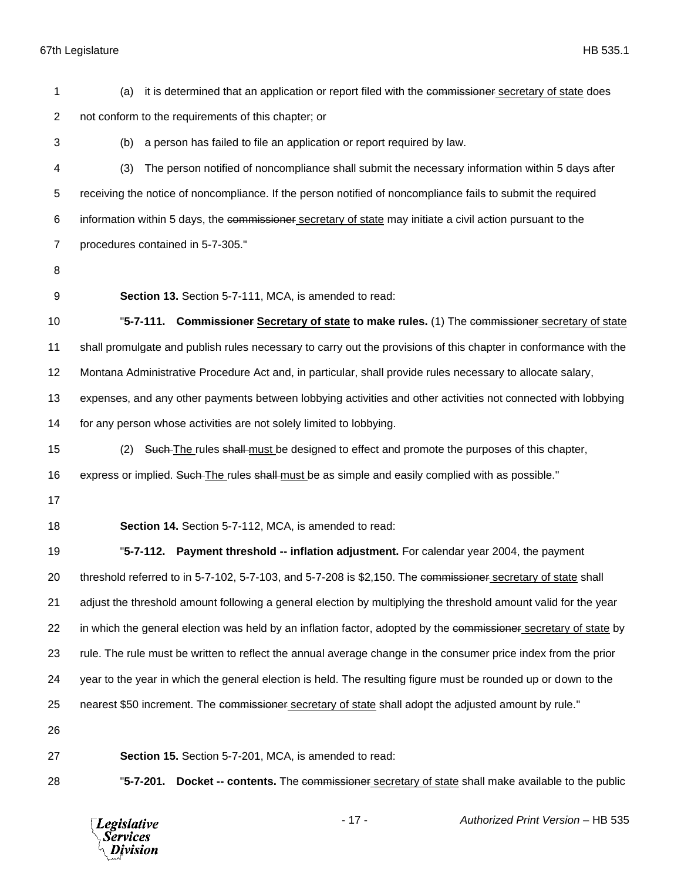(a) it is determined that an application or report filed with the ~~commissioner~~ secretary of state does not conform to the requirements of this chapter; or

(b) a person has failed to file an application or report required by law.

(3) The person notified of noncompliance shall submit the necessary information within 5 days after receiving the notice of noncompliance. If the person notified of noncompliance fails to submit the required information within 5 days, the ~~commissioner~~ secretary of state may initiate a civil action pursuant to the procedures contained in 5-7-305."

**Section 13.** Section 5-7-111, MCA, is amended to read:

"**5-7-111. ~~Commissioner~~ Secretary of state to make rules.** (1) The ~~commissioner~~ secretary of state shall promulgate and publish rules necessary to carry out the provisions of this chapter in conformance with the Montana Administrative Procedure Act and, in particular, shall provide rules necessary to allocate salary, expenses, and any other payments between lobbying activities and other activities not connected with lobbying for any person whose activities are not solely limited to lobbying.

(2) ~~Such~~ The rules ~~shall~~ must be designed to effect and promote the purposes of this chapter, express or implied. ~~Such~~ The rules ~~shall~~ must be as simple and easily complied with as possible."

**Section 14.** Section 5-7-112, MCA, is amended to read:

"**5-7-112. Payment threshold -- inflation adjustment.** For calendar year 2004, the payment threshold referred to in 5-7-102, 5-7-103, and 5-7-208 is $2,150. The ~~commissioner~~ secretary of state shall adjust the threshold amount following a general election by multiplying the threshold amount valid for the year in which the general election was held by an inflation factor, adopted by the ~~commissioner~~ secretary of state by rule. The rule must be written to reflect the annual average change in the consumer price index from the prior year to the year in which the general election is held. The resulting figure must be rounded up or down to the nearest $50 increment. The ~~commissioner~~ secretary of state shall adopt the adjusted amount by rule."

**Section 15.** Section 5-7-201, MCA, is amended to read:

"**5-7-201. Docket -- contents.** The ~~commissioner~~ secretary of state shall make available to the public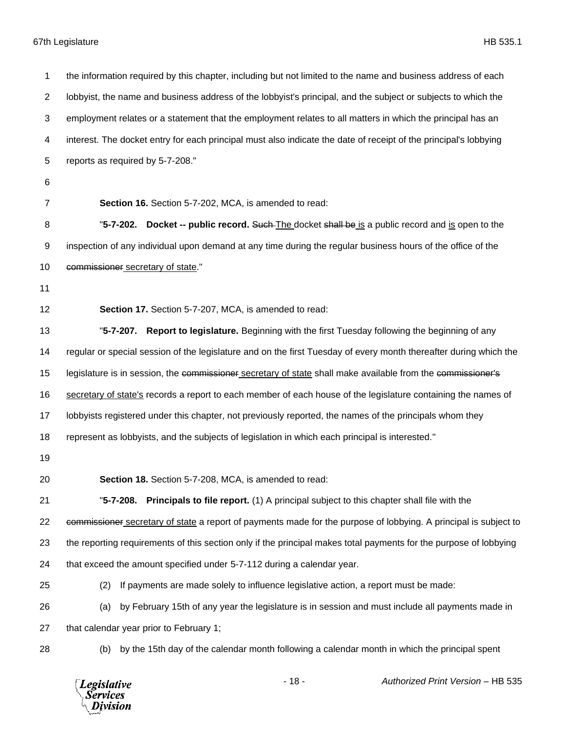the information required by this chapter, including but not limited to the name and business address of each lobbyist, the name and business address of the lobbyist's principal, and the subject or subjects to which the employment relates or a statement that the employment relates to all matters in which the principal has an interest. The docket entry for each principal must also indicate the date of receipt of the principal's lobbying reports as required by 5-7-208."

**Section 16.** Section 5-7-202, MCA, is amended to read:

"**5-7-202. Docket -- public record.** ~~Such~~ <u>The</u> docket ~~shall be~~ <u>is</u> a public record and <u>is</u> open to the inspection of any individual upon demand at any time during the regular business hours of the office of the ~~commissioner~~ <u>secretary of state</u>."

**Section 17.** Section 5-7-207, MCA, is amended to read:

"**5-7-207. Report to legislature.** Beginning with the first Tuesday following the beginning of any regular or special session of the legislature and on the first Tuesday of every month thereafter during which the legislature is in session, the ~~commissioner~~ <u>secretary of state</u> shall make available from the ~~commissioner's~~ <u>secretary of state's</u> records a report to each member of each house of the legislature containing the names of lobbyists registered under this chapter, not previously reported, the names of the principals whom they represent as lobbyists, and the subjects of legislation in which each principal is interested."

**Section 18.** Section 5-7-208, MCA, is amended to read:

"**5-7-208. Principals to file report.** (1) A principal subject to this chapter shall file with the ~~commissioner~~ <u>secretary of state</u> a report of payments made for the purpose of lobbying. A principal is subject to the reporting requirements of this section only if the principal makes total payments for the purpose of lobbying that exceed the amount specified under 5-7-112 during a calendar year.

(2) If payments are made solely to influence legislative action, a report must be made:

(a) by February 15th of any year the legislature is in session and must include all payments made in that calendar year prior to February 1;

(b) by the 15th day of the calendar month following a calendar month in which the principal spent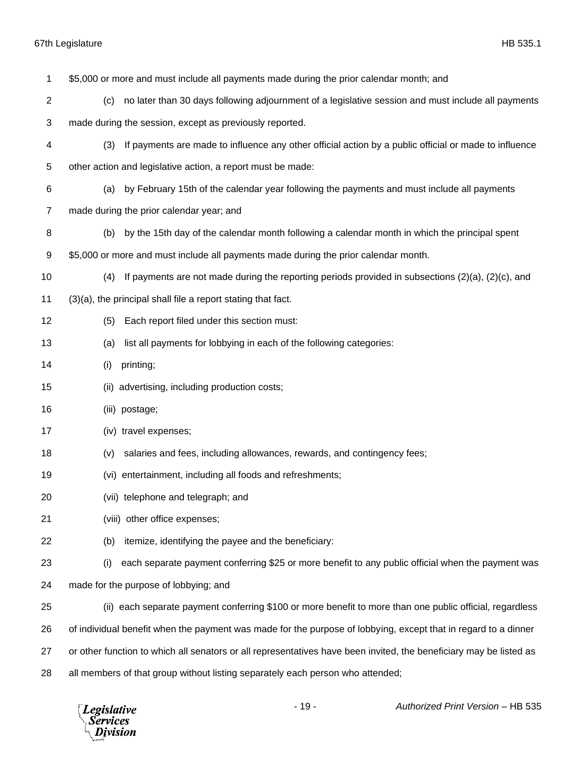$5,000 or more and must include all payments made during the prior calendar month; and

(c) no later than 30 days following adjournment of a legislative session and must include all payments made during the session, except as previously reported.

(3) If payments are made to influence any other official action by a public official or made to influence other action and legislative action, a report must be made:

(a) by February 15th of the calendar year following the payments and must include all payments made during the prior calendar year; and

(b) by the 15th day of the calendar month following a calendar month in which the principal spent $5,000 or more and must include all payments made during the prior calendar month.

(4) If payments are not made during the reporting periods provided in subsections (2)(a), (2)(c), and (3)(a), the principal shall file a report stating that fact.

(5) Each report filed under this section must:

(a) list all payments for lobbying in each of the following categories:

(i) printing;

(ii) advertising, including production costs;

(iii) postage;

(iv) travel expenses;

(v) salaries and fees, including allowances, rewards, and contingency fees;

(vi) entertainment, including all foods and refreshments;

(vii) telephone and telegraph; and

(viii) other office expenses;

(b) itemize, identifying the payee and the beneficiary:

(i) each separate payment conferring $25 or more benefit to any public official when the payment was made for the purpose of lobbying; and

(ii) each separate payment conferring $100 or more benefit to more than one public official, regardless of individual benefit when the payment was made for the purpose of lobbying, except that in regard to a dinner or other function to which all senators or all representatives have been invited, the beneficiary may be listed as all members of that group without listing separately each person who attended;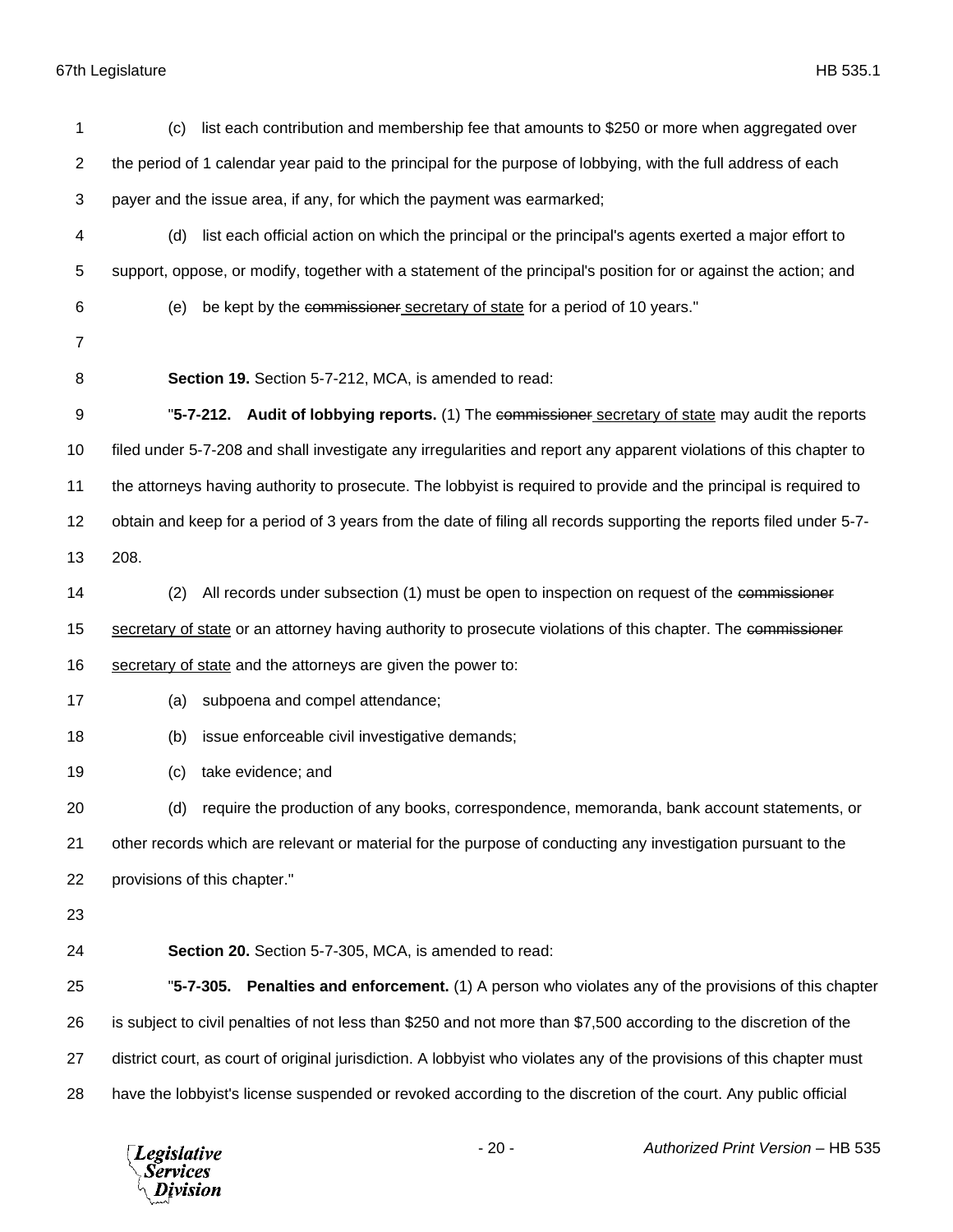(c) list each contribution and membership fee that amounts to $250 or more when aggregated over the period of 1 calendar year paid to the principal for the purpose of lobbying, with the full address of each payer and the issue area, if any, for which the payment was earmarked;

(d) list each official action on which the principal or the principal's agents exerted a major effort to support, oppose, or modify, together with a statement of the principal's position for or against the action; and

(e) be kept by the ~~commissioner~~ secretary of state for a period of 10 years."

**Section 19.** Section 5-7-212, MCA, is amended to read:

"**5-7-212. Audit of lobbying reports.** (1) The ~~commissioner~~ secretary of state may audit the reports filed under 5-7-208 and shall investigate any irregularities and report any apparent violations of this chapter to the attorneys having authority to prosecute. The lobbyist is required to provide and the principal is required to obtain and keep for a period of 3 years from the date of filing all records supporting the reports filed under 5-7-208.

(2) All records under subsection (1) must be open to inspection on request of the ~~commissioner~~ secretary of state or an attorney having authority to prosecute violations of this chapter. The ~~commissioner~~ secretary of state and the attorneys are given the power to:

(a) subpoena and compel attendance;

(b) issue enforceable civil investigative demands;

(c) take evidence; and

(d) require the production of any books, correspondence, memoranda, bank account statements, or other records which are relevant or material for the purpose of conducting any investigation pursuant to the provisions of this chapter."

**Section 20.** Section 5-7-305, MCA, is amended to read:

"**5-7-305. Penalties and enforcement.** (1) A person who violates any of the provisions of this chapter is subject to civil penalties of not less than $250 and not more than $7,500 according to the discretion of the district court, as court of original jurisdiction. A lobbyist who violates any of the provisions of this chapter must have the lobbyist's license suspended or revoked according to the discretion of the court. Any public official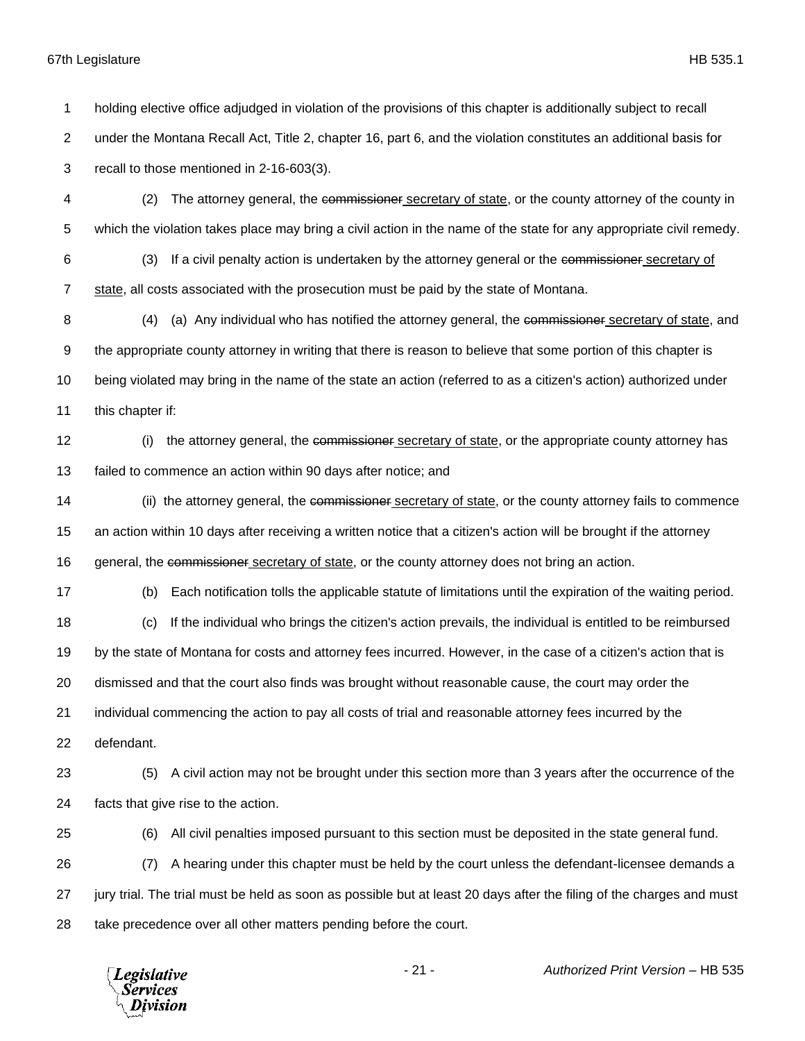holding elective office adjudged in violation of the provisions of this chapter is additionally subject to recall under the Montana Recall Act, Title 2, chapter 16, part 6, and the violation constitutes an additional basis for recall to those mentioned in 2-16-603(3).

(2) The attorney general, the ~~commissioner~~ secretary of state, or the county attorney of the county in which the violation takes place may bring a civil action in the name of the state for any appropriate civil remedy.

(3) If a civil penalty action is undertaken by the attorney general or the ~~commissioner~~ secretary of state, all costs associated with the prosecution must be paid by the state of Montana.

(4) (a) Any individual who has notified the attorney general, the ~~commissioner~~ secretary of state, and the appropriate county attorney in writing that there is reason to believe that some portion of this chapter is being violated may bring in the name of the state an action (referred to as a citizen's action) authorized under this chapter if:

(i) the attorney general, the ~~commissioner~~ secretary of state, or the appropriate county attorney has failed to commence an action within 90 days after notice; and

(ii) the attorney general, the ~~commissioner~~ secretary of state, or the county attorney fails to commence an action within 10 days after receiving a written notice that a citizen's action will be brought if the attorney general, the ~~commissioner~~ secretary of state, or the county attorney does not bring an action.

(b) Each notification tolls the applicable statute of limitations until the expiration of the waiting period.

(c) If the individual who brings the citizen's action prevails, the individual is entitled to be reimbursed by the state of Montana for costs and attorney fees incurred. However, in the case of a citizen's action that is dismissed and that the court also finds was brought without reasonable cause, the court may order the individual commencing the action to pay all costs of trial and reasonable attorney fees incurred by the defendant.

(5) A civil action may not be brought under this section more than 3 years after the occurrence of the facts that give rise to the action.

(6) All civil penalties imposed pursuant to this section must be deposited in the state general fund.

(7) A hearing under this chapter must be held by the court unless the defendant-licensee demands a jury trial. The trial must be held as soon as possible but at least 20 days after the filing of the charges and must take precedence over all other matters pending before the court.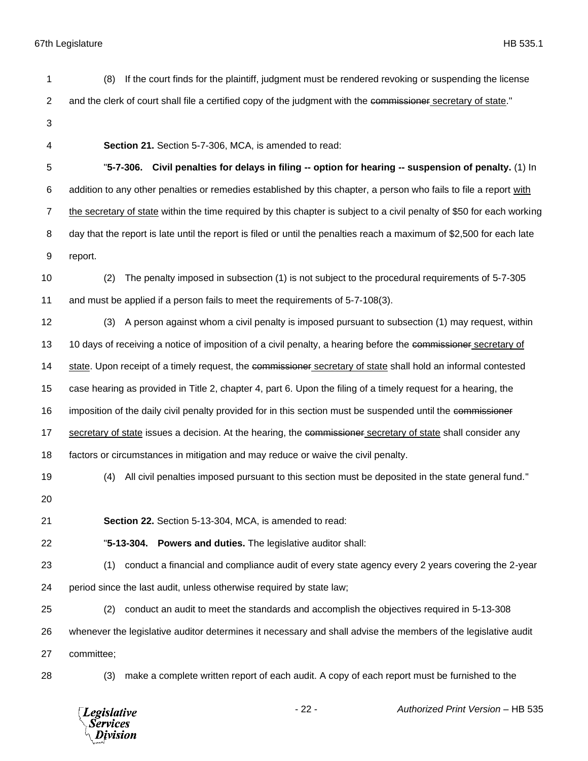(8) If the court finds for the plaintiff, judgment must be rendered revoking or suspending the license and the clerk of court shall file a certified copy of the judgment with the ~~commissioner~~ secretary of state."

**Section 21.** Section 5-7-306, MCA, is amended to read:

"**5-7-306. Civil penalties for delays in filing -- option for hearing -- suspension of penalty.** (1) In addition to any other penalties or remedies established by this chapter, a person who fails to file a report with the secretary of state within the time required by this chapter is subject to a civil penalty of $50 for each working day that the report is late until the report is filed or until the penalties reach a maximum of $2,500 for each late report.

(2) The penalty imposed in subsection (1) is not subject to the procedural requirements of 5-7-305 and must be applied if a person fails to meet the requirements of 5-7-108(3).

(3) A person against whom a civil penalty is imposed pursuant to subsection (1) may request, within 10 days of receiving a notice of imposition of a civil penalty, a hearing before the ~~commissioner~~ secretary of state. Upon receipt of a timely request, the ~~commissioner~~ secretary of state shall hold an informal contested case hearing as provided in Title 2, chapter 4, part 6. Upon the filing of a timely request for a hearing, the imposition of the daily civil penalty provided for in this section must be suspended until the ~~commissioner~~ secretary of state issues a decision. At the hearing, the ~~commissioner~~ secretary of state shall consider any factors or circumstances in mitigation and may reduce or waive the civil penalty.

(4) All civil penalties imposed pursuant to this section must be deposited in the state general fund."

**Section 22.** Section 5-13-304, MCA, is amended to read:

"**5-13-304. Powers and duties.** The legislative auditor shall:

(1) conduct a financial and compliance audit of every state agency every 2 years covering the 2-year period since the last audit, unless otherwise required by state law;

(2) conduct an audit to meet the standards and accomplish the objectives required in 5-13-308 whenever the legislative auditor determines it necessary and shall advise the members of the legislative audit committee;

(3) make a complete written report of each audit. A copy of each report must be furnished to the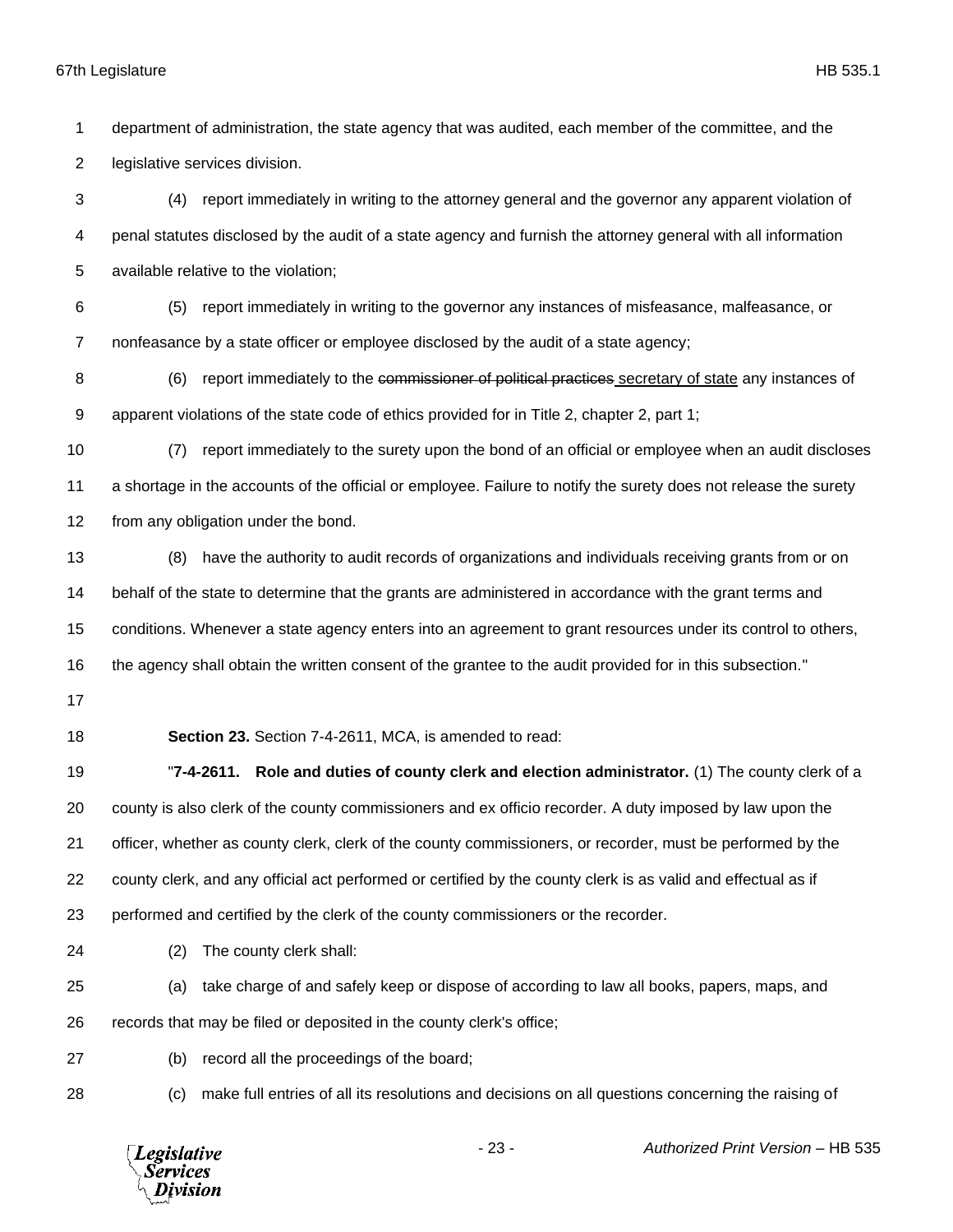department of administration, the state agency that was audited, each member of the committee, and the legislative services division.

(4) report immediately in writing to the attorney general and the governor any apparent violation of penal statutes disclosed by the audit of a state agency and furnish the attorney general with all information available relative to the violation;

(5) report immediately in writing to the governor any instances of misfeasance, malfeasance, or nonfeasance by a state officer or employee disclosed by the audit of a state agency;

(6) report immediately to the ~~commissioner of political practices~~ <u>secretary of state</u> any instances of apparent violations of the state code of ethics provided for in Title 2, chapter 2, part 1;

(7) report immediately to the surety upon the bond of an official or employee when an audit discloses a shortage in the accounts of the official or employee. Failure to notify the surety does not release the surety from any obligation under the bond.

(8) have the authority to audit records of organizations and individuals receiving grants from or on behalf of the state to determine that the grants are administered in accordance with the grant terms and conditions. Whenever a state agency enters into an agreement to grant resources under its control to others, the agency shall obtain the written consent of the grantee to the audit provided for in this subsection."

**Section 23.** Section 7-4-2611, MCA, is amended to read:

"**7-4-2611. Role and duties of county clerk and election administrator.** (1) The county clerk of a county is also clerk of the county commissioners and ex officio recorder. A duty imposed by law upon the officer, whether as county clerk, clerk of the county commissioners, or recorder, must be performed by the county clerk, and any official act performed or certified by the county clerk is as valid and effectual as if performed and certified by the clerk of the county commissioners or the recorder.

(2) The county clerk shall:

(a) take charge of and safely keep or dispose of according to law all books, papers, maps, and records that may be filed or deposited in the county clerk's office;

(b) record all the proceedings of the board;

(c) make full entries of all its resolutions and decisions on all questions concerning the raising of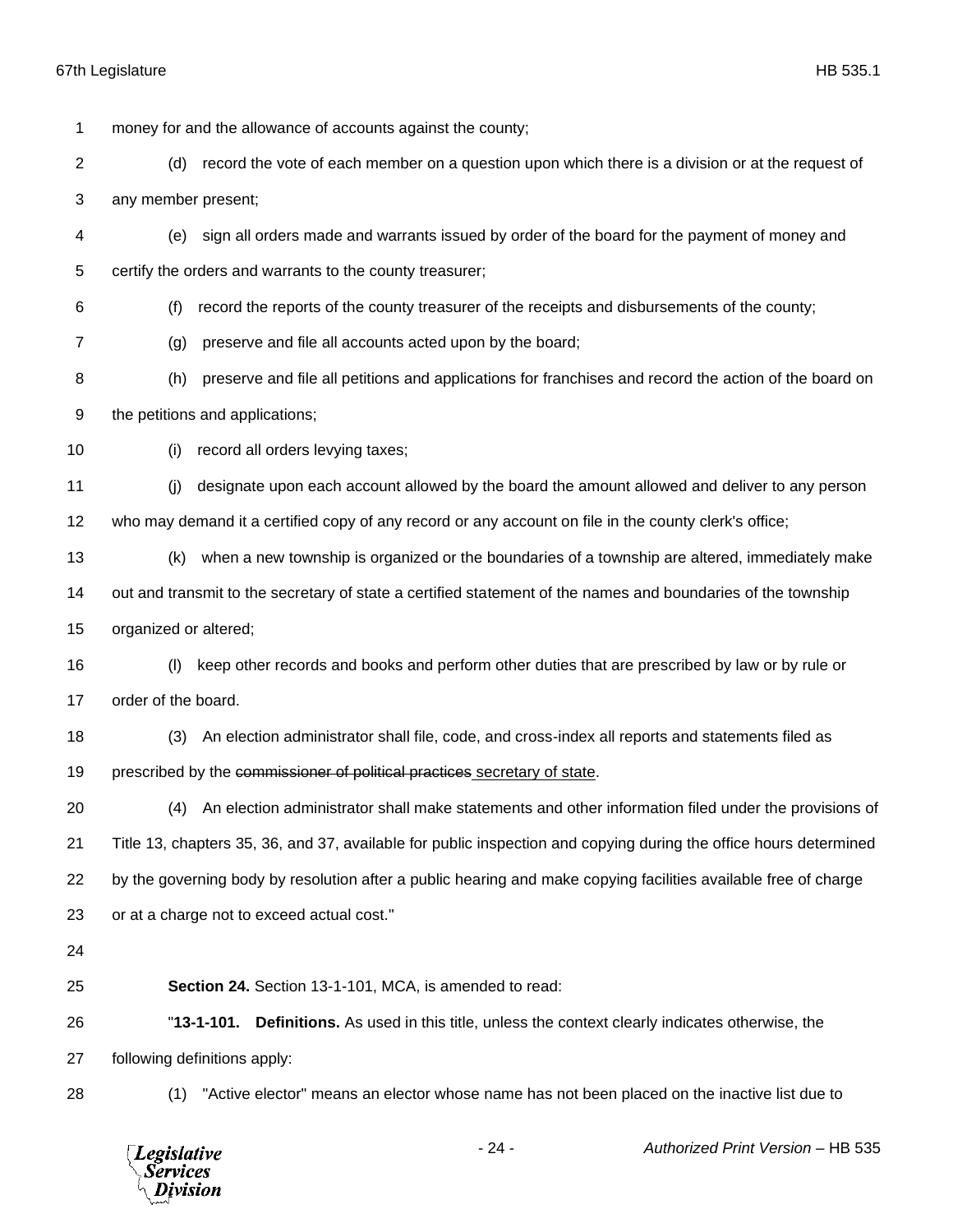money for and the allowance of accounts against the county;

(d) record the vote of each member on a question upon which there is a division or at the request of any member present;

(e) sign all orders made and warrants issued by order of the board for the payment of money and certify the orders and warrants to the county treasurer;

(f) record the reports of the county treasurer of the receipts and disbursements of the county;

(g) preserve and file all accounts acted upon by the board;

(h) preserve and file all petitions and applications for franchises and record the action of the board on the petitions and applications;

(i) record all orders levying taxes;

(j) designate upon each account allowed by the board the amount allowed and deliver to any person who may demand it a certified copy of any record or any account on file in the county clerk's office;

(k) when a new township is organized or the boundaries of a township are altered, immediately make out and transmit to the secretary of state a certified statement of the names and boundaries of the township organized or altered;

(l) keep other records and books and perform other duties that are prescribed by law or by rule or order of the board.

(3) An election administrator shall file, code, and cross-index all reports and statements filed as prescribed by the ~~commissioner of political practices~~ <u>secretary of state</u>.

(4) An election administrator shall make statements and other information filed under the provisions of Title 13, chapters 35, 36, and 37, available for public inspection and copying during the office hours determined by the governing body by resolution after a public hearing and make copying facilities available free of charge or at a charge not to exceed actual cost."

**Section 24.** Section 13-1-101, MCA, is amended to read:

"**13-1-101. Definitions.** As used in this title, unless the context clearly indicates otherwise, the following definitions apply:

(1) "Active elector" means an elector whose name has not been placed on the inactive list due to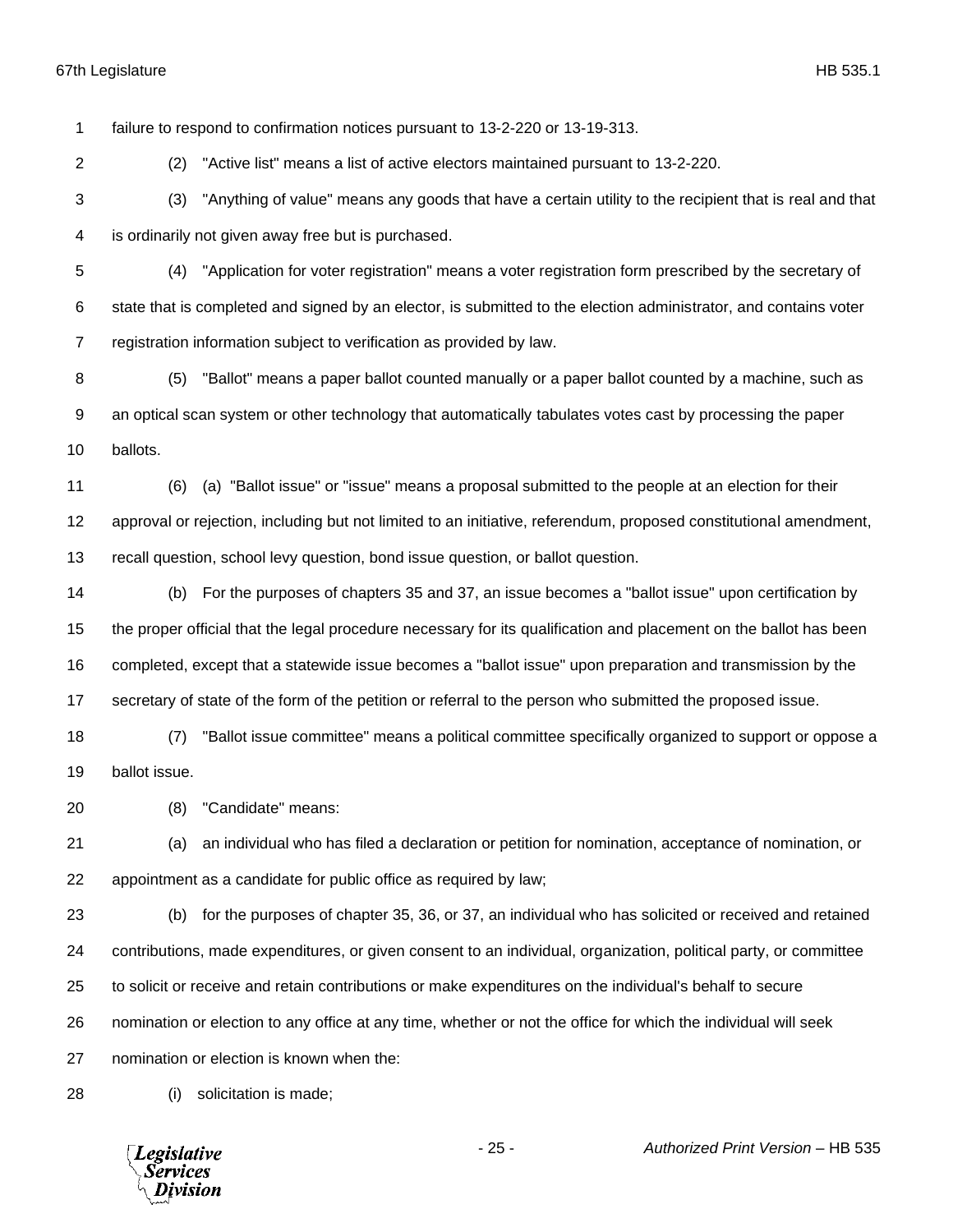failure to respond to confirmation notices pursuant to 13-2-220 or 13-19-313.

(2) "Active list" means a list of active electors maintained pursuant to 13-2-220.

(3) "Anything of value" means any goods that have a certain utility to the recipient that is real and that is ordinarily not given away free but is purchased.

(4) "Application for voter registration" means a voter registration form prescribed by the secretary of state that is completed and signed by an elector, is submitted to the election administrator, and contains voter registration information subject to verification as provided by law.

(5) "Ballot" means a paper ballot counted manually or a paper ballot counted by a machine, such as an optical scan system or other technology that automatically tabulates votes cast by processing the paper ballots.

(6) (a) "Ballot issue" or "issue" means a proposal submitted to the people at an election for their approval or rejection, including but not limited to an initiative, referendum, proposed constitutional amendment, recall question, school levy question, bond issue question, or ballot question.

(b) For the purposes of chapters 35 and 37, an issue becomes a "ballot issue" upon certification by the proper official that the legal procedure necessary for its qualification and placement on the ballot has been completed, except that a statewide issue becomes a "ballot issue" upon preparation and transmission by the secretary of state of the form of the petition or referral to the person who submitted the proposed issue.

(7) "Ballot issue committee" means a political committee specifically organized to support or oppose a ballot issue.

(8) "Candidate" means:

(a) an individual who has filed a declaration or petition for nomination, acceptance of nomination, or appointment as a candidate for public office as required by law;

(b) for the purposes of chapter 35, 36, or 37, an individual who has solicited or received and retained contributions, made expenditures, or given consent to an individual, organization, political party, or committee to solicit or receive and retain contributions or make expenditures on the individual's behalf to secure nomination or election to any office at any time, whether or not the office for which the individual will seek nomination or election is known when the:

(i) solicitation is made;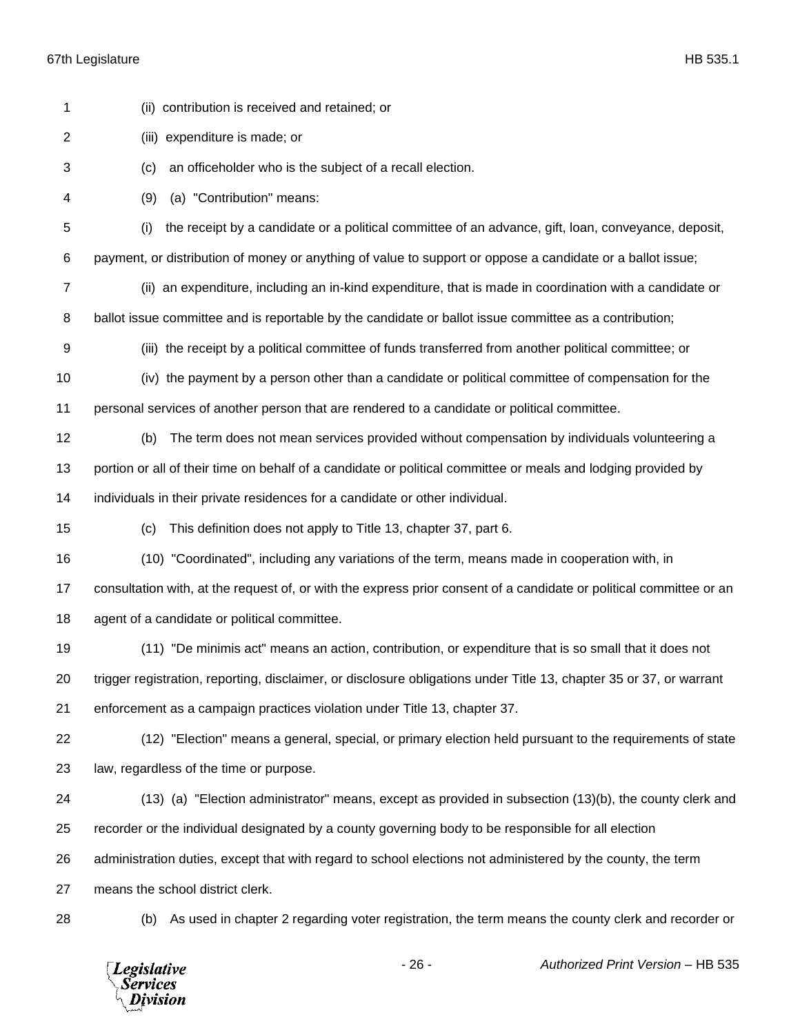(ii) contribution is received and retained; or

(iii) expenditure is made; or

(c) an officeholder who is the subject of a recall election.

(9) (a) "Contribution" means:

(i) the receipt by a candidate or a political committee of an advance, gift, loan, conveyance, deposit, payment, or distribution of money or anything of value to support or oppose a candidate or a ballot issue;

(ii) an expenditure, including an in-kind expenditure, that is made in coordination with a candidate or ballot issue committee and is reportable by the candidate or ballot issue committee as a contribution;

(iii) the receipt by a political committee of funds transferred from another political committee; or

(iv) the payment by a person other than a candidate or political committee of compensation for the personal services of another person that are rendered to a candidate or political committee.

(b) The term does not mean services provided without compensation by individuals volunteering a portion or all of their time on behalf of a candidate or political committee or meals and lodging provided by individuals in their private residences for a candidate or other individual.

(c) This definition does not apply to Title 13, chapter 37, part 6.

(10) "Coordinated", including any variations of the term, means made in cooperation with, in consultation with, at the request of, or with the express prior consent of a candidate or political committee or an agent of a candidate or political committee.

(11) "De minimis act" means an action, contribution, or expenditure that is so small that it does not trigger registration, reporting, disclaimer, or disclosure obligations under Title 13, chapter 35 or 37, or warrant enforcement as a campaign practices violation under Title 13, chapter 37.

(12) "Election" means a general, special, or primary election held pursuant to the requirements of state law, regardless of the time or purpose.

(13) (a) "Election administrator" means, except as provided in subsection (13)(b), the county clerk and recorder or the individual designated by a county governing body to be responsible for all election administration duties, except that with regard to school elections not administered by the county, the term means the school district clerk.

(b) As used in chapter 2 regarding voter registration, the term means the county clerk and recorder or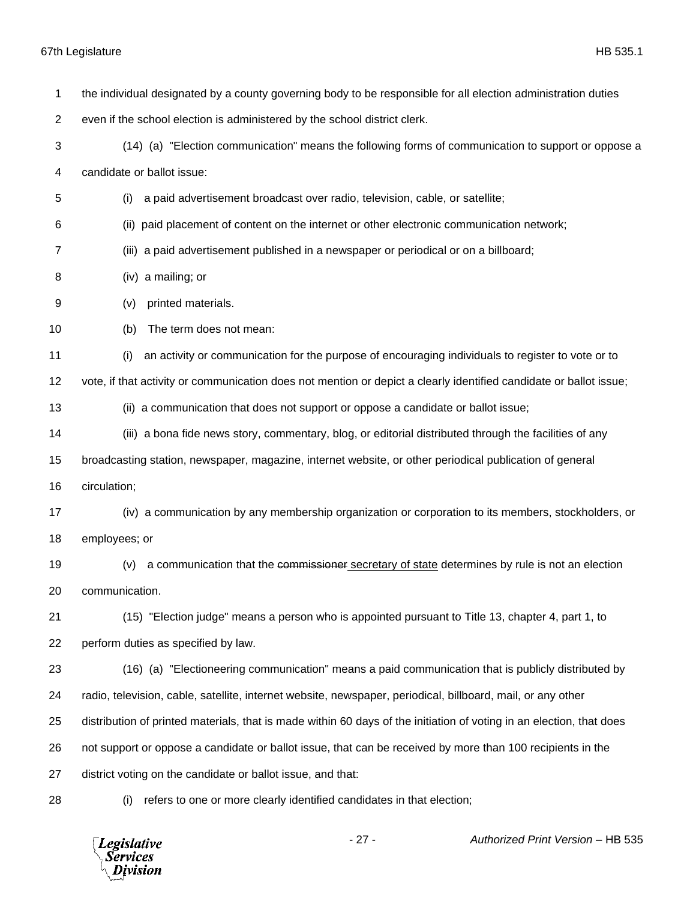the individual designated by a county governing body to be responsible for all election administration duties even if the school election is administered by the school district clerk.

(14) (a) "Election communication" means the following forms of communication to support or oppose a candidate or ballot issue:

(i) a paid advertisement broadcast over radio, television, cable, or satellite;

(ii) paid placement of content on the internet or other electronic communication network;

(iii) a paid advertisement published in a newspaper or periodical or on a billboard;

(iv) a mailing; or

(v) printed materials.

(b) The term does not mean:

(i) an activity or communication for the purpose of encouraging individuals to register to vote or to vote, if that activity or communication does not mention or depict a clearly identified candidate or ballot issue;

(ii) a communication that does not support or oppose a candidate or ballot issue;

(iii) a bona fide news story, commentary, blog, or editorial distributed through the facilities of any broadcasting station, newspaper, magazine, internet website, or other periodical publication of general circulation;

(iv) a communication by any membership organization or corporation to its members, stockholders, or employees; or

(v) a communication that the ~~commissioner~~ secretary of state determines by rule is not an election communication.

(15) "Election judge" means a person who is appointed pursuant to Title 13, chapter 4, part 1, to perform duties as specified by law.

(16) (a) "Electioneering communication" means a paid communication that is publicly distributed by radio, television, cable, satellite, internet website, newspaper, periodical, billboard, mail, or any other distribution of printed materials, that is made within 60 days of the initiation of voting in an election, that does not support or oppose a candidate or ballot issue, that can be received by more than 100 recipients in the district voting on the candidate or ballot issue, and that:

(i) refers to one or more clearly identified candidates in that election;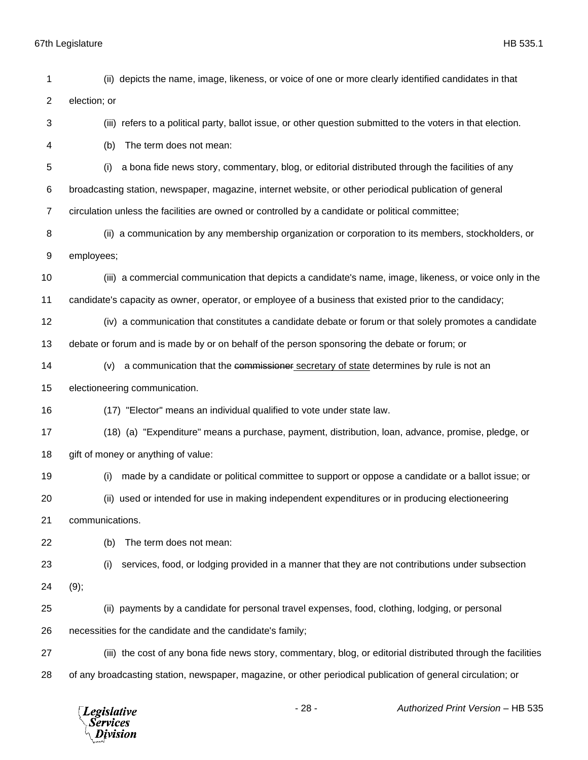(ii) depicts the name, image, likeness, or voice of one or more clearly identified candidates in that election; or

(iii) refers to a political party, ballot issue, or other question submitted to the voters in that election.

(b) The term does not mean:

(i) a bona fide news story, commentary, blog, or editorial distributed through the facilities of any broadcasting station, newspaper, magazine, internet website, or other periodical publication of general circulation unless the facilities are owned or controlled by a candidate or political committee;

(ii) a communication by any membership organization or corporation to its members, stockholders, or employees;

(iii) a commercial communication that depicts a candidate's name, image, likeness, or voice only in the candidate's capacity as owner, operator, or employee of a business that existed prior to the candidacy;

(iv) a communication that constitutes a candidate debate or forum or that solely promotes a candidate debate or forum and is made by or on behalf of the person sponsoring the debate or forum; or

(v) a communication that the ~~commissioner~~ <u>secretary of state</u> determines by rule is not an electioneering communication.

(17) "Elector" means an individual qualified to vote under state law.

(18) (a) "Expenditure" means a purchase, payment, distribution, loan, advance, promise, pledge, or gift of money or anything of value:

(i) made by a candidate or political committee to support or oppose a candidate or a ballot issue; or

(ii) used or intended for use in making independent expenditures or in producing electioneering communications.

(b) The term does not mean:

(i) services, food, or lodging provided in a manner that they are not contributions under subsection (9);

(ii) payments by a candidate for personal travel expenses, food, clothing, lodging, or personal necessities for the candidate and the candidate's family;

(iii) the cost of any bona fide news story, commentary, blog, or editorial distributed through the facilities of any broadcasting station, newspaper, magazine, or other periodical publication of general circulation; or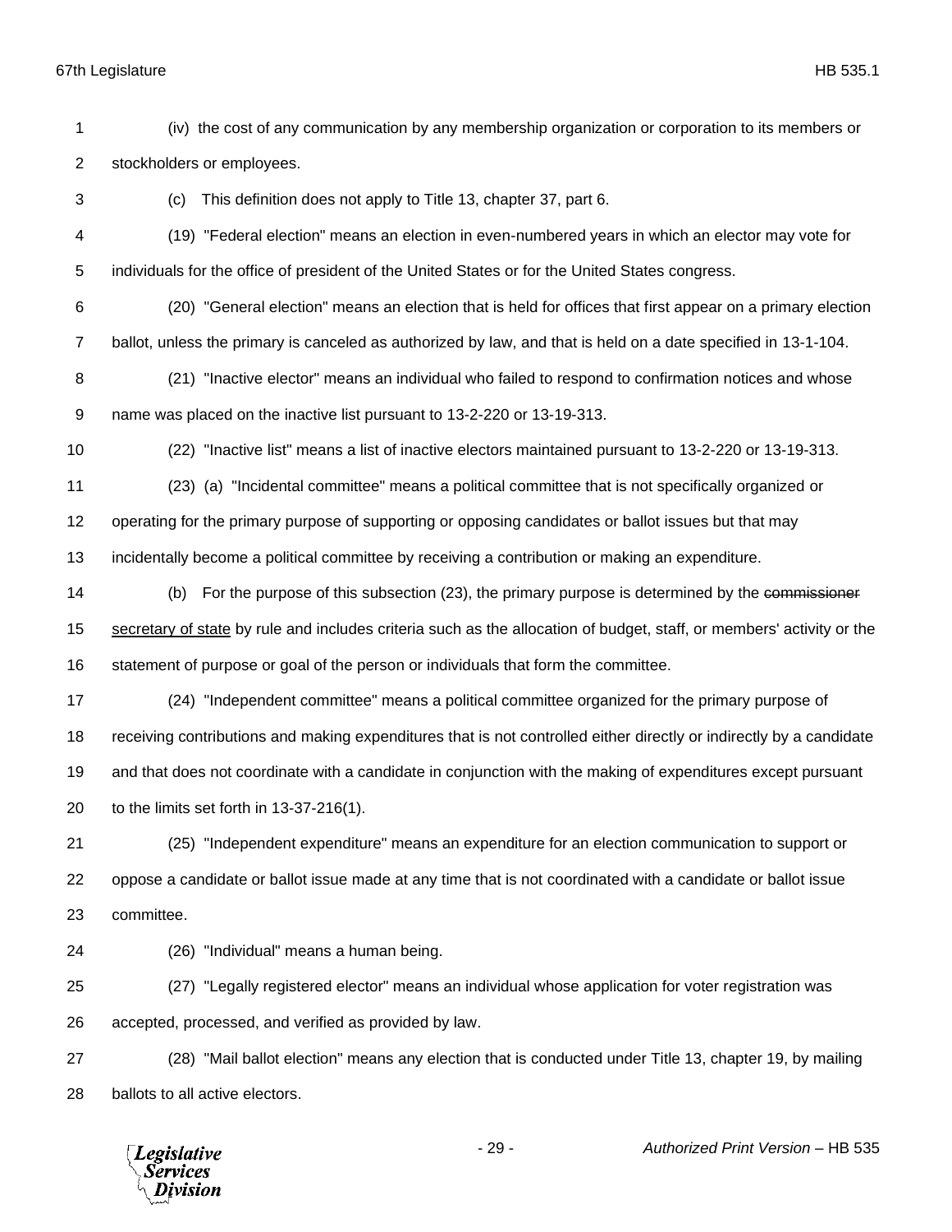(iv) the cost of any communication by any membership organization or corporation to its members or stockholders or employees.

(c) This definition does not apply to Title 13, chapter 37, part 6.

(19) "Federal election" means an election in even-numbered years in which an elector may vote for individuals for the office of president of the United States or for the United States congress.

(20) "General election" means an election that is held for offices that first appear on a primary election ballot, unless the primary is canceled as authorized by law, and that is held on a date specified in 13-1-104.

(21) "Inactive elector" means an individual who failed to respond to confirmation notices and whose name was placed on the inactive list pursuant to 13-2-220 or 13-19-313.

(22) "Inactive list" means a list of inactive electors maintained pursuant to 13-2-220 or 13-19-313.

(23) (a) "Incidental committee" means a political committee that is not specifically organized or operating for the primary purpose of supporting or opposing candidates or ballot issues but that may incidentally become a political committee by receiving a contribution or making an expenditure.

(b) For the purpose of this subsection (23), the primary purpose is determined by the ~~commissioner~~ <u>secretary of state</u> by rule and includes criteria such as the allocation of budget, staff, or members' activity or the statement of purpose or goal of the person or individuals that form the committee.

(24) "Independent committee" means a political committee organized for the primary purpose of receiving contributions and making expenditures that is not controlled either directly or indirectly by a candidate and that does not coordinate with a candidate in conjunction with the making of expenditures except pursuant to the limits set forth in 13-37-216(1).

(25) "Independent expenditure" means an expenditure for an election communication to support or oppose a candidate or ballot issue made at any time that is not coordinated with a candidate or ballot issue committee.

(26) "Individual" means a human being.

(27) "Legally registered elector" means an individual whose application for voter registration was accepted, processed, and verified as provided by law.

(28) "Mail ballot election" means any election that is conducted under Title 13, chapter 19, by mailing ballots to all active electors.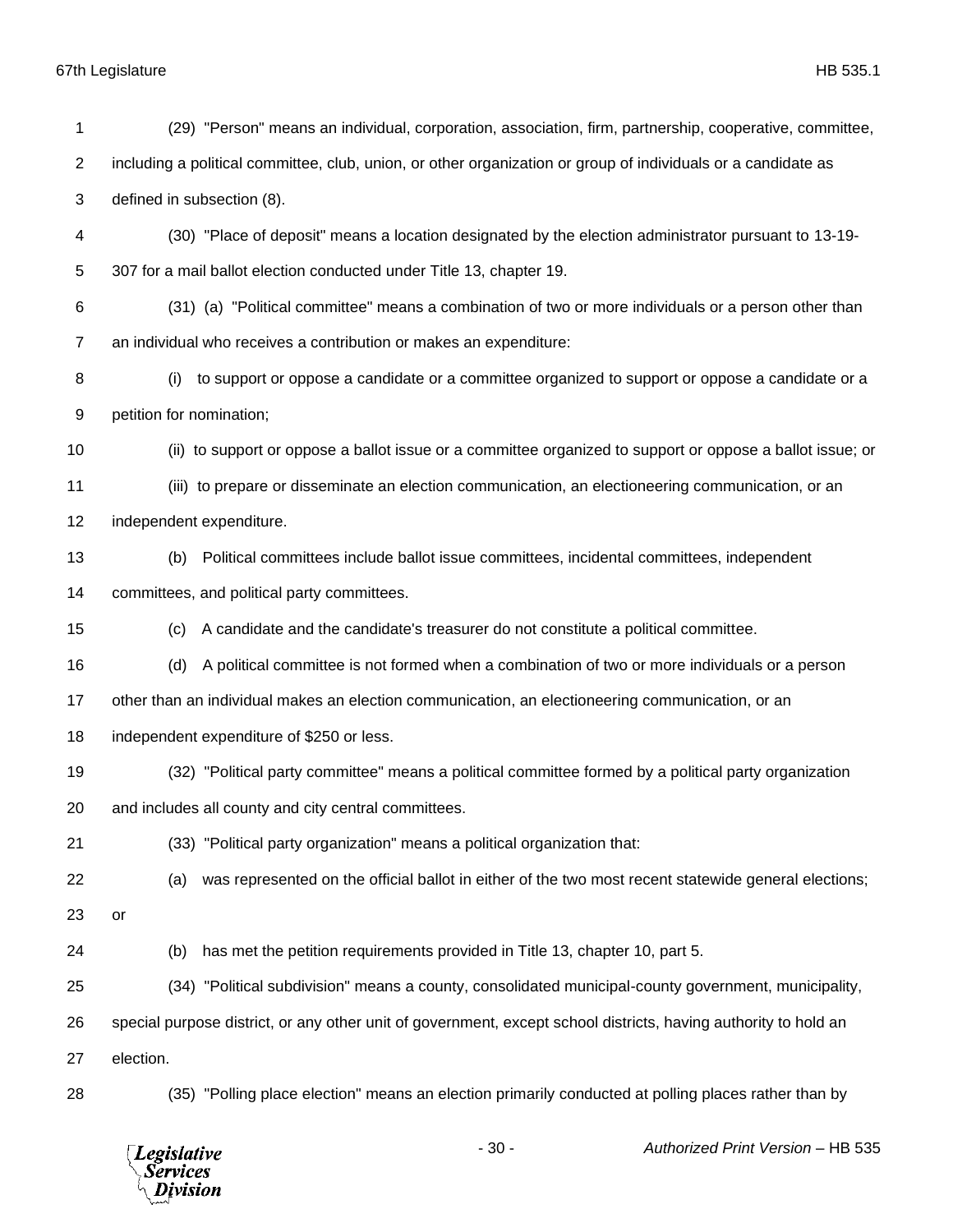(29) "Person" means an individual, corporation, association, firm, partnership, cooperative, committee, including a political committee, club, union, or other organization or group of individuals or a candidate as defined in subsection (8).

(30) "Place of deposit" means a location designated by the election administrator pursuant to 13-19-307 for a mail ballot election conducted under Title 13, chapter 19.

(31) (a) "Political committee" means a combination of two or more individuals or a person other than an individual who receives a contribution or makes an expenditure:

(i) to support or oppose a candidate or a committee organized to support or oppose a candidate or a petition for nomination;

(ii) to support or oppose a ballot issue or a committee organized to support or oppose a ballot issue; or

(iii) to prepare or disseminate an election communication, an electioneering communication, or an independent expenditure.

(b) Political committees include ballot issue committees, incidental committees, independent committees, and political party committees.

(c) A candidate and the candidate's treasurer do not constitute a political committee.

(d) A political committee is not formed when a combination of two or more individuals or a person other than an individual makes an election communication, an electioneering communication, or an independent expenditure of $250 or less.

(32) "Political party committee" means a political committee formed by a political party organization and includes all county and city central committees.

(33) "Political party organization" means a political organization that:

(a) was represented on the official ballot in either of the two most recent statewide general elections; or

(b) has met the petition requirements provided in Title 13, chapter 10, part 5.

(34) "Political subdivision" means a county, consolidated municipal-county government, municipality, special purpose district, or any other unit of government, except school districts, having authority to hold an election.

(35) "Polling place election" means an election primarily conducted at polling places rather than by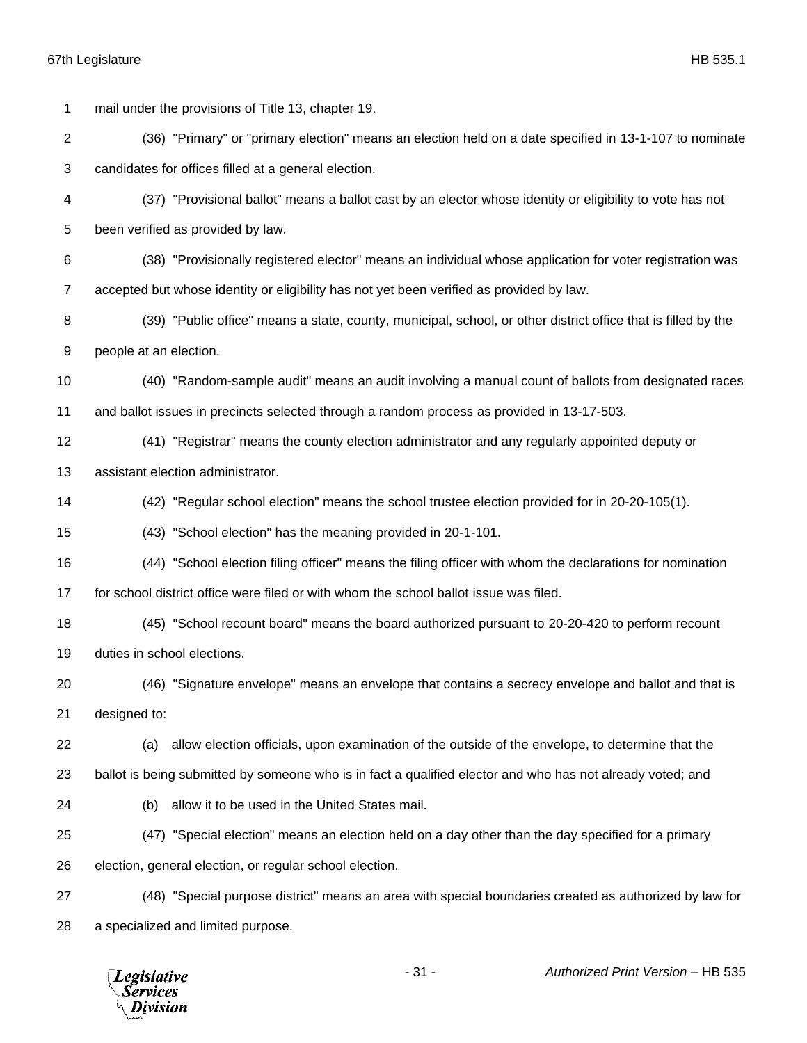mail under the provisions of Title 13, chapter 19.

(36) "Primary" or "primary election" means an election held on a date specified in 13-1-107 to nominate candidates for offices filled at a general election.

(37) "Provisional ballot" means a ballot cast by an elector whose identity or eligibility to vote has not been verified as provided by law.

(38) "Provisionally registered elector" means an individual whose application for voter registration was accepted but whose identity or eligibility has not yet been verified as provided by law.

(39) "Public office" means a state, county, municipal, school, or other district office that is filled by the people at an election.

(40) "Random-sample audit" means an audit involving a manual count of ballots from designated races and ballot issues in precincts selected through a random process as provided in 13-17-503.

(41) "Registrar" means the county election administrator and any regularly appointed deputy or assistant election administrator.

(42) "Regular school election" means the school trustee election provided for in 20-20-105(1).

(43) "School election" has the meaning provided in 20-1-101.

(44) "School election filing officer" means the filing officer with whom the declarations for nomination for school district office were filed or with whom the school ballot issue was filed.

(45) "School recount board" means the board authorized pursuant to 20-20-420 to perform recount duties in school elections.

(46) "Signature envelope" means an envelope that contains a secrecy envelope and ballot and that is designed to:

(a) allow election officials, upon examination of the outside of the envelope, to determine that the ballot is being submitted by someone who is in fact a qualified elector and who has not already voted; and

(b) allow it to be used in the United States mail.

(47) "Special election" means an election held on a day other than the day specified for a primary election, general election, or regular school election.

(48) "Special purpose district" means an area with special boundaries created as authorized by law for a specialized and limited purpose.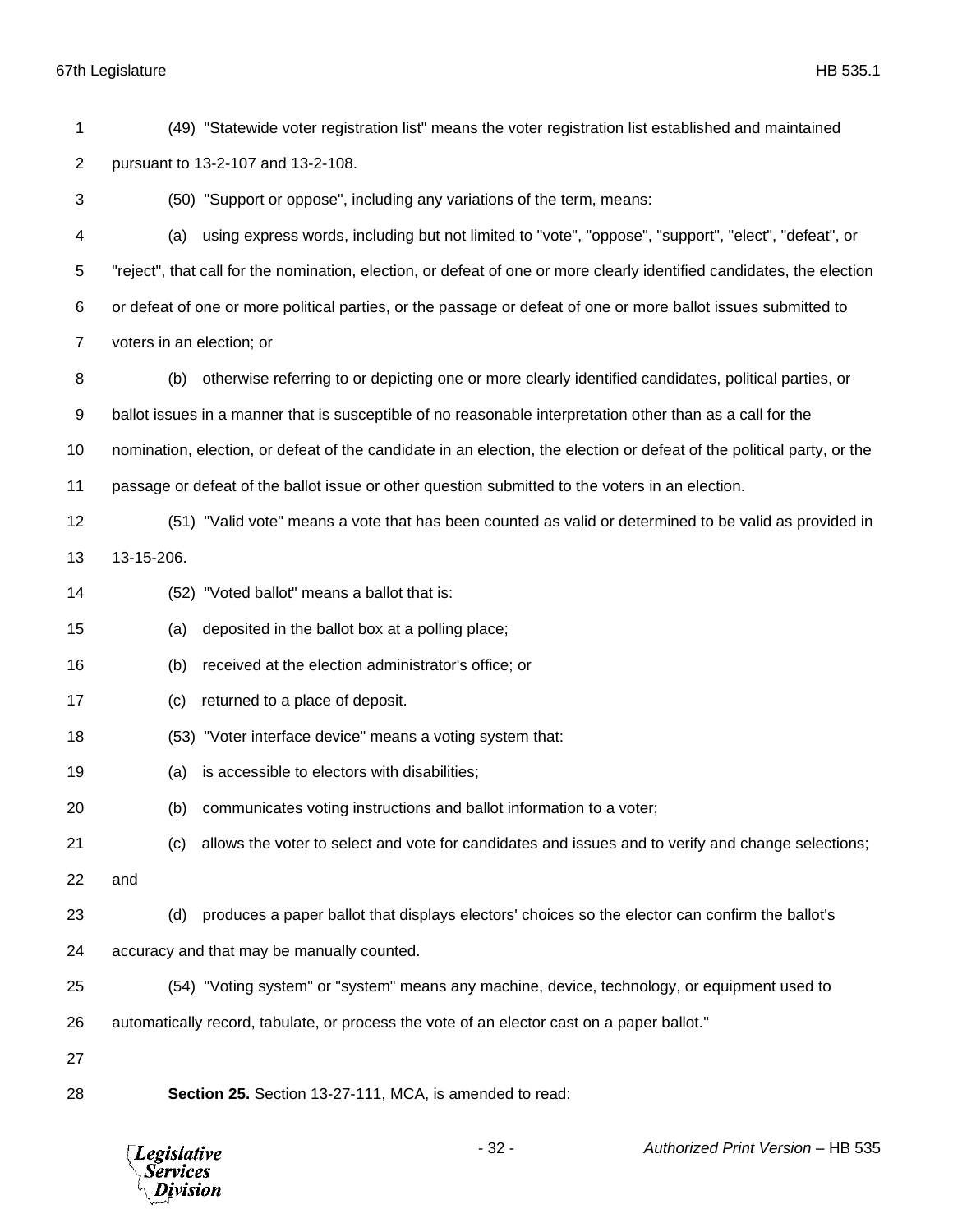(49) "Statewide voter registration list" means the voter registration list established and maintained pursuant to 13-2-107 and 13-2-108.

(50) "Support or oppose", including any variations of the term, means:

(a) using express words, including but not limited to "vote", "oppose", "support", "elect", "defeat", or "reject", that call for the nomination, election, or defeat of one or more clearly identified candidates, the election or defeat of one or more political parties, or the passage or defeat of one or more ballot issues submitted to voters in an election; or

(b) otherwise referring to or depicting one or more clearly identified candidates, political parties, or ballot issues in a manner that is susceptible of no reasonable interpretation other than as a call for the nomination, election, or defeat of the candidate in an election, the election or defeat of the political party, or the passage or defeat of the ballot issue or other question submitted to the voters in an election.

(51) "Valid vote" means a vote that has been counted as valid or determined to be valid as provided in 13-15-206.

(52) "Voted ballot" means a ballot that is:

(a) deposited in the ballot box at a polling place;

(b) received at the election administrator's office; or

(c) returned to a place of deposit.

(53) "Voter interface device" means a voting system that:

(a) is accessible to electors with disabilities;

(b) communicates voting instructions and ballot information to a voter;

(c) allows the voter to select and vote for candidates and issues and to verify and change selections; and

(d) produces a paper ballot that displays electors' choices so the elector can confirm the ballot's accuracy and that may be manually counted.

(54) "Voting system" or "system" means any machine, device, technology, or equipment used to automatically record, tabulate, or process the vote of an elector cast on a paper ballot."

**Section 25.** Section 13-27-111, MCA, is amended to read: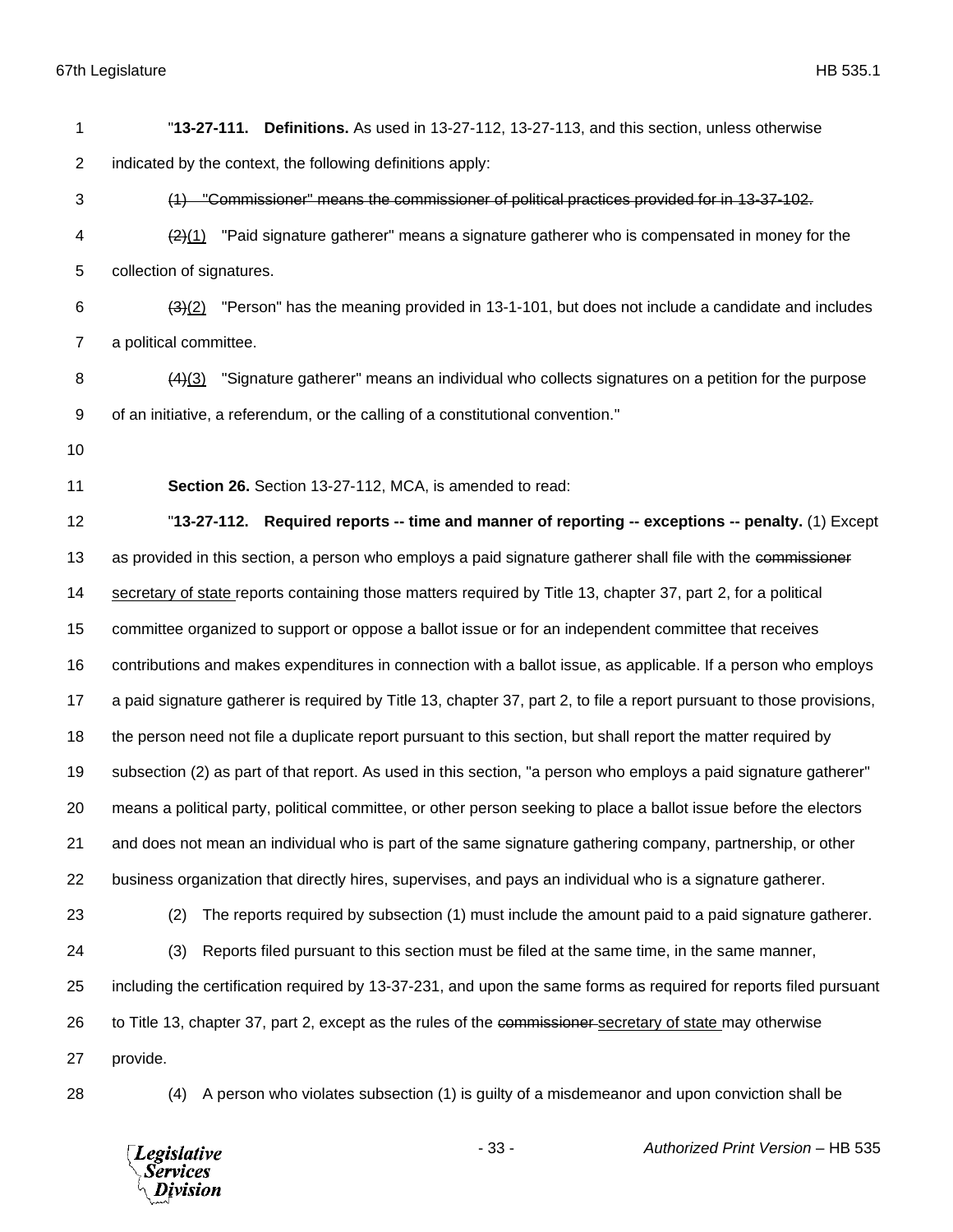"**13-27-111. Definitions.** As used in 13-27-112, 13-27-113, and this section, unless otherwise indicated by the context, the following definitions apply:

~~(1) "Commissioner" means the commissioner of political practices provided for in 13-37-102.~~

~~(2)~~<u>(1)</u> "Paid signature gatherer" means a signature gatherer who is compensated in money for the collection of signatures.

~~(3)~~<u>(2)</u> "Person" has the meaning provided in 13-1-101, but does not include a candidate and includes a political committee.

~~(4)~~<u>(3)</u> "Signature gatherer" means an individual who collects signatures on a petition for the purpose of an initiative, a referendum, or the calling of a constitutional convention."

**Section 26.** Section 13-27-112, MCA, is amended to read:

"**13-27-112. Required reports -- time and manner of reporting -- exceptions -- penalty.** (1) Except as provided in this section, a person who employs a paid signature gatherer shall file with the ~~commissioner~~ <u>secretary of state</u> reports containing those matters required by Title 13, chapter 37, part 2, for a political committee organized to support or oppose a ballot issue or for an independent committee that receives contributions and makes expenditures in connection with a ballot issue, as applicable. If a person who employs a paid signature gatherer is required by Title 13, chapter 37, part 2, to file a report pursuant to those provisions, the person need not file a duplicate report pursuant to this section, but shall report the matter required by subsection (2) as part of that report. As used in this section, "a person who employs a paid signature gatherer" means a political party, political committee, or other person seeking to place a ballot issue before the electors and does not mean an individual who is part of the same signature gathering company, partnership, or other business organization that directly hires, supervises, and pays an individual who is a signature gatherer.

(2) The reports required by subsection (1) must include the amount paid to a paid signature gatherer.

(3) Reports filed pursuant to this section must be filed at the same time, in the same manner, including the certification required by 13-37-231, and upon the same forms as required for reports filed pursuant to Title 13, chapter 37, part 2, except as the rules of the ~~commissioner~~ <u>secretary of state</u> may otherwise provide.

(4) A person who violates subsection (1) is guilty of a misdemeanor and upon conviction shall be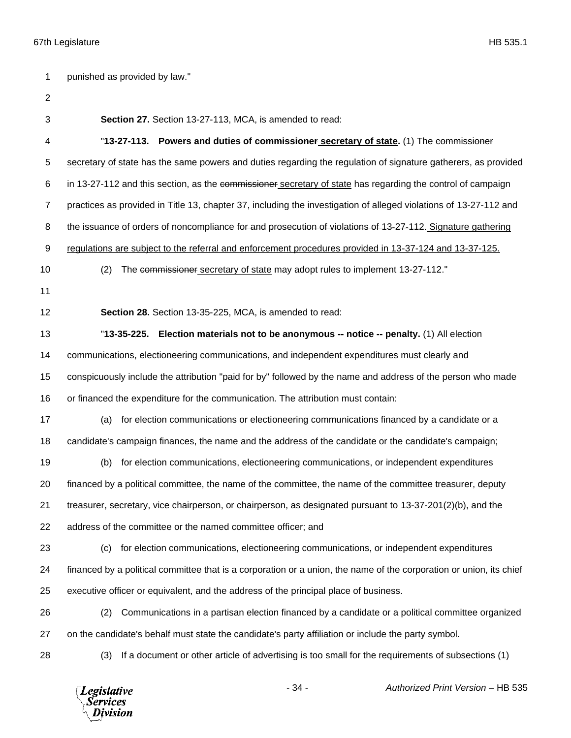punished as provided by law."

**Section 27.** Section 13-27-113, MCA, is amended to read:

"**13-27-113. Powers and duties of ~~commissioner~~ secretary of state.** (1) The ~~commissioner~~ secretary of state has the same powers and duties regarding the regulation of signature gatherers, as provided in 13-27-112 and this section, as the ~~commissioner~~ secretary of state has regarding the control of campaign practices as provided in Title 13, chapter 37, including the investigation of alleged violations of 13-27-112 and the issuance of orders of noncompliance ~~for and prosecution of violations of 13-27-112~~. Signature gathering regulations are subject to the referral and enforcement procedures provided in 13-37-124 and 13-37-125.

(2) The ~~commissioner~~ secretary of state may adopt rules to implement 13-27-112."

**Section 28.** Section 13-35-225, MCA, is amended to read:

"**13-35-225. Election materials not to be anonymous -- notice -- penalty.** (1) All election communications, electioneering communications, and independent expenditures must clearly and conspicuously include the attribution "paid for by" followed by the name and address of the person who made or financed the expenditure for the communication. The attribution must contain:

(a) for election communications or electioneering communications financed by a candidate or a candidate's campaign finances, the name and the address of the candidate or the candidate's campaign;

(b) for election communications, electioneering communications, or independent expenditures financed by a political committee, the name of the committee, the name of the committee treasurer, deputy treasurer, secretary, vice chairperson, or chairperson, as designated pursuant to 13-37-201(2)(b), and the address of the committee or the named committee officer; and

(c) for election communications, electioneering communications, or independent expenditures financed by a political committee that is a corporation or a union, the name of the corporation or union, its chief executive officer or equivalent, and the address of the principal place of business.

(2) Communications in a partisan election financed by a candidate or a political committee organized on the candidate's behalf must state the candidate's party affiliation or include the party symbol.

(3) If a document or other article of advertising is too small for the requirements of subsections (1)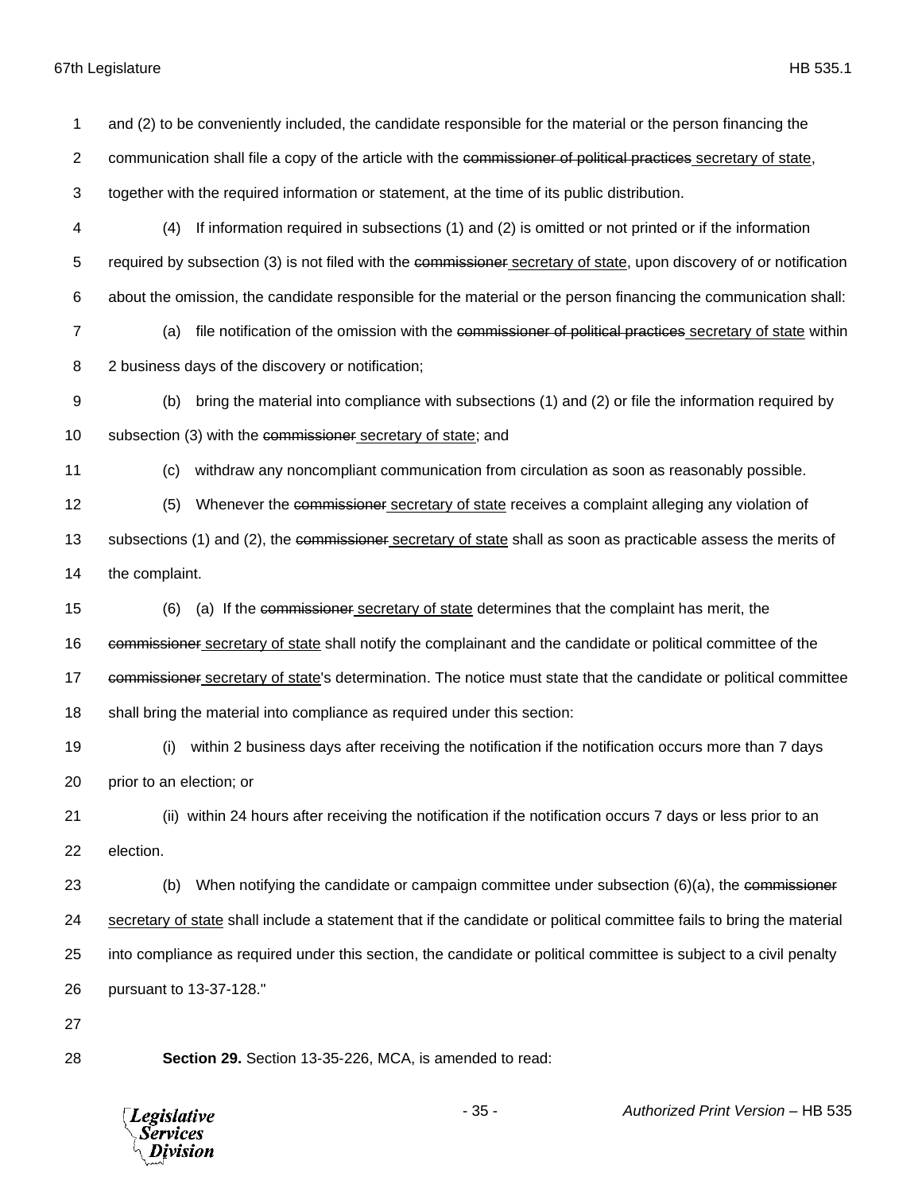and (2) to be conveniently included, the candidate responsible for the material or the person financing the communication shall file a copy of the article with the ~~commissioner of political practices~~ secretary of state, together with the required information or statement, at the time of its public distribution.

(4) If information required in subsections (1) and (2) is omitted or not printed or if the information required by subsection (3) is not filed with the ~~commissioner~~ secretary of state, upon discovery of or notification about the omission, the candidate responsible for the material or the person financing the communication shall:

(a) file notification of the omission with the ~~commissioner of political practices~~ secretary of state within 2 business days of the discovery or notification;

(b) bring the material into compliance with subsections (1) and (2) or file the information required by subsection (3) with the ~~commissioner~~ secretary of state; and

(c) withdraw any noncompliant communication from circulation as soon as reasonably possible.

(5) Whenever the ~~commissioner~~ secretary of state receives a complaint alleging any violation of subsections (1) and (2), the ~~commissioner~~ secretary of state shall as soon as practicable assess the merits of the complaint.

(6) (a) If the ~~commissioner~~ secretary of state determines that the complaint has merit, the ~~commissioner~~ secretary of state shall notify the complainant and the candidate or political committee of the ~~commissioner~~ secretary of state's determination. The notice must state that the candidate or political committee shall bring the material into compliance as required under this section:

(i) within 2 business days after receiving the notification if the notification occurs more than 7 days prior to an election; or

(ii) within 24 hours after receiving the notification if the notification occurs 7 days or less prior to an election.

(b) When notifying the candidate or campaign committee under subsection (6)(a), the ~~commissioner~~ secretary of state shall include a statement that if the candidate or political committee fails to bring the material into compliance as required under this section, the candidate or political committee is subject to a civil penalty pursuant to 13-37-128."

**Section 29.** Section 13-35-226, MCA, is amended to read: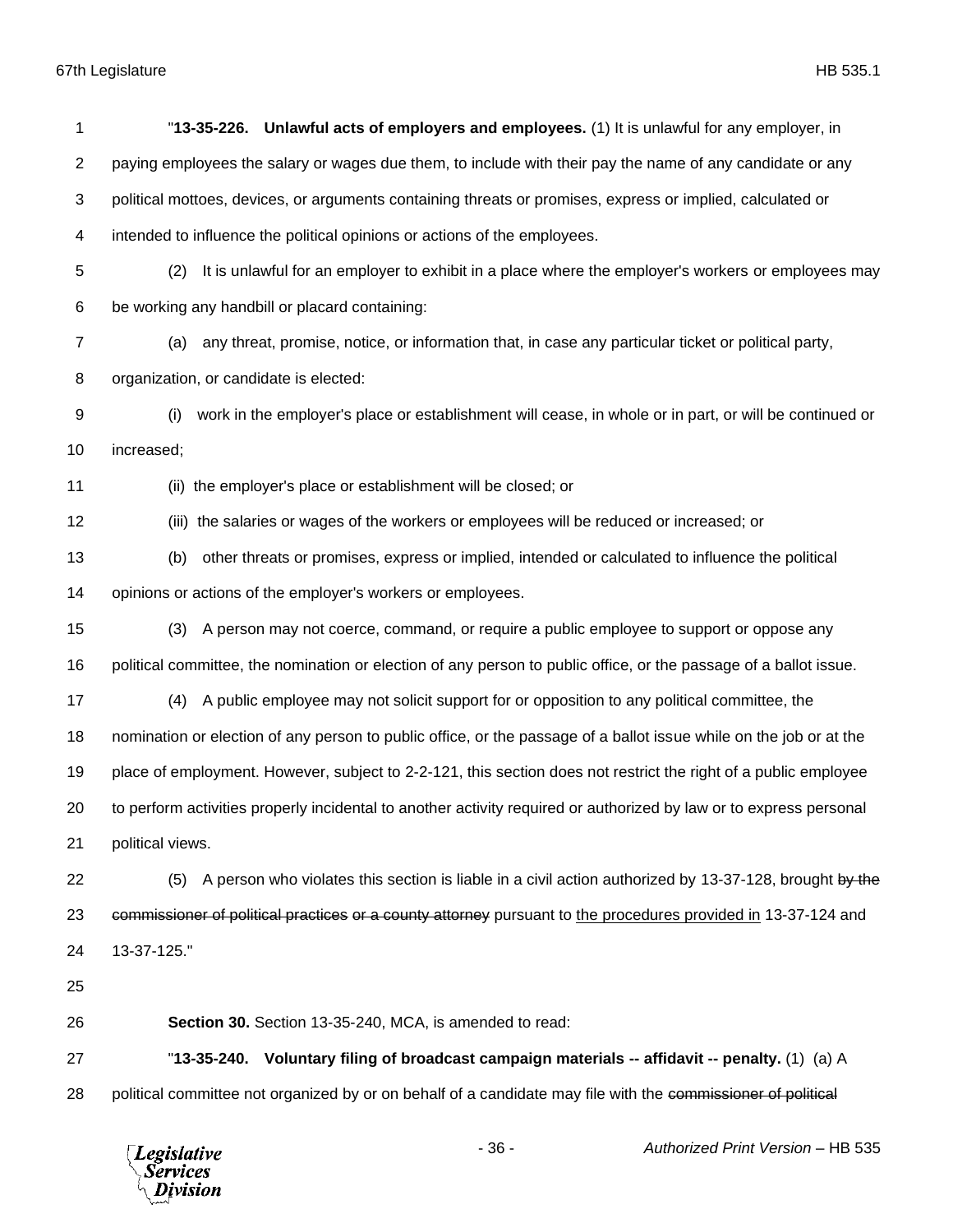"**13-35-226. Unlawful acts of employers and employees.** (1) It is unlawful for any employer, in paying employees the salary or wages due them, to include with their pay the name of any candidate or any political mottoes, devices, or arguments containing threats or promises, express or implied, calculated or intended to influence the political opinions or actions of the employees.

(2) It is unlawful for an employer to exhibit in a place where the employer's workers or employees may be working any handbill or placard containing:

(a) any threat, promise, notice, or information that, in case any particular ticket or political party, organization, or candidate is elected:

(i) work in the employer's place or establishment will cease, in whole or in part, or will be continued or increased;

(ii) the employer's place or establishment will be closed; or

(iii) the salaries or wages of the workers or employees will be reduced or increased; or

(b) other threats or promises, express or implied, intended or calculated to influence the political opinions or actions of the employer's workers or employees.

(3) A person may not coerce, command, or require a public employee to support or oppose any political committee, the nomination or election of any person to public office, or the passage of a ballot issue.

(4) A public employee may not solicit support for or opposition to any political committee, the nomination or election of any person to public office, or the passage of a ballot issue while on the job or at the place of employment. However, subject to 2-2-121, this section does not restrict the right of a public employee to perform activities properly incidental to another activity required or authorized by law or to express personal political views.

(5) A person who violates this section is liable in a civil action authorized by 13-37-128, brought ~~by the commissioner of political practices or a county attorney~~ pursuant to <u>the procedures provided in</u> 13-37-124 and 13-37-125."

**Section 30.** Section 13-35-240, MCA, is amended to read:

"**13-35-240. Voluntary filing of broadcast campaign materials -- affidavit -- penalty.** (1) (a) A political committee not organized by or on behalf of a candidate may file with the ~~commissioner of political~~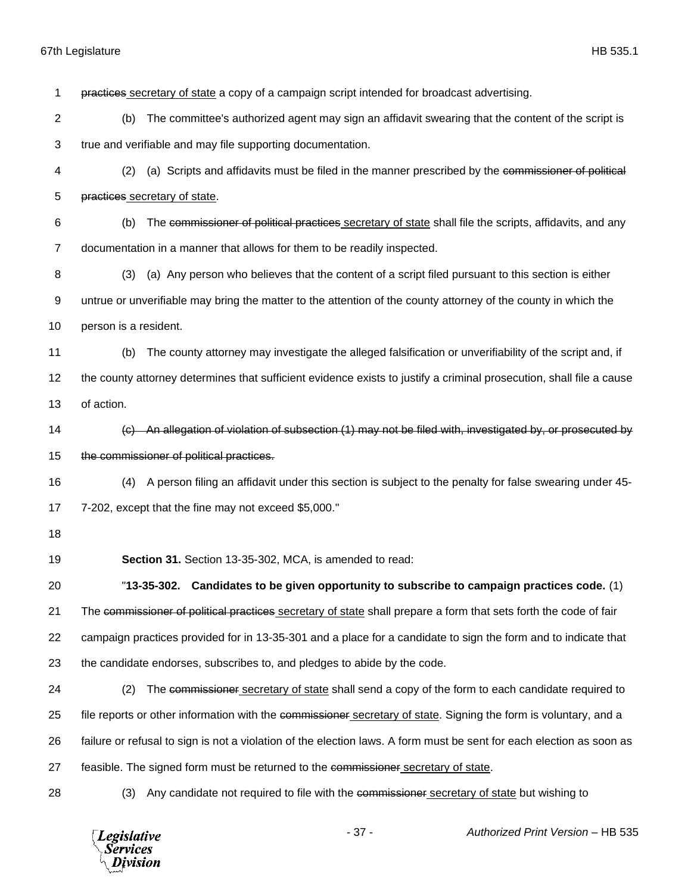~~practices~~ secretary of state a copy of a campaign script intended for broadcast advertising.

(b) The committee's authorized agent may sign an affidavit swearing that the content of the script is true and verifiable and may file supporting documentation.

(2) (a) Scripts and affidavits must be filed in the manner prescribed by the ~~commissioner of political practices~~ secretary of state.

(b) The ~~commissioner of political practices~~ secretary of state shall file the scripts, affidavits, and any documentation in a manner that allows for them to be readily inspected.

(3) (a) Any person who believes that the content of a script filed pursuant to this section is either untrue or unverifiable may bring the matter to the attention of the county attorney of the county in which the person is a resident.

(b) The county attorney may investigate the alleged falsification or unverifiability of the script and, if the county attorney determines that sufficient evidence exists to justify a criminal prosecution, shall file a cause of action.

~~(c) An allegation of violation of subsection (1) may not be filed with, investigated by, or prosecuted by the commissioner of political practices.~~

(4) A person filing an affidavit under this section is subject to the penalty for false swearing under 45-7-202, except that the fine may not exceed $5,000."

**Section 31.** Section 13-35-302, MCA, is amended to read:

"**13-35-302. Candidates to be given opportunity to subscribe to campaign practices code.** (1) The ~~commissioner of political practices~~ secretary of state shall prepare a form that sets forth the code of fair campaign practices provided for in 13-35-301 and a place for a candidate to sign the form and to indicate that the candidate endorses, subscribes to, and pledges to abide by the code.

(2) The ~~commissioner~~ secretary of state shall send a copy of the form to each candidate required to file reports or other information with the ~~commissioner~~ secretary of state. Signing the form is voluntary, and a failure or refusal to sign is not a violation of the election laws. A form must be sent for each election as soon as feasible. The signed form must be returned to the ~~commissioner~~ secretary of state.

(3) Any candidate not required to file with the ~~commissioner~~ secretary of state but wishing to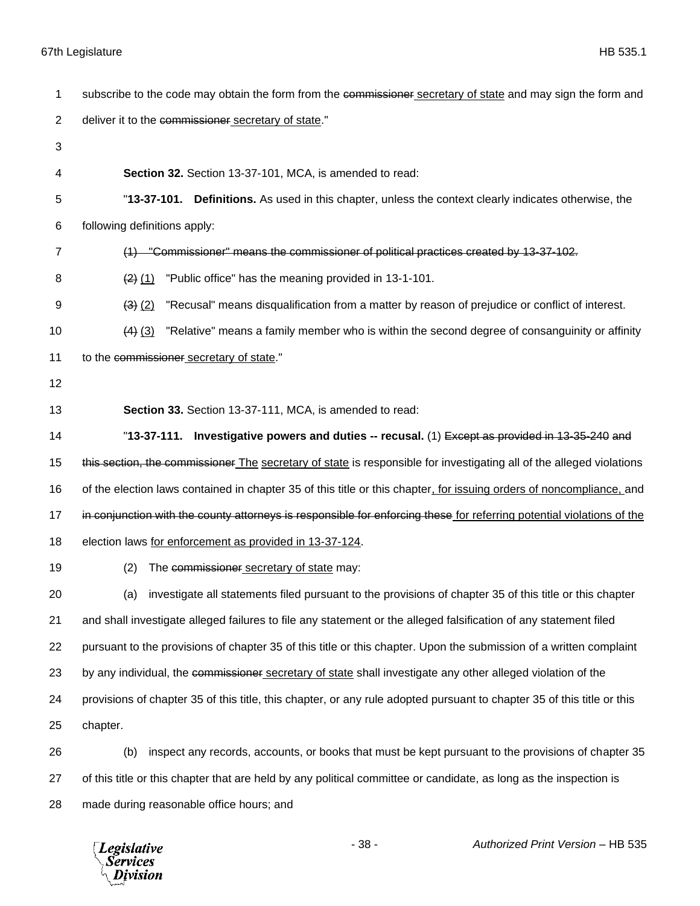subscribe to the code may obtain the form from the ~~commissioner~~ <u>secretary of state</u> and may sign the form and deliver it to the ~~commissioner~~ <u>secretary of state</u>."

**Section 32.** Section 13-37-101, MCA, is amended to read:

"**13-37-101. Definitions.** As used in this chapter, unless the context clearly indicates otherwise, the following definitions apply:

~~(1) "Commissioner" means the commissioner of political practices created by 13-37-102.~~

~~(2)~~ <u>(1)</u> "Public office" has the meaning provided in 13-1-101.

~~(3)~~ <u>(2)</u> "Recusal" means disqualification from a matter by reason of prejudice or conflict of interest.

~~(4)~~ <u>(3)</u> "Relative" means a family member who is within the second degree of consanguinity or affinity to the ~~commissioner~~ <u>secretary of state</u>."

**Section 33.** Section 13-37-111, MCA, is amended to read:

"**13-37-111. Investigative powers and duties -- recusal.** (1) ~~Except as provided in 13-35-240 and this section, the commissioner~~ <u>The</u> <u>secretary of state</u> is responsible for investigating all of the alleged violations of the election laws contained in chapter 35 of this title or this chapter<u>, for issuing orders of noncompliance,</u> and ~~in conjunction with the county attorneys is responsible for enforcing these~~ <u>for referring potential violations of the</u> election laws <u>for enforcement as provided in 13-37-124</u>.

(2) The ~~commissioner~~ <u>secretary of state</u> may:

(a) investigate all statements filed pursuant to the provisions of chapter 35 of this title or this chapter and shall investigate alleged failures to file any statement or the alleged falsification of any statement filed pursuant to the provisions of chapter 35 of this title or this chapter. Upon the submission of a written complaint by any individual, the ~~commissioner~~ <u>secretary of state</u> shall investigate any other alleged violation of the provisions of chapter 35 of this title, this chapter, or any rule adopted pursuant to chapter 35 of this title or this chapter.

(b) inspect any records, accounts, or books that must be kept pursuant to the provisions of chapter 35 of this title or this chapter that are held by any political committee or candidate, as long as the inspection is made during reasonable office hours; and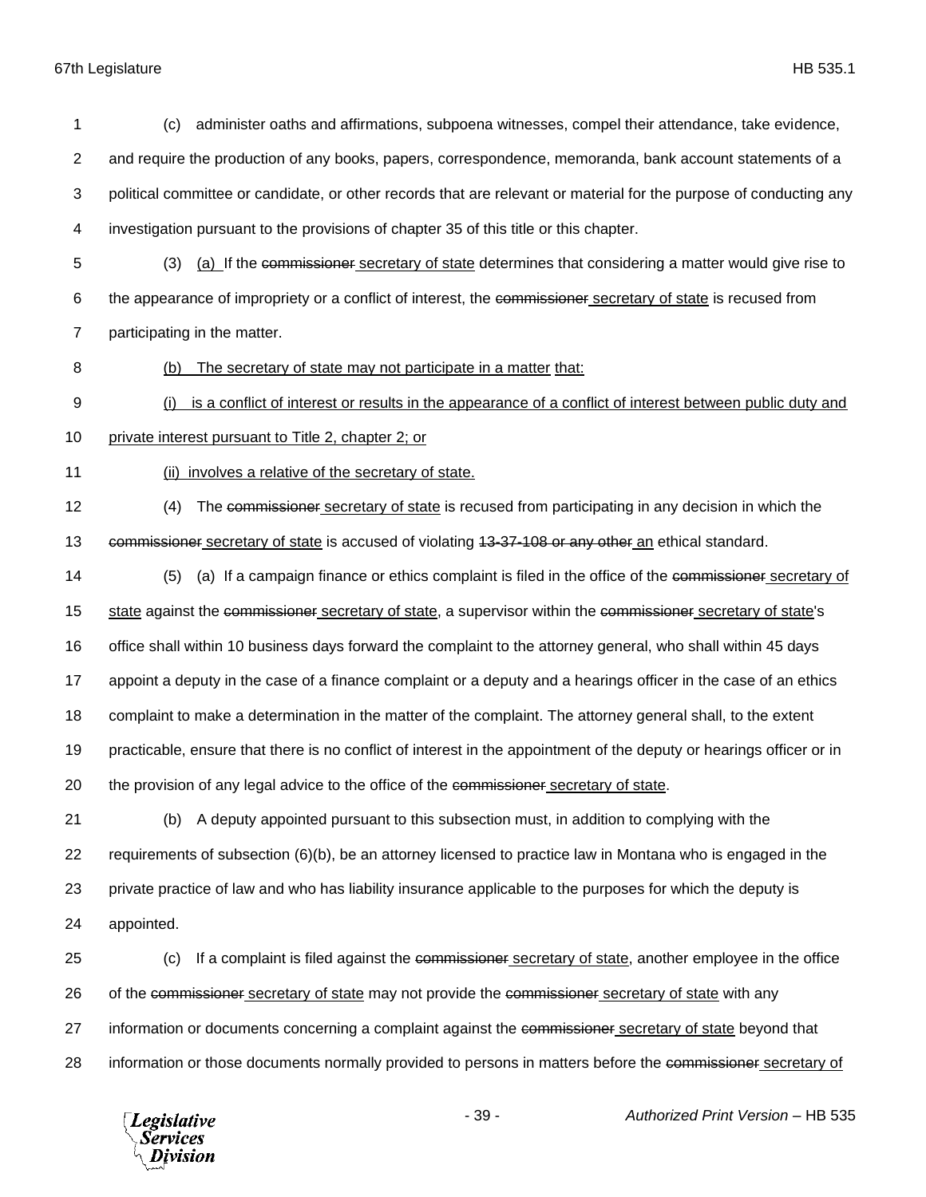(c) administer oaths and affirmations, subpoena witnesses, compel their attendance, take evidence, and require the production of any books, papers, correspondence, memoranda, bank account statements of a political committee or candidate, or other records that are relevant or material for the purpose of conducting any investigation pursuant to the provisions of chapter 35 of this title or this chapter.

(3) (a) If the ~~commissioner~~ secretary of state determines that considering a matter would give rise to the appearance of impropriety or a conflict of interest, the ~~commissioner~~ secretary of state is recused from participating in the matter.

(b) The secretary of state may not participate in a matter that:

(i) is a conflict of interest or results in the appearance of a conflict of interest between public duty and private interest pursuant to Title 2, chapter 2; or

(ii) involves a relative of the secretary of state.

(4) The ~~commissioner~~ secretary of state is recused from participating in any decision in which the ~~commissioner~~ secretary of state is accused of violating ~~13-37-108 or any other~~ an ethical standard.

(5) (a) If a campaign finance or ethics complaint is filed in the office of the ~~commissioner~~ secretary of state against the ~~commissioner~~ secretary of state, a supervisor within the ~~commissioner~~ secretary of state's office shall within 10 business days forward the complaint to the attorney general, who shall within 45 days appoint a deputy in the case of a finance complaint or a deputy and a hearings officer in the case of an ethics complaint to make a determination in the matter of the complaint. The attorney general shall, to the extent practicable, ensure that there is no conflict of interest in the appointment of the deputy or hearings officer or in the provision of any legal advice to the office of the ~~commissioner~~ secretary of state.

(b) A deputy appointed pursuant to this subsection must, in addition to complying with the requirements of subsection (6)(b), be an attorney licensed to practice law in Montana who is engaged in the private practice of law and who has liability insurance applicable to the purposes for which the deputy is appointed.

(c) If a complaint is filed against the ~~commissioner~~ secretary of state, another employee in the office of the ~~commissioner~~ secretary of state may not provide the ~~commissioner~~ secretary of state with any information or documents concerning a complaint against the ~~commissioner~~ secretary of state beyond that information or those documents normally provided to persons in matters before the ~~commissioner~~ secretary of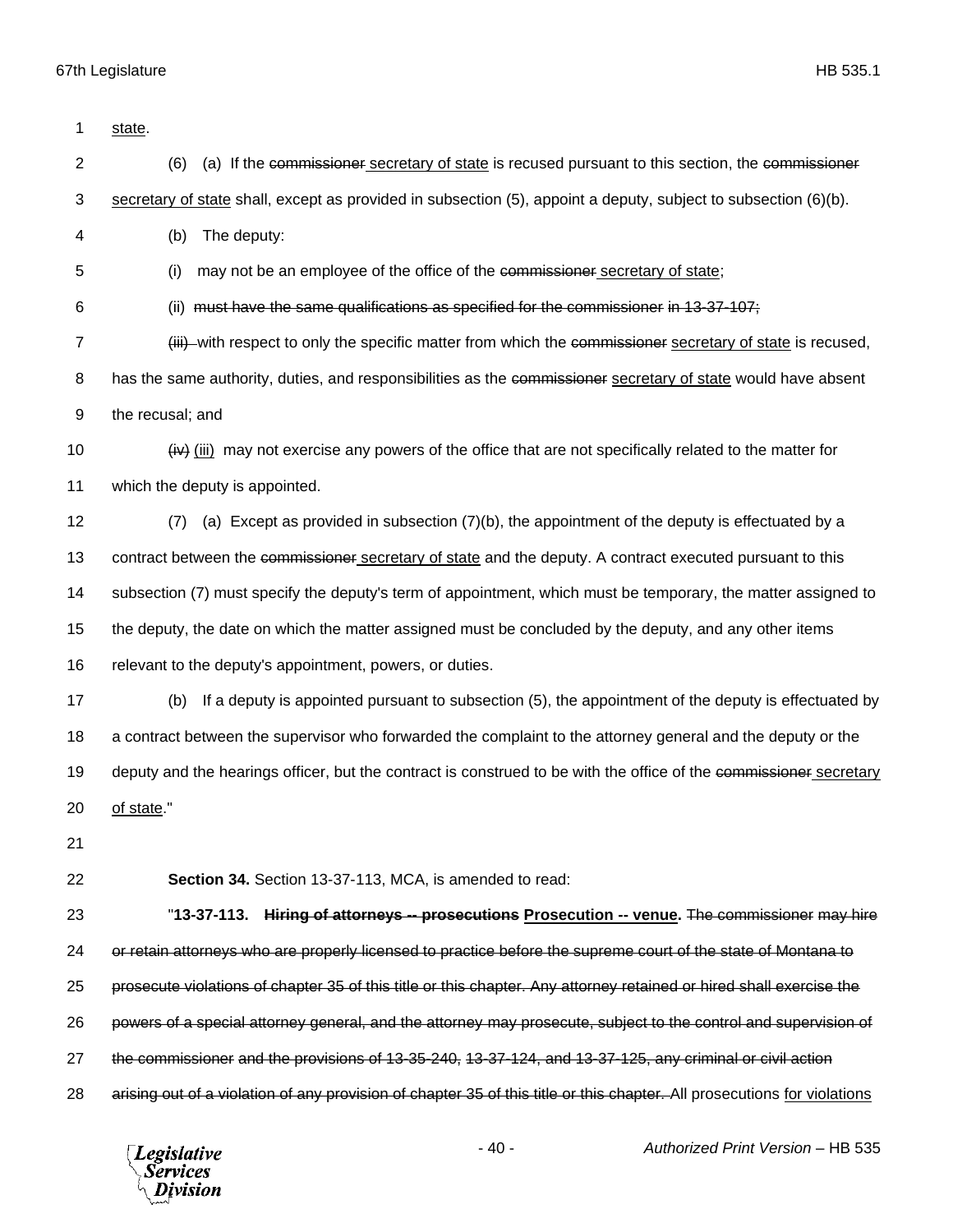state.

(6) (a) If the ~~commissioner~~ secretary of state is recused pursuant to this section, the ~~commissioner~~ secretary of state shall, except as provided in subsection (5), appoint a deputy, subject to subsection (6)(b).

(b) The deputy:

(i) may not be an employee of the office of the ~~commissioner~~ secretary of state;

(ii) ~~must have the same qualifications as specified for the commissioner in 13-37-107;~~

~~(iii)~~ with respect to only the specific matter from which the ~~commissioner~~ secretary of state is recused, has the same authority, duties, and responsibilities as the ~~commissioner~~ secretary of state would have absent the recusal; and

~~(iv)~~ (iii) may not exercise any powers of the office that are not specifically related to the matter for which the deputy is appointed.

(7) (a) Except as provided in subsection (7)(b), the appointment of the deputy is effectuated by a contract between the ~~commissioner~~ secretary of state and the deputy. A contract executed pursuant to this subsection (7) must specify the deputy's term of appointment, which must be temporary, the matter assigned to the deputy, the date on which the matter assigned must be concluded by the deputy, and any other items relevant to the deputy's appointment, powers, or duties.

(b) If a deputy is appointed pursuant to subsection (5), the appointment of the deputy is effectuated by a contract between the supervisor who forwarded the complaint to the attorney general and the deputy or the deputy and the hearings officer, but the contract is construed to be with the office of the ~~commissioner~~ secretary of state."

**Section 34.** Section 13-37-113, MCA, is amended to read:

"**13-37-113. ~~Hiring of attorneys -- prosecutions~~ Prosecution -- venue.** ~~The commissioner may hire or retain attorneys who are properly licensed to practice before the supreme court of the state of Montana to prosecute violations of chapter 35 of this title or this chapter. Any attorney retained or hired shall exercise the powers of a special attorney general, and the attorney may prosecute, subject to the control and supervision of the commissioner and the provisions of 13-35-240, 13-37-124, and 13-37-125, any criminal or civil action arising out of a violation of any provision of chapter 35 of this title or this chapter.~~ All prosecutions for violations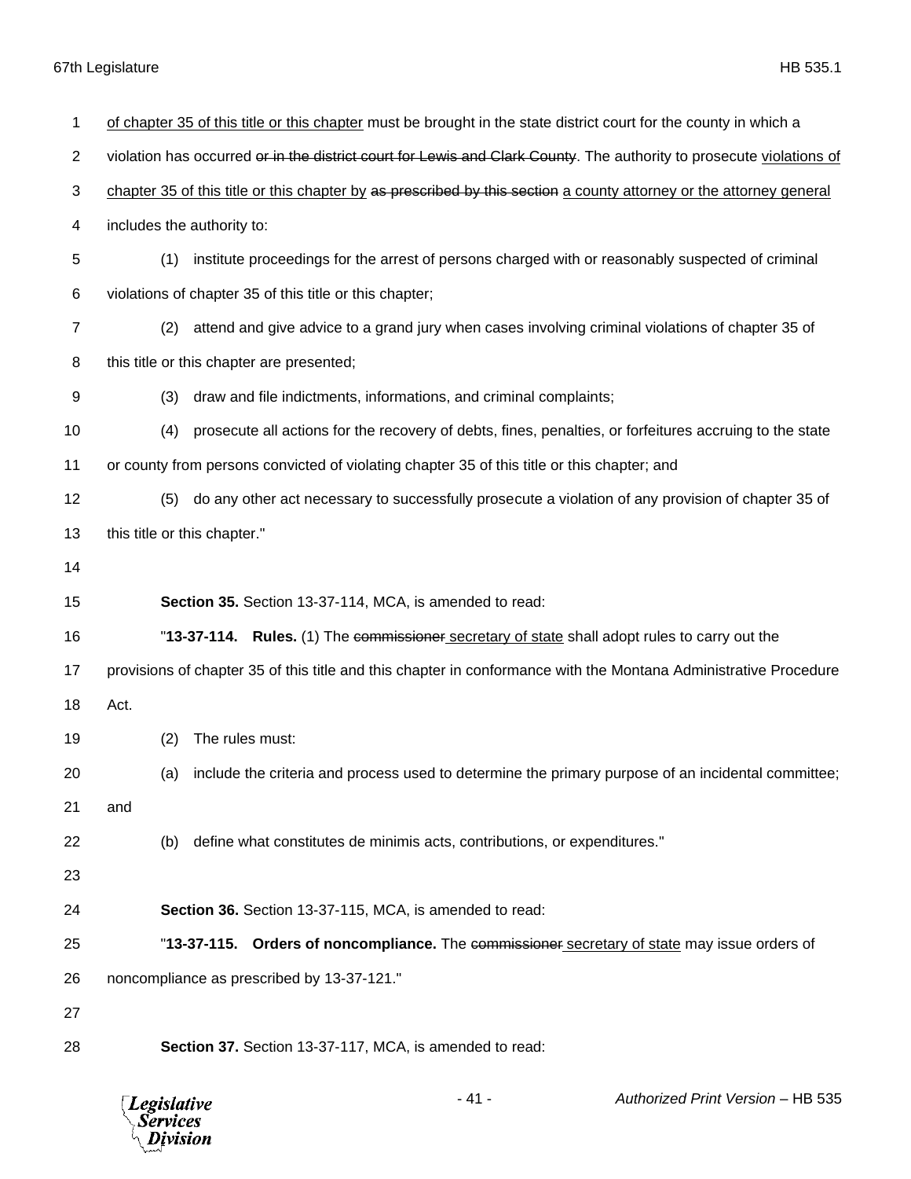of chapter 35 of this title or this chapter must be brought in the state district court for the county in which a violation has occurred ~~or in the district court for Lewis and Clark County~~. The authority to prosecute violations of chapter 35 of this title or this chapter by ~~as prescribed by this section~~ a county attorney or the attorney general includes the authority to:

(1) institute proceedings for the arrest of persons charged with or reasonably suspected of criminal violations of chapter 35 of this title or this chapter;

(2) attend and give advice to a grand jury when cases involving criminal violations of chapter 35 of this title or this chapter are presented;

(3) draw and file indictments, informations, and criminal complaints;

(4) prosecute all actions for the recovery of debts, fines, penalties, or forfeitures accruing to the state or county from persons convicted of violating chapter 35 of this title or this chapter; and

(5) do any other act necessary to successfully prosecute a violation of any provision of chapter 35 of this title or this chapter."

**Section 35.** Section 13-37-114, MCA, is amended to read:

"**13-37-114. Rules.** (1) The ~~commissioner~~ secretary of state shall adopt rules to carry out the provisions of chapter 35 of this title and this chapter in conformance with the Montana Administrative Procedure Act.

(2) The rules must:

(a) include the criteria and process used to determine the primary purpose of an incidental committee; and

(b) define what constitutes de minimis acts, contributions, or expenditures."

**Section 36.** Section 13-37-115, MCA, is amended to read:

"**13-37-115. Orders of noncompliance.** The ~~commissioner~~ secretary of state may issue orders of noncompliance as prescribed by 13-37-121."

**Section 37.** Section 13-37-117, MCA, is amended to read: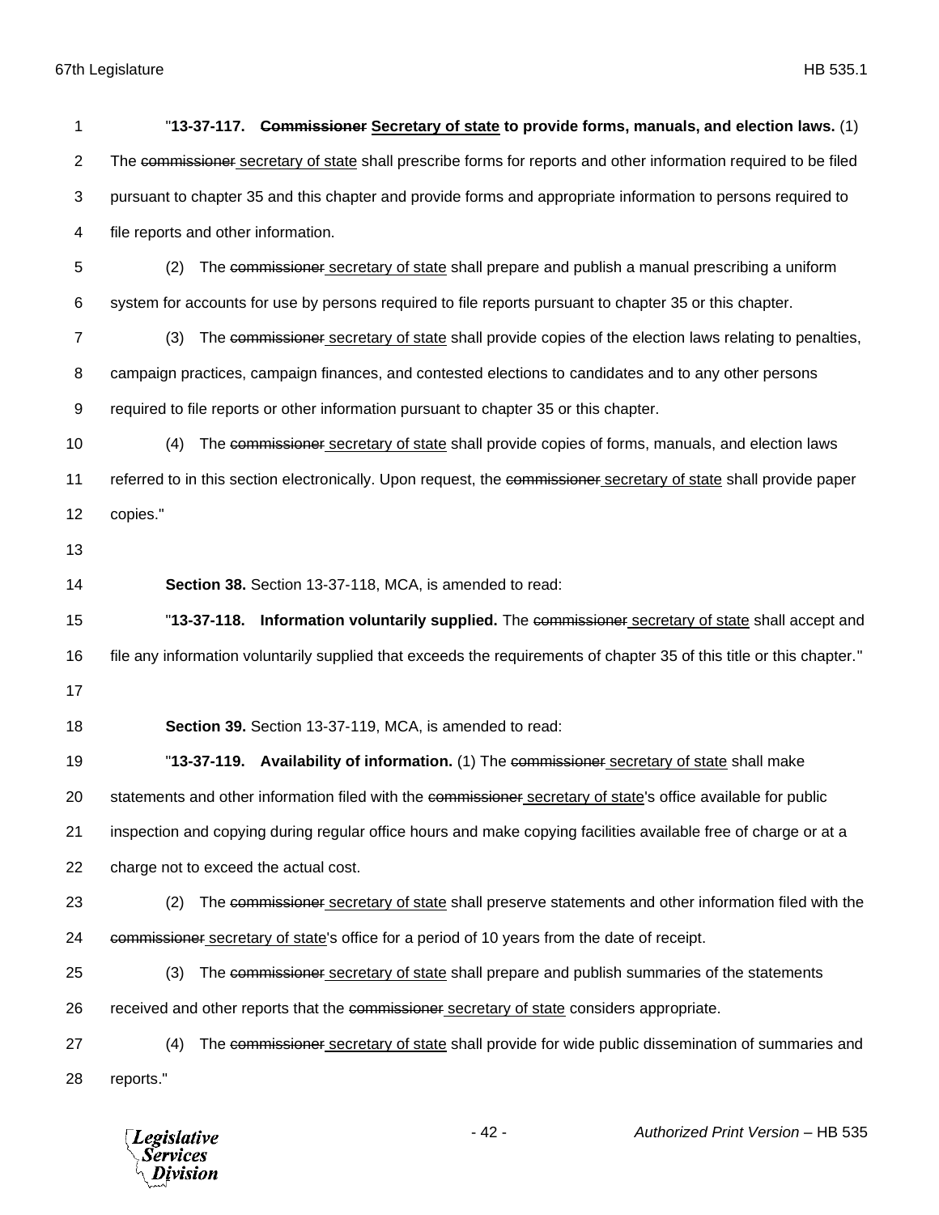"**13-37-117. ~~Commissioner~~ Secretary of state to provide forms, manuals, and election laws.** (1) The ~~commissioner~~ secretary of state shall prescribe forms for reports and other information required to be filed pursuant to chapter 35 and this chapter and provide forms and appropriate information to persons required to file reports and other information.

(2) The ~~commissioner~~ secretary of state shall prepare and publish a manual prescribing a uniform system for accounts for use by persons required to file reports pursuant to chapter 35 or this chapter.

(3) The ~~commissioner~~ secretary of state shall provide copies of the election laws relating to penalties, campaign practices, campaign finances, and contested elections to candidates and to any other persons required to file reports or other information pursuant to chapter 35 or this chapter.

(4) The ~~commissioner~~ secretary of state shall provide copies of forms, manuals, and election laws referred to in this section electronically. Upon request, the ~~commissioner~~ secretary of state shall provide paper copies."

**Section 38.** Section 13-37-118, MCA, is amended to read:

"**13-37-118. Information voluntarily supplied.** The ~~commissioner~~ secretary of state shall accept and file any information voluntarily supplied that exceeds the requirements of chapter 35 of this title or this chapter."

**Section 39.** Section 13-37-119, MCA, is amended to read:

"**13-37-119. Availability of information.** (1) The ~~commissioner~~ secretary of state shall make statements and other information filed with the ~~commissioner~~ secretary of state's office available for public inspection and copying during regular office hours and make copying facilities available free of charge or at a charge not to exceed the actual cost.

(2) The ~~commissioner~~ secretary of state shall preserve statements and other information filed with the ~~commissioner~~ secretary of state's office for a period of 10 years from the date of receipt.

(3) The ~~commissioner~~ secretary of state shall prepare and publish summaries of the statements received and other reports that the ~~commissioner~~ secretary of state considers appropriate.

(4) The ~~commissioner~~ secretary of state shall provide for wide public dissemination of summaries and reports."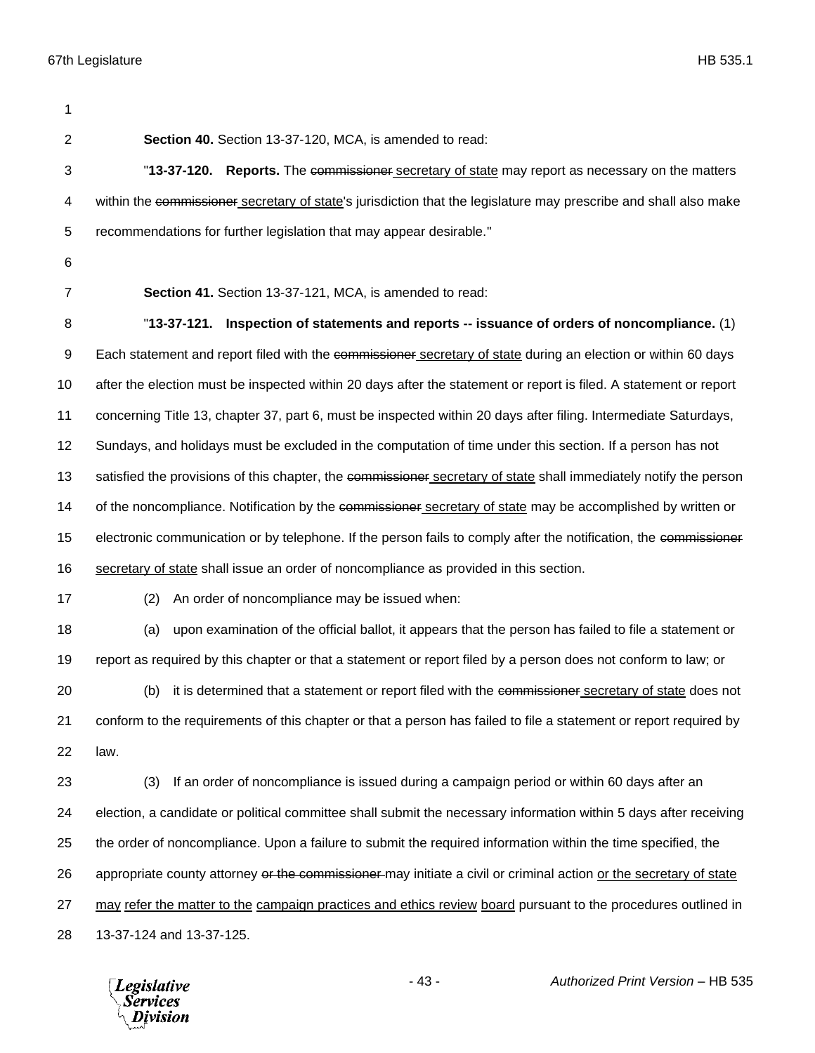**Section 40.** Section 13-37-120, MCA, is amended to read:

"**13-37-120. Reports.** The ~~commissioner~~ secretary of state may report as necessary on the matters within the ~~commissioner~~ secretary of state's jurisdiction that the legislature may prescribe and shall also make recommendations for further legislation that may appear desirable."

**Section 41.** Section 13-37-121, MCA, is amended to read:

"**13-37-121. Inspection of statements and reports -- issuance of orders of noncompliance.** (1) Each statement and report filed with the ~~commissioner~~ secretary of state during an election or within 60 days after the election must be inspected within 20 days after the statement or report is filed. A statement or report concerning Title 13, chapter 37, part 6, must be inspected within 20 days after filing. Intermediate Saturdays, Sundays, and holidays must be excluded in the computation of time under this section. If a person has not satisfied the provisions of this chapter, the ~~commissioner~~ secretary of state shall immediately notify the person of the noncompliance. Notification by the ~~commissioner~~ secretary of state may be accomplished by written or electronic communication or by telephone. If the person fails to comply after the notification, the ~~commissioner~~ secretary of state shall issue an order of noncompliance as provided in this section.

(2) An order of noncompliance may be issued when:

(a) upon examination of the official ballot, it appears that the person has failed to file a statement or report as required by this chapter or that a statement or report filed by a person does not conform to law; or

(b) it is determined that a statement or report filed with the ~~commissioner~~ secretary of state does not conform to the requirements of this chapter or that a person has failed to file a statement or report required by law.

(3) If an order of noncompliance is issued during a campaign period or within 60 days after an election, a candidate or political committee shall submit the necessary information within 5 days after receiving the order of noncompliance. Upon a failure to submit the required information within the time specified, the appropriate county attorney ~~or the commissioner~~ may initiate a civil or criminal action or the secretary of state may refer the matter to the campaign practices and ethics review board pursuant to the procedures outlined in 13-37-124 and 13-37-125.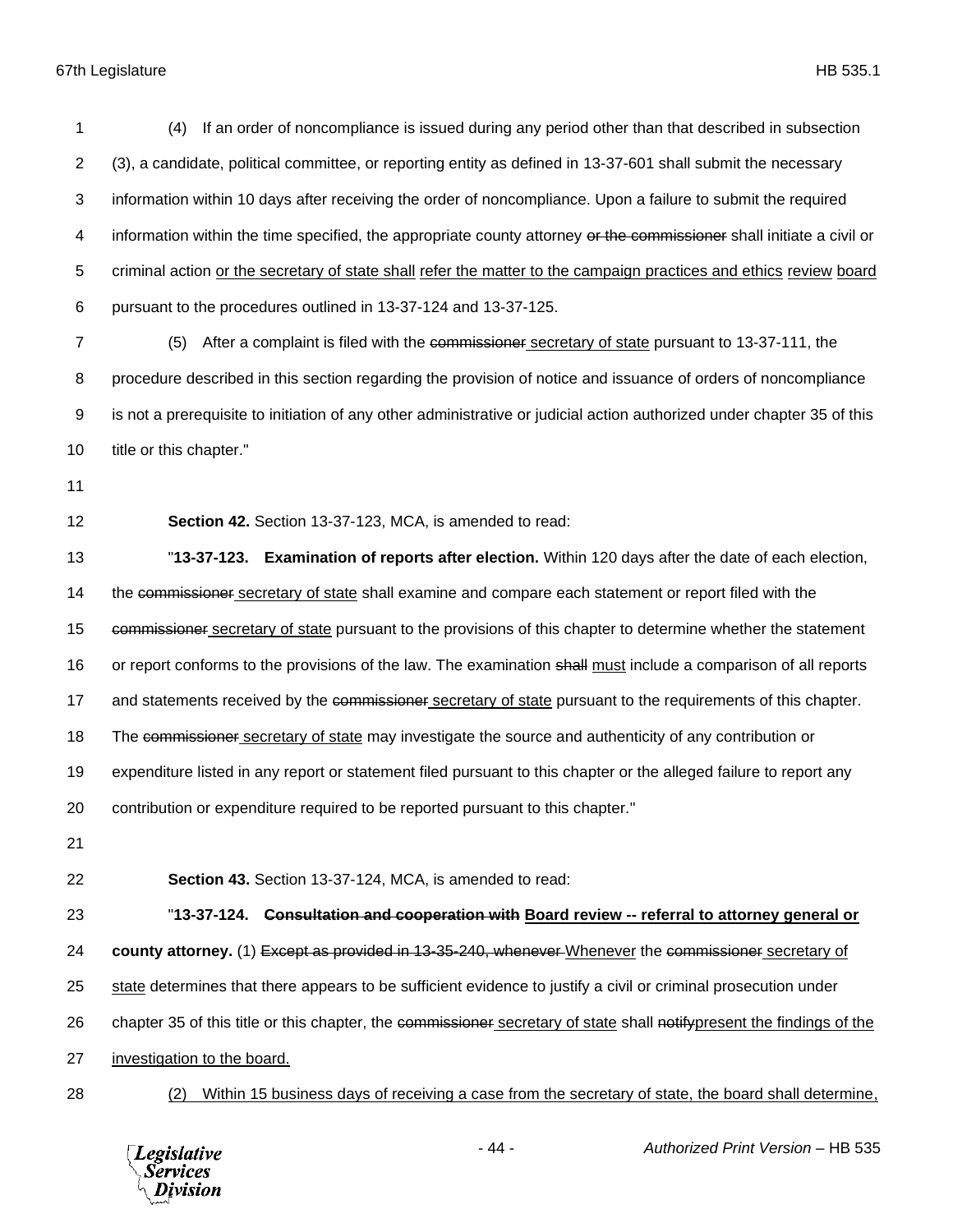(4) If an order of noncompliance is issued during any period other than that described in subsection (3), a candidate, political committee, or reporting entity as defined in 13-37-601 shall submit the necessary information within 10 days after receiving the order of noncompliance. Upon a failure to submit the required information within the time specified, the appropriate county attorney ~~or the commissioner~~ shall initiate a civil or criminal action <u>or the secretary of state shall</u> <u>refer the matter to the campaign practices and ethics</u> <u>review</u> <u>board</u> pursuant to the procedures outlined in 13-37-124 and 13-37-125.

(5) After a complaint is filed with the ~~commissioner~~ <u>secretary of state</u> pursuant to 13-37-111, the procedure described in this section regarding the provision of notice and issuance of orders of noncompliance is not a prerequisite to initiation of any other administrative or judicial action authorized under chapter 35 of this title or this chapter."

**Section 42.** Section 13-37-123, MCA, is amended to read:

"**13-37-123. Examination of reports after election.** Within 120 days after the date of each election, the ~~commissioner~~ <u>secretary of state</u> shall examine and compare each statement or report filed with the ~~commissioner~~ <u>secretary of state</u> pursuant to the provisions of this chapter to determine whether the statement or report conforms to the provisions of the law. The examination ~~shall~~ <u>must</u> include a comparison of all reports and statements received by the ~~commissioner~~ <u>secretary of state</u> pursuant to the requirements of this chapter. The ~~commissioner~~ <u>secretary of state</u> may investigate the source and authenticity of any contribution or expenditure listed in any report or statement filed pursuant to this chapter or the alleged failure to report any contribution or expenditure required to be reported pursuant to this chapter."

**Section 43.** Section 13-37-124, MCA, is amended to read:

"**13-37-124. ~~Consultation and cooperation with~~ <u>Board review -- referral to attorney general or county attorney.</u>** (1) ~~Except as provided in 13-35-240, whenever~~ <u>Whenever</u> the ~~commissioner~~ <u>secretary of state</u> determines that there appears to be sufficient evidence to justify a civil or criminal prosecution under chapter 35 of this title or this chapter, the ~~commissioner~~ <u>secretary of state</u> shall ~~notify~~<u>present the findings of the investigation to the board.</u>

<u>(2) Within 15 business days of receiving a case from the secretary of state, the board shall determine,</u>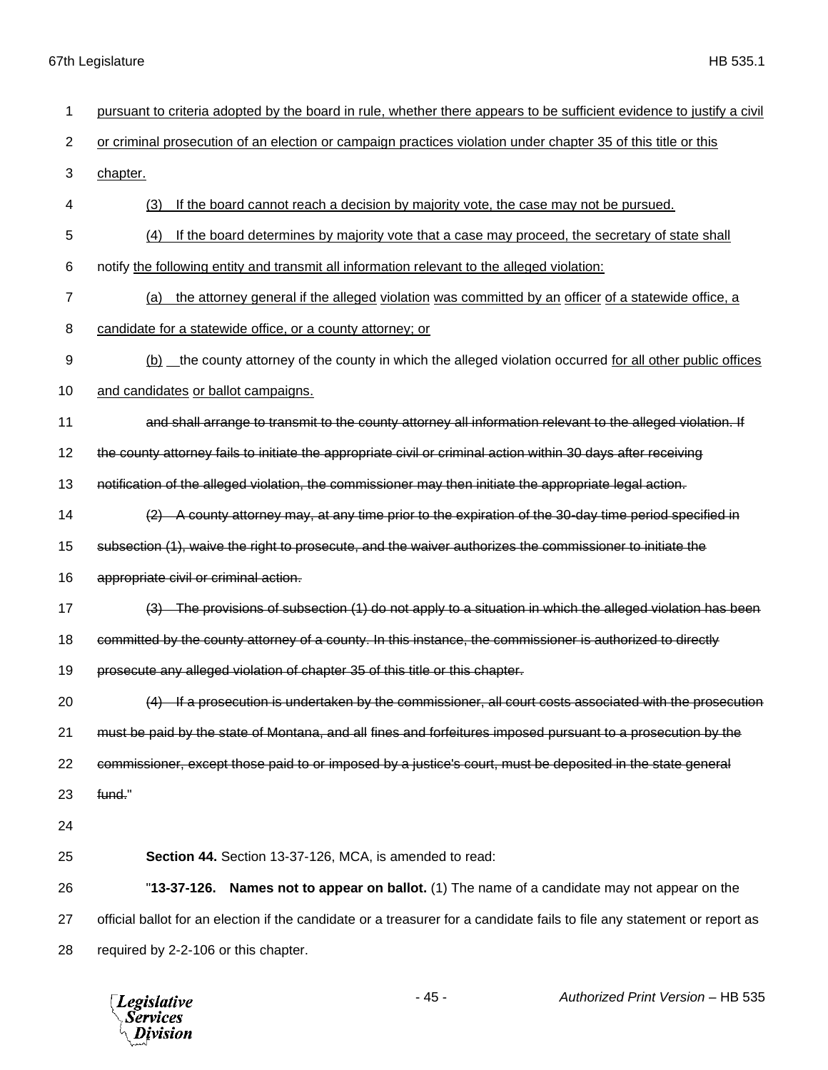pursuant to criteria adopted by the board in rule, whether there appears to be sufficient evidence to justify a civil or criminal prosecution of an election or campaign practices violation under chapter 35 of this title or this chapter.

(3) If the board cannot reach a decision by majority vote, the case may not be pursued.

(4) If the board determines by majority vote that a case may proceed, the secretary of state shall notify the following entity and transmit all information relevant to the alleged violation:

(a) the attorney general if the alleged violation was committed by an officer of a statewide office, a candidate for a statewide office, or a county attorney; or

(b) the county attorney of the county in which the alleged violation occurred for all other public offices and candidates or ballot campaigns.

~~and shall arrange to transmit to the county attorney all information relevant to the alleged violation. If the county attorney fails to initiate the appropriate civil or criminal action within 30 days after receiving notification of the alleged violation, the commissioner may then initiate the appropriate legal action.~~

~~(2) A county attorney may, at any time prior to the expiration of the 30-day time period specified in subsection (1), waive the right to prosecute, and the waiver authorizes the commissioner to initiate the appropriate civil or criminal action.~~

~~(3) The provisions of subsection (1) do not apply to a situation in which the alleged violation has been committed by the county attorney of a county. In this instance, the commissioner is authorized to directly prosecute any alleged violation of chapter 35 of this title or this chapter.~~

~~(4) If a prosecution is undertaken by the commissioner, all court costs associated with the prosecution must be paid by the state of Montana, and all fines and forfeitures imposed pursuant to a prosecution by the commissioner, except those paid to or imposed by a justice's court, must be deposited in the state general fund.~~"

**Section 44.** Section 13-37-126, MCA, is amended to read:

"**13-37-126. Names not to appear on ballot.** (1) The name of a candidate may not appear on the official ballot for an election if the candidate or a treasurer for a candidate fails to file any statement or report as required by 2-2-106 or this chapter.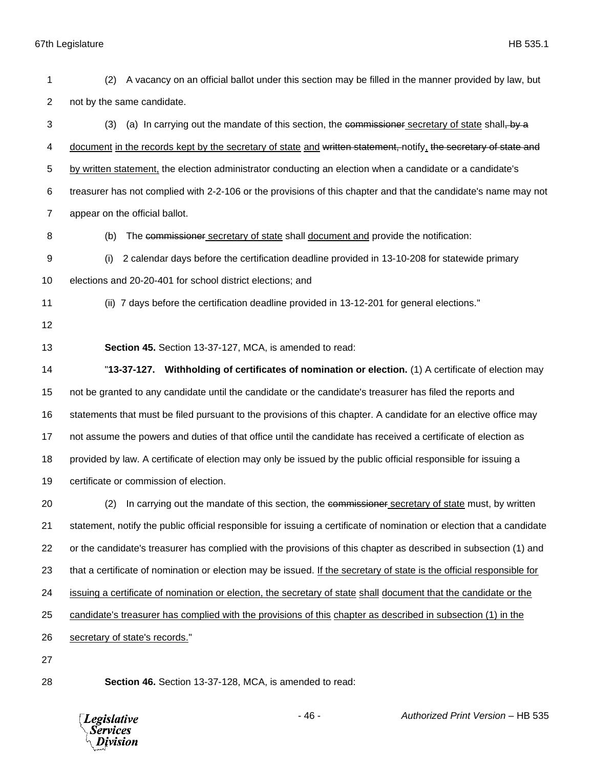(2) A vacancy on an official ballot under this section may be filled in the manner provided by law, but not by the same candidate.

(3) (a) In carrying out the mandate of this section, the ~~commissioner~~ secretary of state shall~~, by a~~ document in the records kept by the secretary of state and ~~written statement,~~ notify, ~~the secretary of state and~~ by written statement, the election administrator conducting an election when a candidate or a candidate's treasurer has not complied with 2-2-106 or the provisions of this chapter and that the candidate's name may not appear on the official ballot.

(b) The ~~commissioner~~ secretary of state shall document and provide the notification:

(i) 2 calendar days before the certification deadline provided in 13-10-208 for statewide primary elections and 20-20-401 for school district elections; and

(ii) 7 days before the certification deadline provided in 13-12-201 for general elections."

**Section 45.** Section 13-37-127, MCA, is amended to read:

"**13-37-127. Withholding of certificates of nomination or election.** (1) A certificate of election may not be granted to any candidate until the candidate or the candidate's treasurer has filed the reports and statements that must be filed pursuant to the provisions of this chapter. A candidate for an elective office may not assume the powers and duties of that office until the candidate has received a certificate of election as provided by law. A certificate of election may only be issued by the public official responsible for issuing a certificate or commission of election.

(2) In carrying out the mandate of this section, the ~~commissioner~~ secretary of state must, by written statement, notify the public official responsible for issuing a certificate of nomination or election that a candidate or the candidate's treasurer has complied with the provisions of this chapter as described in subsection (1) and that a certificate of nomination or election may be issued. If the secretary of state is the official responsible for issuing a certificate of nomination or election, the secretary of state shall document that the candidate or the candidate's treasurer has complied with the provisions of this chapter as described in subsection (1) in the secretary of state's records."

**Section 46.** Section 13-37-128, MCA, is amended to read: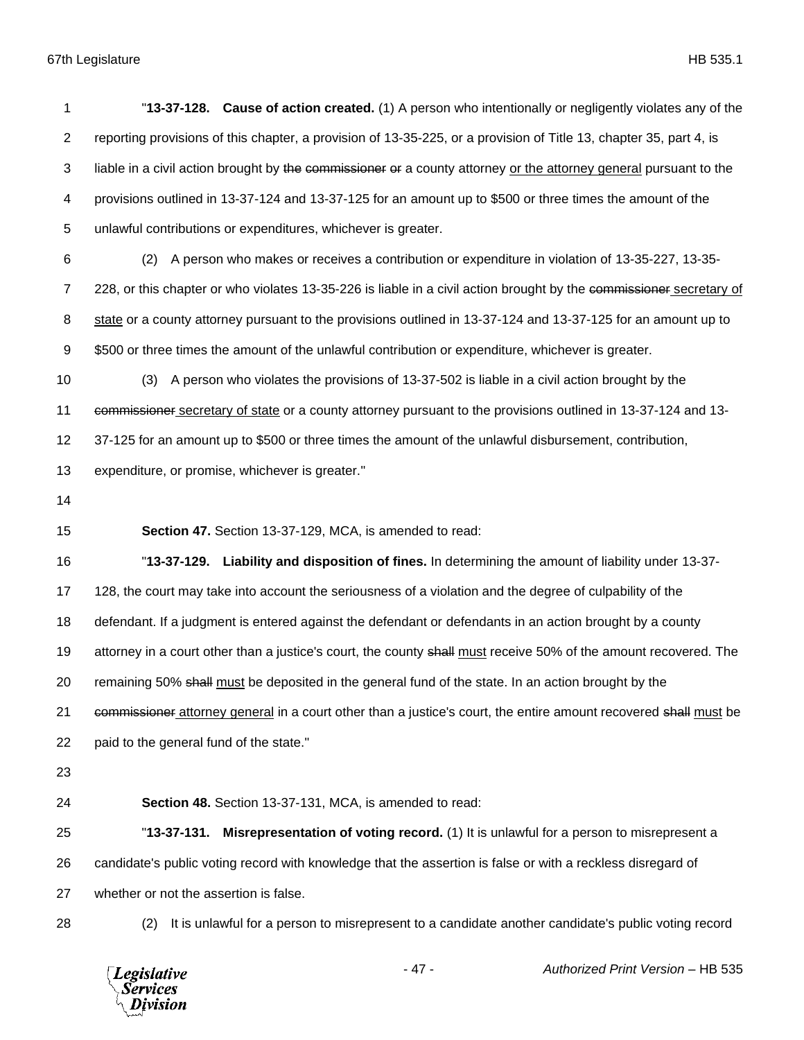"**13-37-128. Cause of action created.** (1) A person who intentionally or negligently violates any of the reporting provisions of this chapter, a provision of 13-35-225, or a provision of Title 13, chapter 35, part 4, is liable in a civil action brought by ~~the commissioner or~~ a county attorney <u>or the attorney general</u> pursuant to the provisions outlined in 13-37-124 and 13-37-125 for an amount up to $500 or three times the amount of the unlawful contributions or expenditures, whichever is greater.

(2) A person who makes or receives a contribution or expenditure in violation of 13-35-227, 13-35-228, or this chapter or who violates 13-35-226 is liable in a civil action brought by the ~~commissioner~~ <u>secretary of state</u> or a county attorney pursuant to the provisions outlined in 13-37-124 and 13-37-125 for an amount up to $500 or three times the amount of the unlawful contribution or expenditure, whichever is greater.

(3) A person who violates the provisions of 13-37-502 is liable in a civil action brought by the ~~commissioner~~ <u>secretary of state</u> or a county attorney pursuant to the provisions outlined in 13-37-124 and 13-37-125 for an amount up to $500 or three times the amount of the unlawful disbursement, contribution, expenditure, or promise, whichever is greater."

**Section 47.** Section 13-37-129, MCA, is amended to read:

"**13-37-129. Liability and disposition of fines.** In determining the amount of liability under 13-37-128, the court may take into account the seriousness of a violation and the degree of culpability of the defendant. If a judgment is entered against the defendant or defendants in an action brought by a county attorney in a court other than a justice's court, the county ~~shall~~ <u>must</u> receive 50% of the amount recovered. The remaining 50% ~~shall~~ <u>must</u> be deposited in the general fund of the state. In an action brought by the ~~commissioner~~ <u>attorney general</u> in a court other than a justice's court, the entire amount recovered ~~shall~~ <u>must</u> be paid to the general fund of the state."

**Section 48.** Section 13-37-131, MCA, is amended to read:

"**13-37-131. Misrepresentation of voting record.** (1) It is unlawful for a person to misrepresent a candidate's public voting record with knowledge that the assertion is false or with a reckless disregard of whether or not the assertion is false.

(2) It is unlawful for a person to misrepresent to a candidate another candidate's public voting record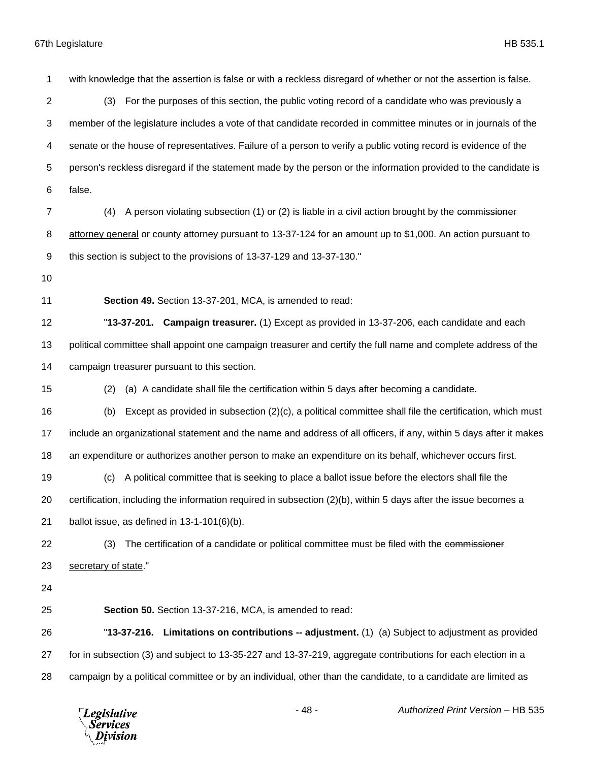with knowledge that the assertion is false or with a reckless disregard of whether or not the assertion is false.

(3) For the purposes of this section, the public voting record of a candidate who was previously a member of the legislature includes a vote of that candidate recorded in committee minutes or in journals of the senate or the house of representatives. Failure of a person to verify a public voting record is evidence of the person's reckless disregard if the statement made by the person or the information provided to the candidate is false.

(4) A person violating subsection (1) or (2) is liable in a civil action brought by the ~~commissioner~~ <u>attorney general</u> or county attorney pursuant to 13-37-124 for an amount up to $1,000. An action pursuant to this section is subject to the provisions of 13-37-129 and 13-37-130."

**Section 49.** Section 13-37-201, MCA, is amended to read:

"**13-37-201. Campaign treasurer.** (1) Except as provided in 13-37-206, each candidate and each political committee shall appoint one campaign treasurer and certify the full name and complete address of the campaign treasurer pursuant to this section.

(2) (a) A candidate shall file the certification within 5 days after becoming a candidate.

(b) Except as provided in subsection (2)(c), a political committee shall file the certification, which must include an organizational statement and the name and address of all officers, if any, within 5 days after it makes an expenditure or authorizes another person to make an expenditure on its behalf, whichever occurs first.

(c) A political committee that is seeking to place a ballot issue before the electors shall file the certification, including the information required in subsection (2)(b), within 5 days after the issue becomes a ballot issue, as defined in 13-1-101(6)(b).

(3) The certification of a candidate or political committee must be filed with the ~~commissioner~~ <u>secretary of state</u>."

**Section 50.** Section 13-37-216, MCA, is amended to read:

"**13-37-216. Limitations on contributions -- adjustment.** (1) (a) Subject to adjustment as provided for in subsection (3) and subject to 13-35-227 and 13-37-219, aggregate contributions for each election in a campaign by a political committee or by an individual, other than the candidate, to a candidate are limited as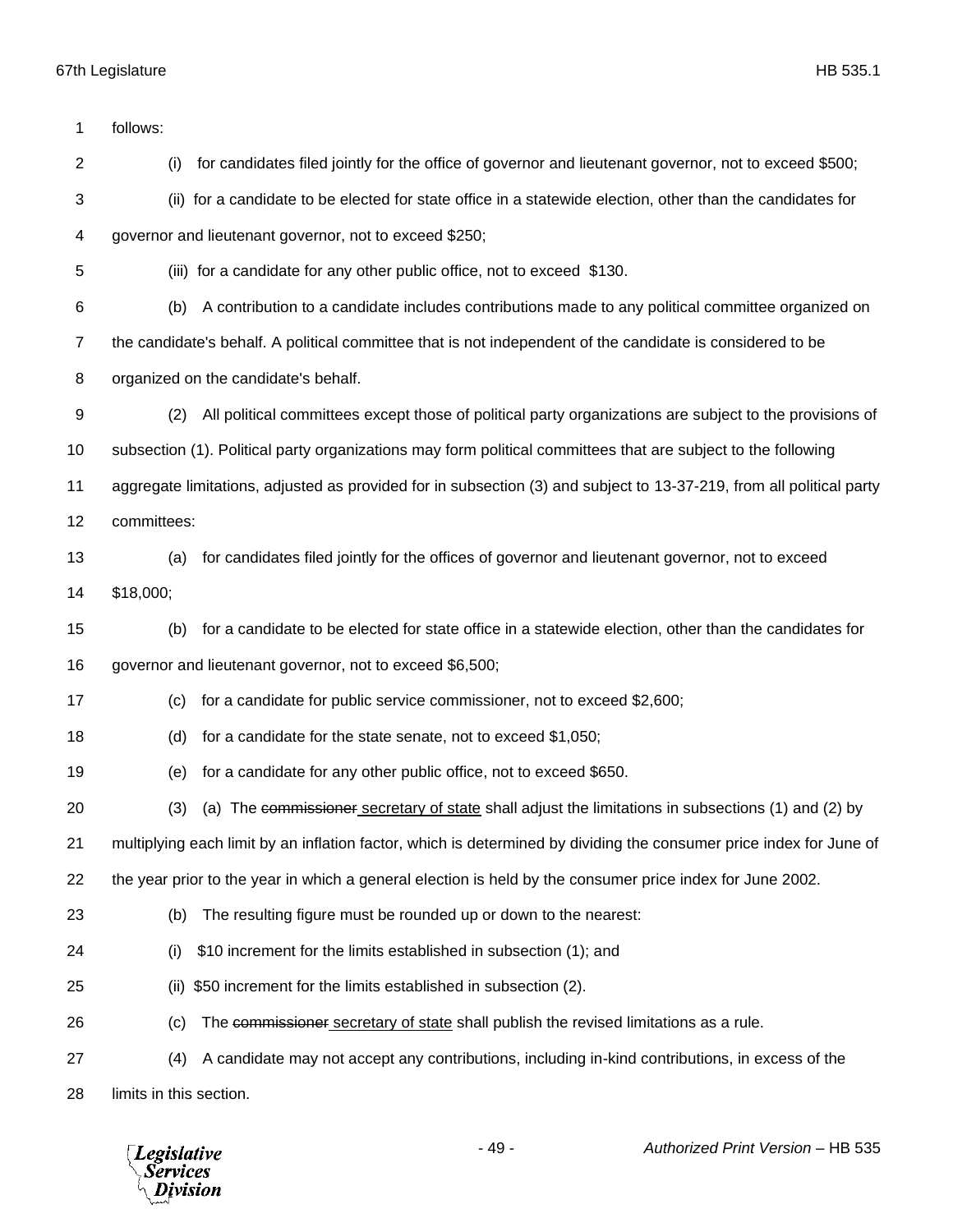follows:

(i) for candidates filed jointly for the office of governor and lieutenant governor, not to exceed $500;

(ii) for a candidate to be elected for state office in a statewide election, other than the candidates for governor and lieutenant governor, not to exceed $250;

(iii) for a candidate for any other public office, not to exceed $130.

(b) A contribution to a candidate includes contributions made to any political committee organized on the candidate's behalf. A political committee that is not independent of the candidate is considered to be organized on the candidate's behalf.

(2) All political committees except those of political party organizations are subject to the provisions of subsection (1). Political party organizations may form political committees that are subject to the following aggregate limitations, adjusted as provided for in subsection (3) and subject to 13-37-219, from all political party committees:

(a) for candidates filed jointly for the offices of governor and lieutenant governor, not to exceed $18,000;

(b) for a candidate to be elected for state office in a statewide election, other than the candidates for governor and lieutenant governor, not to exceed $6,500;

(c) for a candidate for public service commissioner, not to exceed $2,600;

(d) for a candidate for the state senate, not to exceed $1,050;

(e) for a candidate for any other public office, not to exceed $650.

(3) (a) The ~~commissioner~~ <u>secretary of state</u> shall adjust the limitations in subsections (1) and (2) by multiplying each limit by an inflation factor, which is determined by dividing the consumer price index for June of the year prior to the year in which a general election is held by the consumer price index for June 2002.

(b) The resulting figure must be rounded up or down to the nearest:

(i) $10 increment for the limits established in subsection (1); and

(ii) $50 increment for the limits established in subsection (2).

(c) The ~~commissioner~~ <u>secretary of state</u> shall publish the revised limitations as a rule.

(4) A candidate may not accept any contributions, including in-kind contributions, in excess of the limits in this section.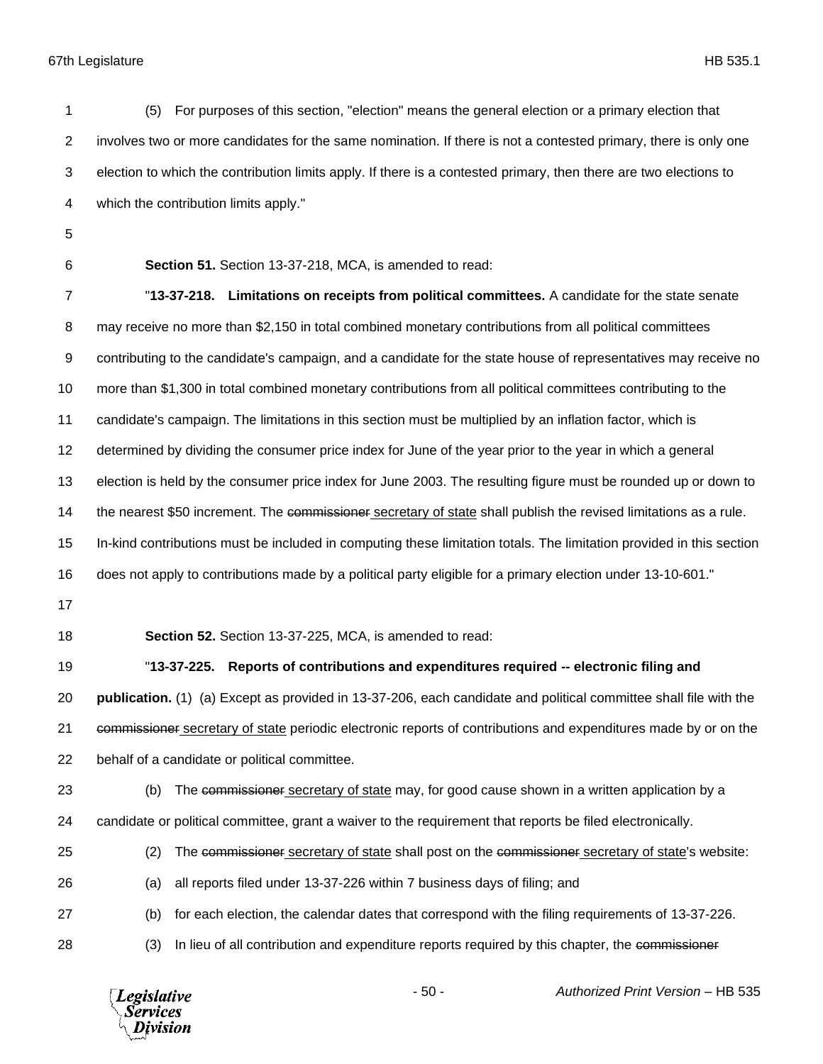(5) For purposes of this section, "election" means the general election or a primary election that involves two or more candidates for the same nomination. If there is not a contested primary, there is only one election to which the contribution limits apply. If there is a contested primary, then there are two elections to which the contribution limits apply."

**Section 51.** Section 13-37-218, MCA, is amended to read:

"**13-37-218. Limitations on receipts from political committees.** A candidate for the state senate may receive no more than $2,150 in total combined monetary contributions from all political committees contributing to the candidate's campaign, and a candidate for the state house of representatives may receive no more than $1,300 in total combined monetary contributions from all political committees contributing to the candidate's campaign. The limitations in this section must be multiplied by an inflation factor, which is determined by dividing the consumer price index for June of the year prior to the year in which a general election is held by the consumer price index for June 2003. The resulting figure must be rounded up or down to the nearest $50 increment. The ~~commissioner~~ <u>secretary of state</u> shall publish the revised limitations as a rule. In-kind contributions must be included in computing these limitation totals. The limitation provided in this section does not apply to contributions made by a political party eligible for a primary election under 13-10-601."

**Section 52.** Section 13-37-225, MCA, is amended to read:

"**13-37-225. Reports of contributions and expenditures required -- electronic filing and publication.** (1) (a) Except as provided in 13-37-206, each candidate and political committee shall file with the ~~commissioner~~ <u>secretary of state</u> periodic electronic reports of contributions and expenditures made by or on the behalf of a candidate or political committee.

(b) The ~~commissioner~~ <u>secretary of state</u> may, for good cause shown in a written application by a candidate or political committee, grant a waiver to the requirement that reports be filed electronically.

(2) The ~~commissioner~~ <u>secretary of state</u> shall post on the ~~commissioner~~ <u>secretary of state</u>'s website:

(a) all reports filed under 13-37-226 within 7 business days of filing; and

(b) for each election, the calendar dates that correspond with the filing requirements of 13-37-226.

(3) In lieu of all contribution and expenditure reports required by this chapter, the ~~commissioner~~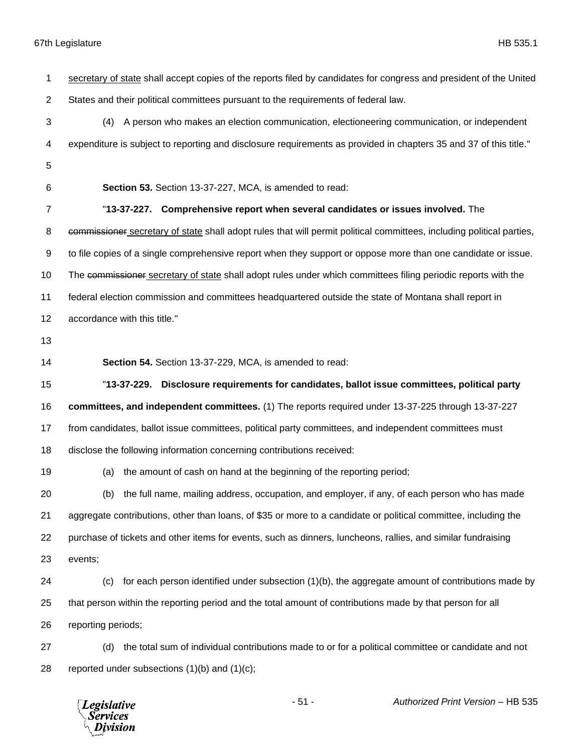secretary of state shall accept copies of the reports filed by candidates for congress and president of the United States and their political committees pursuant to the requirements of federal law.

(4) A person who makes an election communication, electioneering communication, or independent expenditure is subject to reporting and disclosure requirements as provided in chapters 35 and 37 of this title."

**Section 53.** Section 13-37-227, MCA, is amended to read:

"**13-37-227. Comprehensive report when several candidates or issues involved.** The ~~commissioner~~ secretary of state shall adopt rules that will permit political committees, including political parties, to file copies of a single comprehensive report when they support or oppose more than one candidate or issue. The ~~commissioner~~ secretary of state shall adopt rules under which committees filing periodic reports with the federal election commission and committees headquartered outside the state of Montana shall report in accordance with this title."

**Section 54.** Section 13-37-229, MCA, is amended to read:

"**13-37-229. Disclosure requirements for candidates, ballot issue committees, political party committees, and independent committees.** (1) The reports required under 13-37-225 through 13-37-227 from candidates, ballot issue committees, political party committees, and independent committees must disclose the following information concerning contributions received:

(a) the amount of cash on hand at the beginning of the reporting period;

(b) the full name, mailing address, occupation, and employer, if any, of each person who has made aggregate contributions, other than loans, of $35 or more to a candidate or political committee, including the purchase of tickets and other items for events, such as dinners, luncheons, rallies, and similar fundraising events;

(c) for each person identified under subsection (1)(b), the aggregate amount of contributions made by that person within the reporting period and the total amount of contributions made by that person for all reporting periods;

(d) the total sum of individual contributions made to or for a political committee or candidate and not reported under subsections (1)(b) and (1)(c);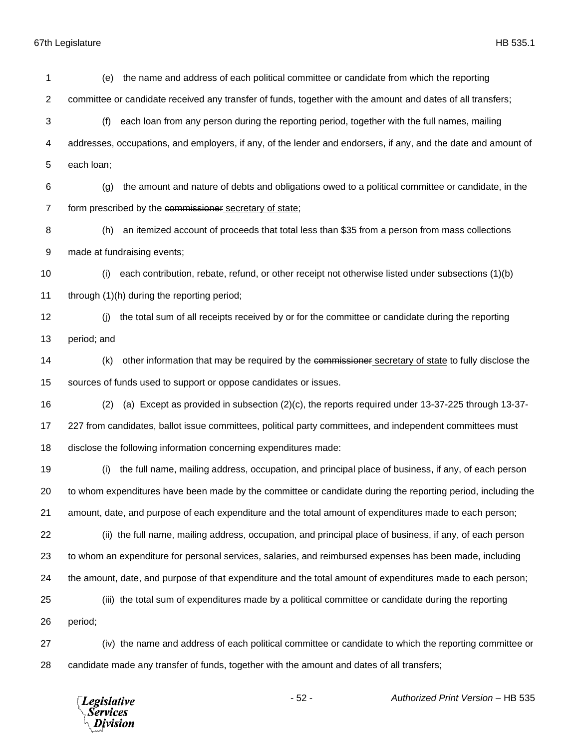(e) the name and address of each political committee or candidate from which the reporting committee or candidate received any transfer of funds, together with the amount and dates of all transfers;

(f) each loan from any person during the reporting period, together with the full names, mailing addresses, occupations, and employers, if any, of the lender and endorsers, if any, and the date and amount of each loan;

(g) the amount and nature of debts and obligations owed to a political committee or candidate, in the form prescribed by the ~~commissioner~~ secretary of state;

(h) an itemized account of proceeds that total less than $35 from a person from mass collections made at fundraising events;

(i) each contribution, rebate, refund, or other receipt not otherwise listed under subsections (1)(b) through (1)(h) during the reporting period;

(j) the total sum of all receipts received by or for the committee or candidate during the reporting period; and

(k) other information that may be required by the ~~commissioner~~ secretary of state to fully disclose the sources of funds used to support or oppose candidates or issues.

(2) (a) Except as provided in subsection (2)(c), the reports required under 13-37-225 through 13-37-227 from candidates, ballot issue committees, political party committees, and independent committees must disclose the following information concerning expenditures made:

(i) the full name, mailing address, occupation, and principal place of business, if any, of each person to whom expenditures have been made by the committee or candidate during the reporting period, including the amount, date, and purpose of each expenditure and the total amount of expenditures made to each person;

(ii) the full name, mailing address, occupation, and principal place of business, if any, of each person to whom an expenditure for personal services, salaries, and reimbursed expenses has been made, including the amount, date, and purpose of that expenditure and the total amount of expenditures made to each person;

(iii) the total sum of expenditures made by a political committee or candidate during the reporting period;

(iv) the name and address of each political committee or candidate to which the reporting committee or candidate made any transfer of funds, together with the amount and dates of all transfers;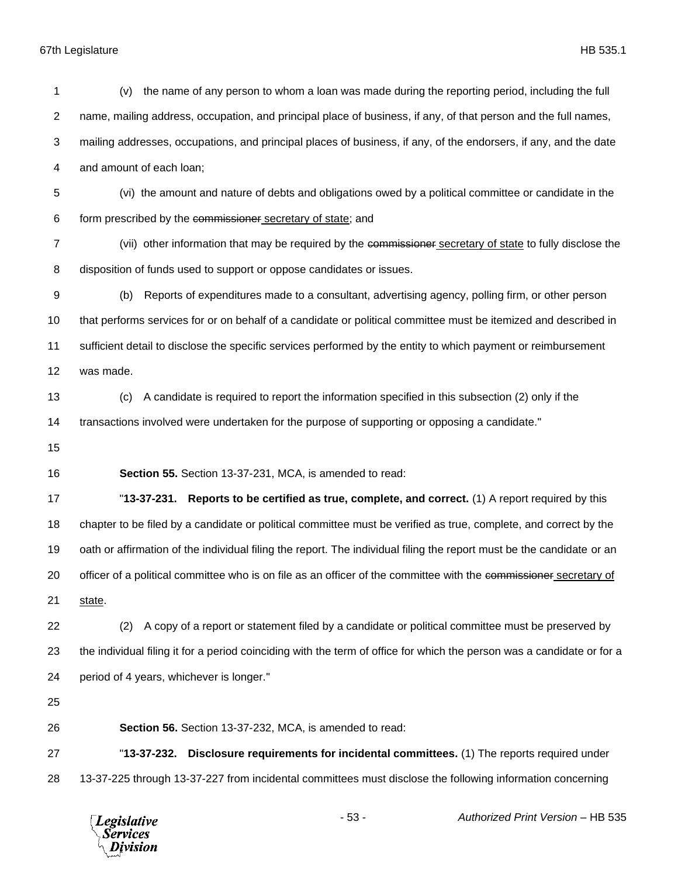(v) the name of any person to whom a loan was made during the reporting period, including the full name, mailing address, occupation, and principal place of business, if any, of that person and the full names, mailing addresses, occupations, and principal places of business, if any, of the endorsers, if any, and the date and amount of each loan;

(vi) the amount and nature of debts and obligations owed by a political committee or candidate in the form prescribed by the ~~commissioner~~ secretary of state; and

(vii) other information that may be required by the ~~commissioner~~ secretary of state to fully disclose the disposition of funds used to support or oppose candidates or issues.

(b) Reports of expenditures made to a consultant, advertising agency, polling firm, or other person that performs services for or on behalf of a candidate or political committee must be itemized and described in sufficient detail to disclose the specific services performed by the entity to which payment or reimbursement was made.

(c) A candidate is required to report the information specified in this subsection (2) only if the transactions involved were undertaken for the purpose of supporting or opposing a candidate."

**Section 55.** Section 13-37-231, MCA, is amended to read:

"**13-37-231. Reports to be certified as true, complete, and correct.** (1) A report required by this chapter to be filed by a candidate or political committee must be verified as true, complete, and correct by the oath or affirmation of the individual filing the report. The individual filing the report must be the candidate or an officer of a political committee who is on file as an officer of the committee with the ~~commissioner~~ secretary of state.

(2) A copy of a report or statement filed by a candidate or political committee must be preserved by the individual filing it for a period coinciding with the term of office for which the person was a candidate or for a period of 4 years, whichever is longer."

**Section 56.** Section 13-37-232, MCA, is amended to read:

"**13-37-232. Disclosure requirements for incidental committees.** (1) The reports required under 13-37-225 through 13-37-227 from incidental committees must disclose the following information concerning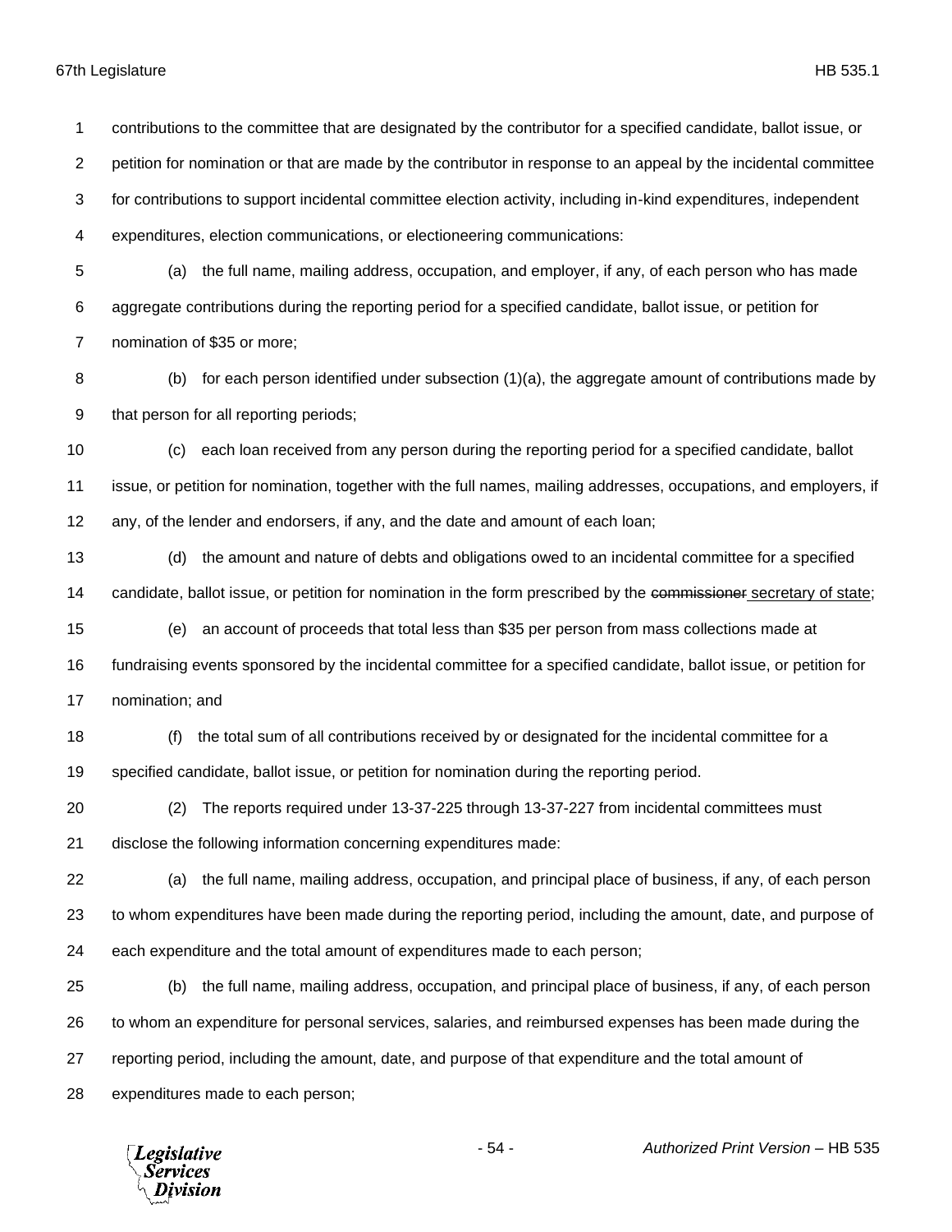contributions to the committee that are designated by the contributor for a specified candidate, ballot issue, or petition for nomination or that are made by the contributor in response to an appeal by the incidental committee for contributions to support incidental committee election activity, including in-kind expenditures, independent expenditures, election communications, or electioneering communications:

(a) the full name, mailing address, occupation, and employer, if any, of each person who has made aggregate contributions during the reporting period for a specified candidate, ballot issue, or petition for nomination of $35 or more;

(b) for each person identified under subsection (1)(a), the aggregate amount of contributions made by that person for all reporting periods;

(c) each loan received from any person during the reporting period for a specified candidate, ballot issue, or petition for nomination, together with the full names, mailing addresses, occupations, and employers, if any, of the lender and endorsers, if any, and the date and amount of each loan;

(d) the amount and nature of debts and obligations owed to an incidental committee for a specified candidate, ballot issue, or petition for nomination in the form prescribed by the ~~commissioner~~ <u>secretary of state</u>;

(e) an account of proceeds that total less than $35 per person from mass collections made at fundraising events sponsored by the incidental committee for a specified candidate, ballot issue, or petition for nomination; and

(f) the total sum of all contributions received by or designated for the incidental committee for a specified candidate, ballot issue, or petition for nomination during the reporting period.

(2) The reports required under 13-37-225 through 13-37-227 from incidental committees must disclose the following information concerning expenditures made:

(a) the full name, mailing address, occupation, and principal place of business, if any, of each person to whom expenditures have been made during the reporting period, including the amount, date, and purpose of each expenditure and the total amount of expenditures made to each person;

(b) the full name, mailing address, occupation, and principal place of business, if any, of each person to whom an expenditure for personal services, salaries, and reimbursed expenses has been made during the reporting period, including the amount, date, and purpose of that expenditure and the total amount of expenditures made to each person;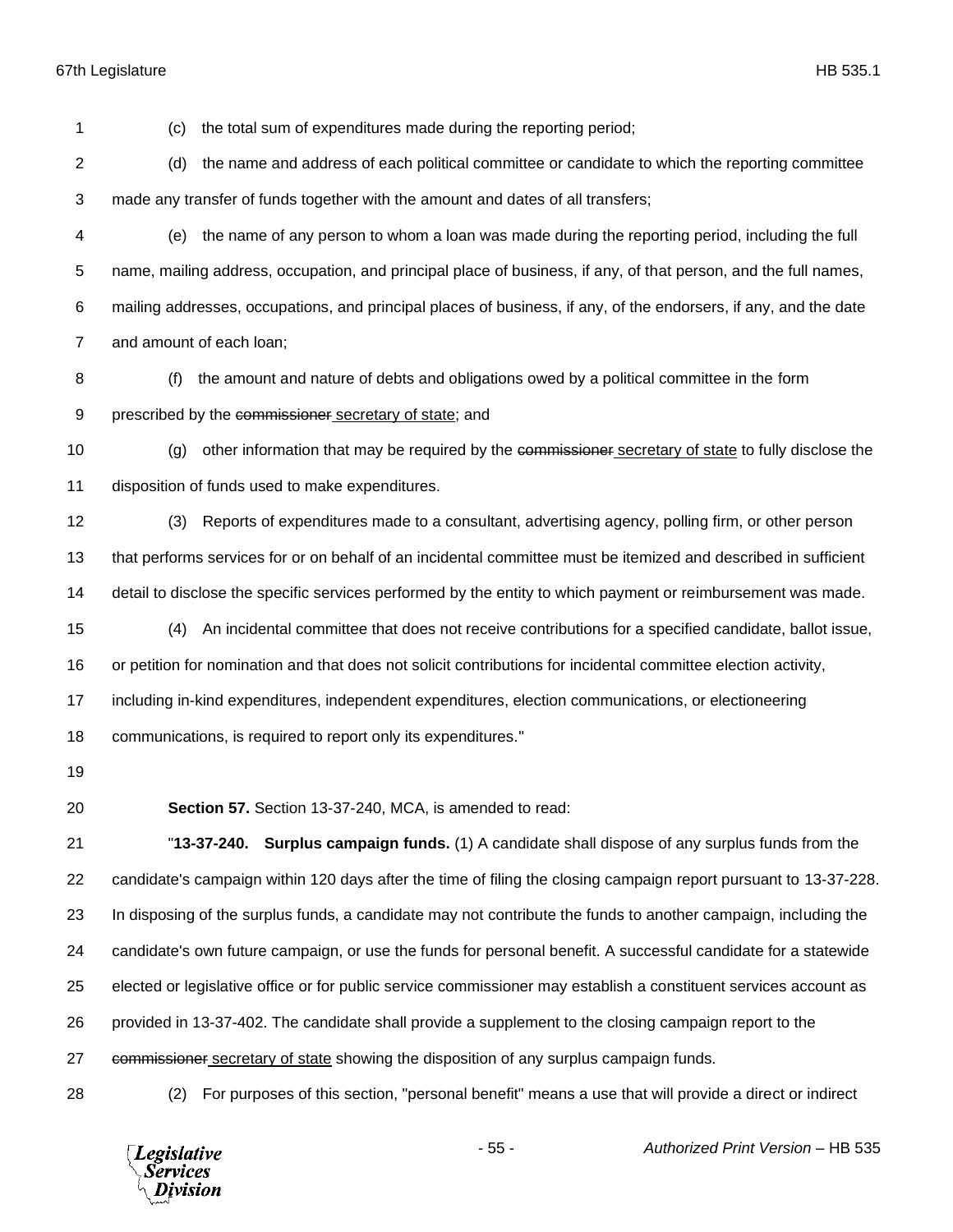(c) the total sum of expenditures made during the reporting period;

(d) the name and address of each political committee or candidate to which the reporting committee made any transfer of funds together with the amount and dates of all transfers;

(e) the name of any person to whom a loan was made during the reporting period, including the full name, mailing address, occupation, and principal place of business, if any, of that person, and the full names, mailing addresses, occupations, and principal places of business, if any, of the endorsers, if any, and the date and amount of each loan;

(f) the amount and nature of debts and obligations owed by a political committee in the form prescribed by the ~~commissioner~~ secretary of state; and

(g) other information that may be required by the ~~commissioner~~ secretary of state to fully disclose the disposition of funds used to make expenditures.

(3) Reports of expenditures made to a consultant, advertising agency, polling firm, or other person that performs services for or on behalf of an incidental committee must be itemized and described in sufficient detail to disclose the specific services performed by the entity to which payment or reimbursement was made.

(4) An incidental committee that does not receive contributions for a specified candidate, ballot issue, or petition for nomination and that does not solicit contributions for incidental committee election activity, including in-kind expenditures, independent expenditures, election communications, or electioneering communications, is required to report only its expenditures."

**Section 57.** Section 13-37-240, MCA, is amended to read:

"**13-37-240. Surplus campaign funds.** (1) A candidate shall dispose of any surplus funds from the candidate's campaign within 120 days after the time of filing the closing campaign report pursuant to 13-37-228. In disposing of the surplus funds, a candidate may not contribute the funds to another campaign, including the candidate's own future campaign, or use the funds for personal benefit. A successful candidate for a statewide elected or legislative office or for public service commissioner may establish a constituent services account as provided in 13-37-402. The candidate shall provide a supplement to the closing campaign report to the ~~commissioner~~ secretary of state showing the disposition of any surplus campaign funds.

(2) For purposes of this section, "personal benefit" means a use that will provide a direct or indirect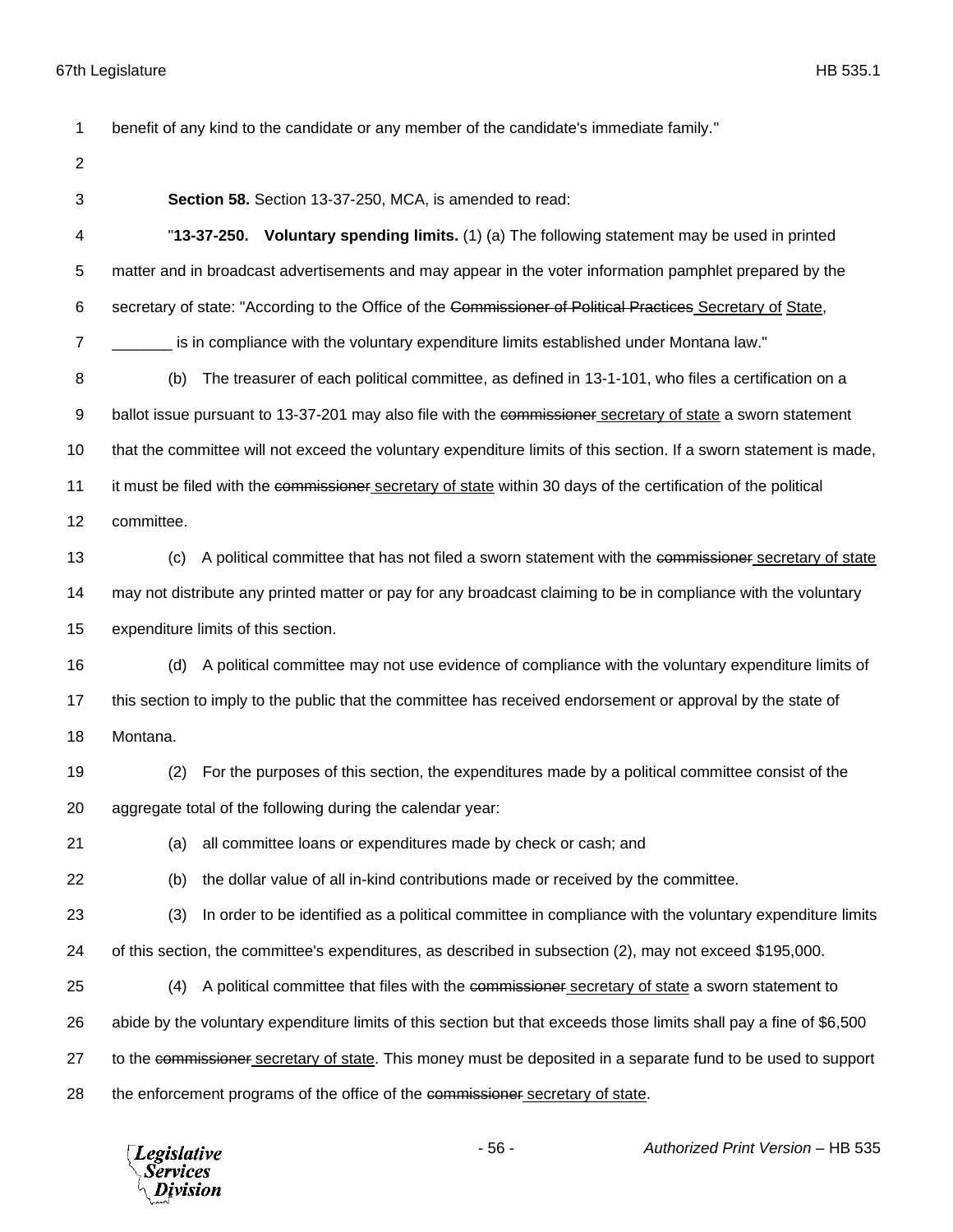benefit of any kind to the candidate or any member of the candidate's immediate family."

**Section 58.** Section 13-37-250, MCA, is amended to read:

"**13-37-250. Voluntary spending limits.** (1) (a) The following statement may be used in printed matter and in broadcast advertisements and may appear in the voter information pamphlet prepared by the secretary of state: "According to the Office of the ~~Commissioner of Political Practices~~ Secretary of State, _______ is in compliance with the voluntary expenditure limits established under Montana law."

(b) The treasurer of each political committee, as defined in 13-1-101, who files a certification on a ballot issue pursuant to 13-37-201 may also file with the ~~commissioner~~ secretary of state a sworn statement that the committee will not exceed the voluntary expenditure limits of this section. If a sworn statement is made, it must be filed with the ~~commissioner~~ secretary of state within 30 days of the certification of the political committee.

(c) A political committee that has not filed a sworn statement with the ~~commissioner~~ secretary of state may not distribute any printed matter or pay for any broadcast claiming to be in compliance with the voluntary expenditure limits of this section.

(d) A political committee may not use evidence of compliance with the voluntary expenditure limits of this section to imply to the public that the committee has received endorsement or approval by the state of Montana.

(2) For the purposes of this section, the expenditures made by a political committee consist of the aggregate total of the following during the calendar year:

(a) all committee loans or expenditures made by check or cash; and

(b) the dollar value of all in-kind contributions made or received by the committee.

(3) In order to be identified as a political committee in compliance with the voluntary expenditure limits of this section, the committee's expenditures, as described in subsection (2), may not exceed $195,000.

(4) A political committee that files with the ~~commissioner~~ secretary of state a sworn statement to abide by the voluntary expenditure limits of this section but that exceeds those limits shall pay a fine of $6,500 to the ~~commissioner~~ secretary of state. This money must be deposited in a separate fund to be used to support the enforcement programs of the office of the ~~commissioner~~ secretary of state.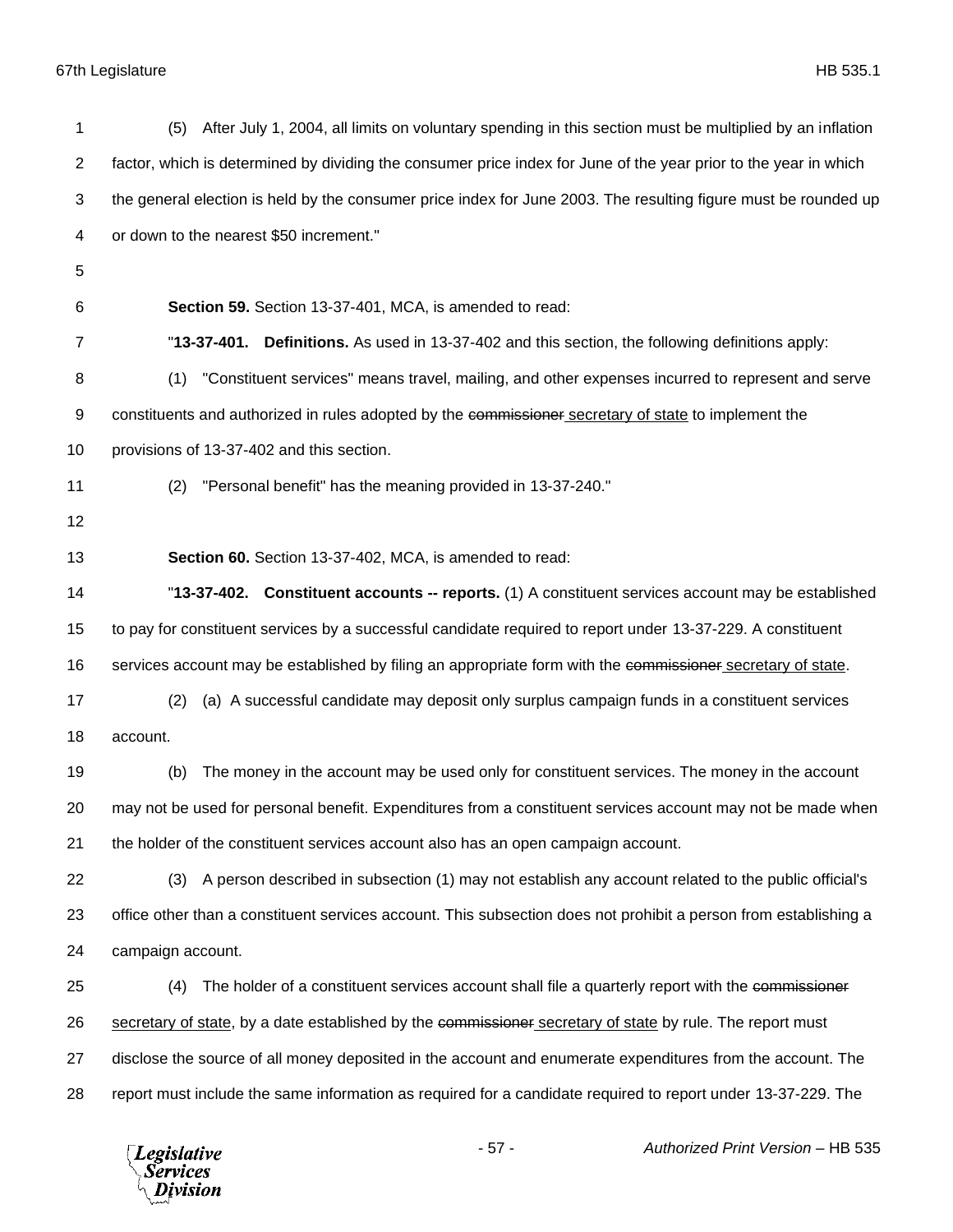(5) After July 1, 2004, all limits on voluntary spending in this section must be multiplied by an inflation factor, which is determined by dividing the consumer price index for June of the year prior to the year in which the general election is held by the consumer price index for June 2003. The resulting figure must be rounded up or down to the nearest $50 increment."

**Section 59.** Section 13-37-401, MCA, is amended to read:

"**13-37-401. Definitions.** As used in 13-37-402 and this section, the following definitions apply:

(1) "Constituent services" means travel, mailing, and other expenses incurred to represent and serve constituents and authorized in rules adopted by the ~~commissioner~~ secretary of state to implement the provisions of 13-37-402 and this section.

(2) "Personal benefit" has the meaning provided in 13-37-240."

**Section 60.** Section 13-37-402, MCA, is amended to read:

"**13-37-402. Constituent accounts -- reports.** (1) A constituent services account may be established to pay for constituent services by a successful candidate required to report under 13-37-229. A constituent services account may be established by filing an appropriate form with the ~~commissioner~~ secretary of state.

(2) (a) A successful candidate may deposit only surplus campaign funds in a constituent services account.

(b) The money in the account may be used only for constituent services. The money in the account may not be used for personal benefit. Expenditures from a constituent services account may not be made when the holder of the constituent services account also has an open campaign account.

(3) A person described in subsection (1) may not establish any account related to the public official's office other than a constituent services account. This subsection does not prohibit a person from establishing a campaign account.

(4) The holder of a constituent services account shall file a quarterly report with the ~~commissioner~~ secretary of state, by a date established by the ~~commissioner~~ secretary of state by rule. The report must disclose the source of all money deposited in the account and enumerate expenditures from the account. The report must include the same information as required for a candidate required to report under 13-37-229. The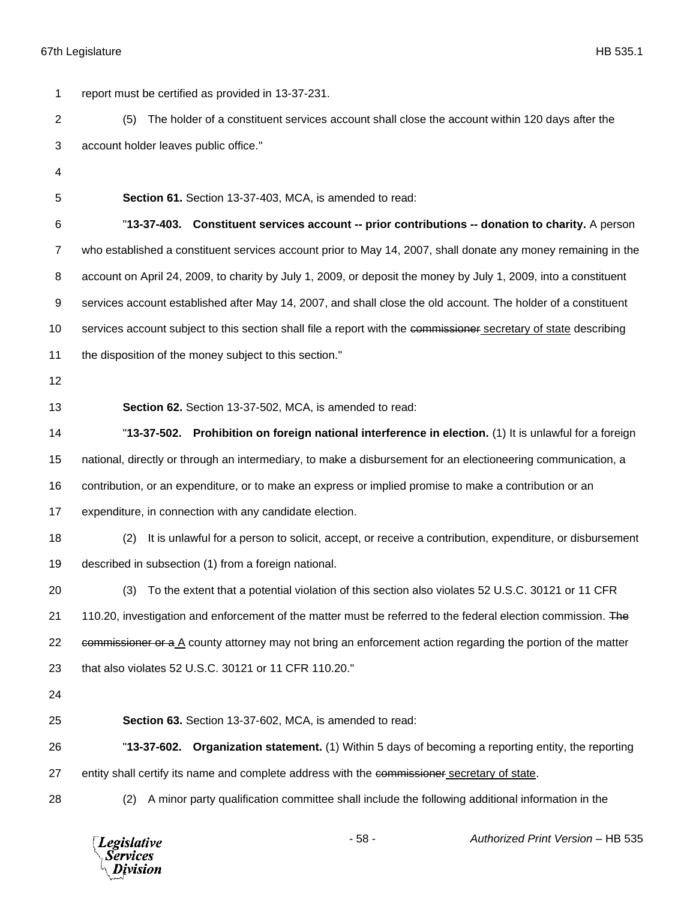report must be certified as provided in 13-37-231.

(5) The holder of a constituent services account shall close the account within 120 days after the account holder leaves public office."

**Section 61.** Section 13-37-403, MCA, is amended to read:

"**13-37-403. Constituent services account -- prior contributions -- donation to charity.** A person who established a constituent services account prior to May 14, 2007, shall donate any money remaining in the account on April 24, 2009, to charity by July 1, 2009, or deposit the money by July 1, 2009, into a constituent services account established after May 14, 2007, and shall close the old account. The holder of a constituent services account subject to this section shall file a report with the ~~commissioner~~ secretary of state describing the disposition of the money subject to this section."

**Section 62.** Section 13-37-502, MCA, is amended to read:

"**13-37-502. Prohibition on foreign national interference in election.** (1) It is unlawful for a foreign national, directly or through an intermediary, to make a disbursement for an electioneering communication, a contribution, or an expenditure, or to make an express or implied promise to make a contribution or an expenditure, in connection with any candidate election.

(2) It is unlawful for a person to solicit, accept, or receive a contribution, expenditure, or disbursement described in subsection (1) from a foreign national.

(3) To the extent that a potential violation of this section also violates 52 U.S.C. 30121 or 11 CFR 110.20, investigation and enforcement of the matter must be referred to the federal election commission. ~~The commissioner or a~~ A county attorney may not bring an enforcement action regarding the portion of the matter that also violates 52 U.S.C. 30121 or 11 CFR 110.20."

**Section 63.** Section 13-37-602, MCA, is amended to read:

"**13-37-602. Organization statement.** (1) Within 5 days of becoming a reporting entity, the reporting entity shall certify its name and complete address with the ~~commissioner~~ secretary of state.

(2) A minor party qualification committee shall include the following additional information in the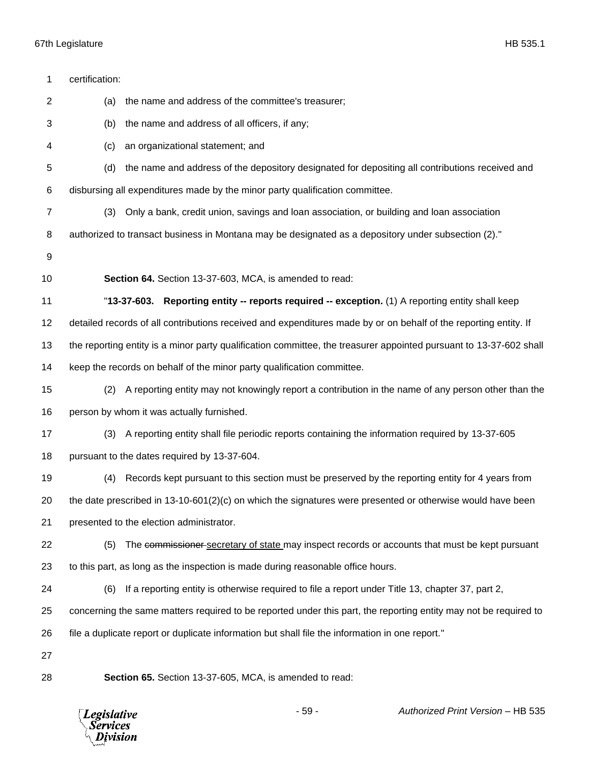certification:

(a) the name and address of the committee's treasurer;

(b) the name and address of all officers, if any;

(c) an organizational statement; and

(d) the name and address of the depository designated for depositing all contributions received and disbursing all expenditures made by the minor party qualification committee.

(3) Only a bank, credit union, savings and loan association, or building and loan association authorized to transact business in Montana may be designated as a depository under subsection (2)."

**Section 64.** Section 13-37-603, MCA, is amended to read:

"**13-37-603. Reporting entity -- reports required -- exception.** (1) A reporting entity shall keep detailed records of all contributions received and expenditures made by or on behalf of the reporting entity. If the reporting entity is a minor party qualification committee, the treasurer appointed pursuant to 13-37-602 shall keep the records on behalf of the minor party qualification committee.

(2) A reporting entity may not knowingly report a contribution in the name of any person other than the person by whom it was actually furnished.

(3) A reporting entity shall file periodic reports containing the information required by 13-37-605 pursuant to the dates required by 13-37-604.

(4) Records kept pursuant to this section must be preserved by the reporting entity for 4 years from the date prescribed in 13-10-601(2)(c) on which the signatures were presented or otherwise would have been presented to the election administrator.

(5) The ~~commissioner~~ <u>secretary of state</u> may inspect records or accounts that must be kept pursuant to this part, as long as the inspection is made during reasonable office hours.

(6) If a reporting entity is otherwise required to file a report under Title 13, chapter 37, part 2, concerning the same matters required to be reported under this part, the reporting entity may not be required to file a duplicate report or duplicate information but shall file the information in one report."

**Section 65.** Section 13-37-605, MCA, is amended to read: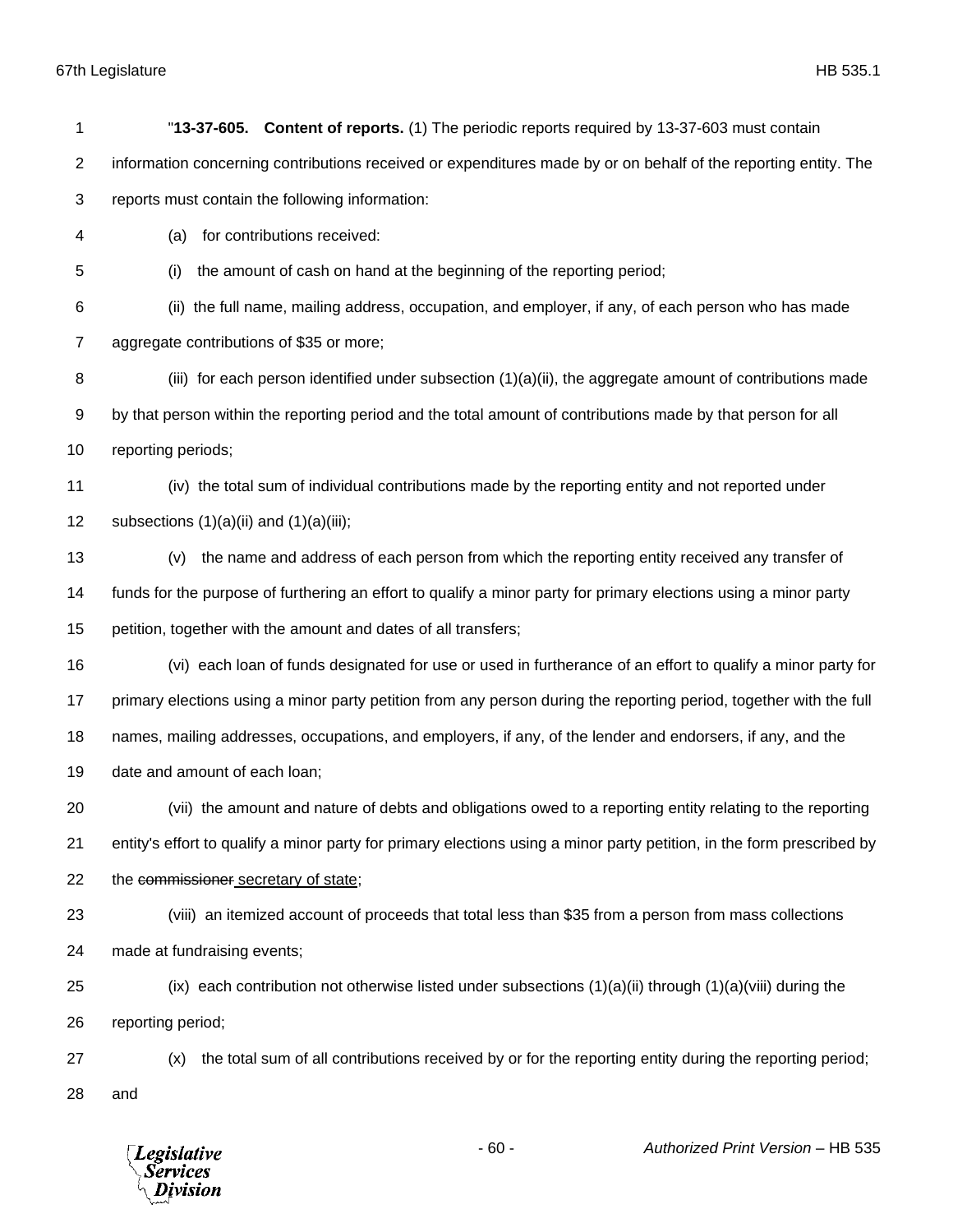"**13-37-605. Content of reports.** (1) The periodic reports required by 13-37-603 must contain information concerning contributions received or expenditures made by or on behalf of the reporting entity. The reports must contain the following information:

(a) for contributions received:

(i) the amount of cash on hand at the beginning of the reporting period;

(ii) the full name, mailing address, occupation, and employer, if any, of each person who has made aggregate contributions of $35 or more;

(iii) for each person identified under subsection (1)(a)(ii), the aggregate amount of contributions made by that person within the reporting period and the total amount of contributions made by that person for all reporting periods;

(iv) the total sum of individual contributions made by the reporting entity and not reported under subsections (1)(a)(ii) and (1)(a)(iii);

(v) the name and address of each person from which the reporting entity received any transfer of funds for the purpose of furthering an effort to qualify a minor party for primary elections using a minor party petition, together with the amount and dates of all transfers;

(vi) each loan of funds designated for use or used in furtherance of an effort to qualify a minor party for primary elections using a minor party petition from any person during the reporting period, together with the full names, mailing addresses, occupations, and employers, if any, of the lender and endorsers, if any, and the date and amount of each loan;

(vii) the amount and nature of debts and obligations owed to a reporting entity relating to the reporting entity's effort to qualify a minor party for primary elections using a minor party petition, in the form prescribed by the ~~commissioner~~ secretary of state;

(viii) an itemized account of proceeds that total less than $35 from a person from mass collections made at fundraising events;

(ix) each contribution not otherwise listed under subsections (1)(a)(ii) through (1)(a)(viii) during the reporting period;

(x) the total sum of all contributions received by or for the reporting entity during the reporting period; and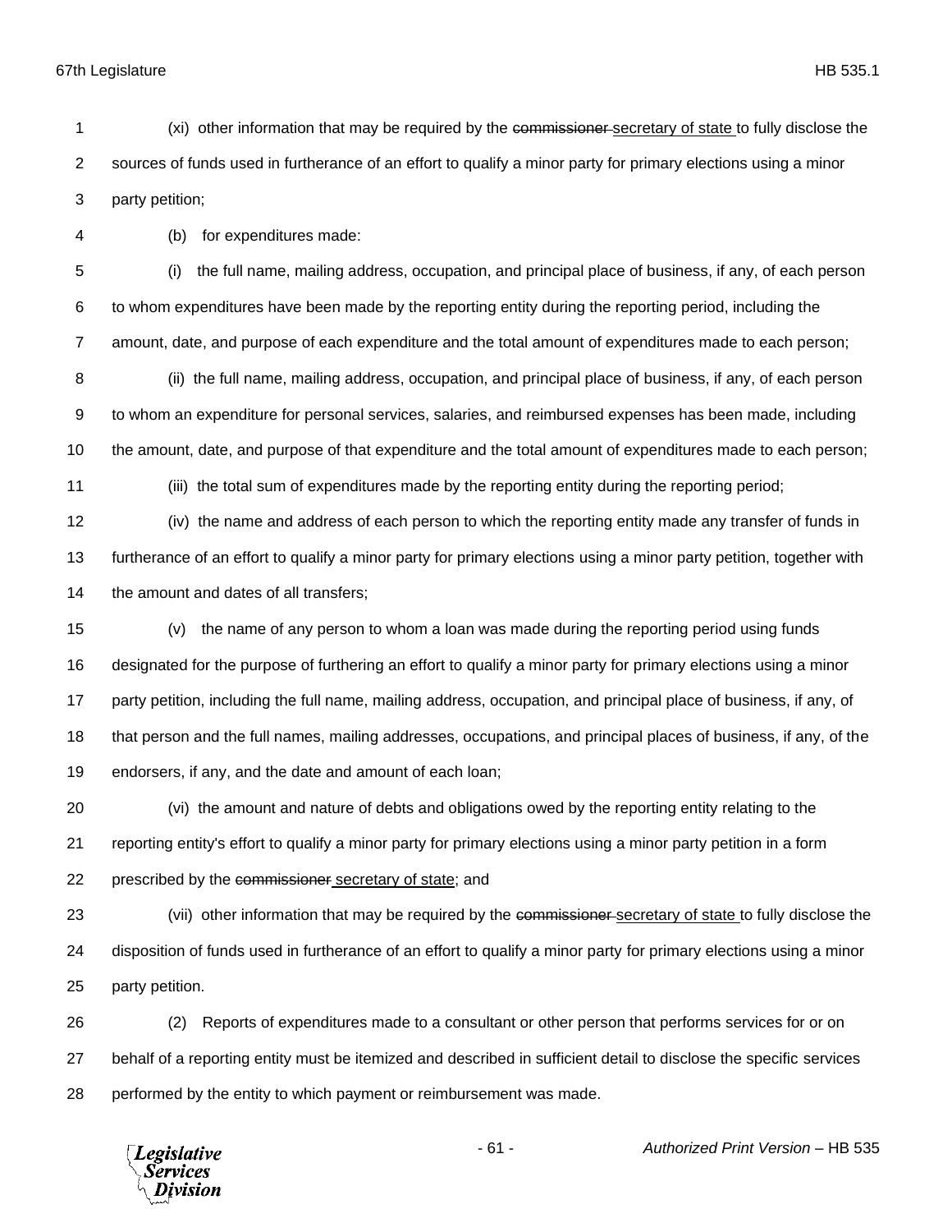(xi) other information that may be required by the ~~commissioner~~ secretary of state to fully disclose the sources of funds used in furtherance of an effort to qualify a minor party for primary elections using a minor party petition;

(b) for expenditures made:

(i) the full name, mailing address, occupation, and principal place of business, if any, of each person to whom expenditures have been made by the reporting entity during the reporting period, including the amount, date, and purpose of each expenditure and the total amount of expenditures made to each person;

(ii) the full name, mailing address, occupation, and principal place of business, if any, of each person to whom an expenditure for personal services, salaries, and reimbursed expenses has been made, including the amount, date, and purpose of that expenditure and the total amount of expenditures made to each person;

(iii) the total sum of expenditures made by the reporting entity during the reporting period;

(iv) the name and address of each person to which the reporting entity made any transfer of funds in furtherance of an effort to qualify a minor party for primary elections using a minor party petition, together with the amount and dates of all transfers;

(v) the name of any person to whom a loan was made during the reporting period using funds designated for the purpose of furthering an effort to qualify a minor party for primary elections using a minor party petition, including the full name, mailing address, occupation, and principal place of business, if any, of that person and the full names, mailing addresses, occupations, and principal places of business, if any, of the endorsers, if any, and the date and amount of each loan;

(vi) the amount and nature of debts and obligations owed by the reporting entity relating to the reporting entity's effort to qualify a minor party for primary elections using a minor party petition in a form prescribed by the ~~commissioner~~ secretary of state; and

(vii) other information that may be required by the ~~commissioner~~ secretary of state to fully disclose the disposition of funds used in furtherance of an effort to qualify a minor party for primary elections using a minor party petition.

(2) Reports of expenditures made to a consultant or other person that performs services for or on behalf of a reporting entity must be itemized and described in sufficient detail to disclose the specific services performed by the entity to which payment or reimbursement was made.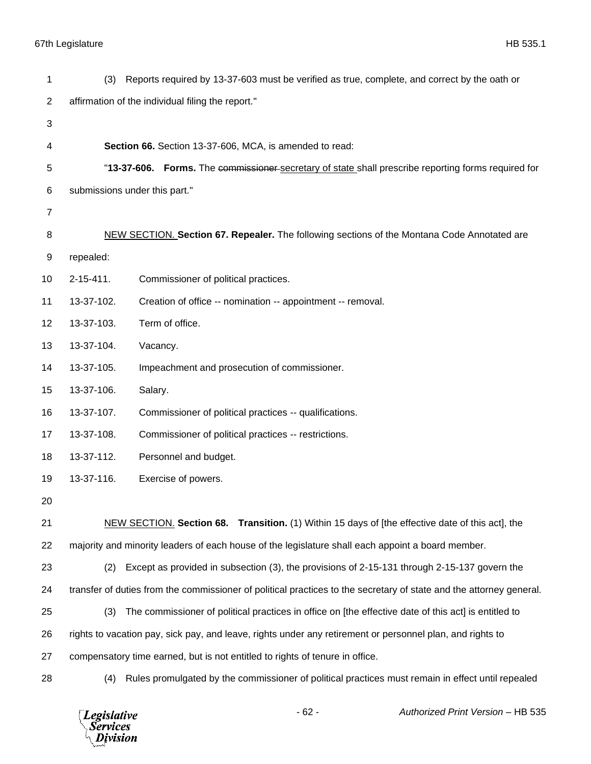(3) Reports required by 13-37-603 must be verified as true, complete, and correct by the oath or affirmation of the individual filing the report."

**Section 66.** Section 13-37-606, MCA, is amended to read:

"**13-37-606. Forms.** The ~~commissioner~~ secretary of state shall prescribe reporting forms required for submissions under this part."

NEW SECTION. **Section 67. Repealer.** The following sections of the Montana Code Annotated are repealed:

2-15-411. Commissioner of political practices.

13-37-102. Creation of office -- nomination -- appointment -- removal.

13-37-103. Term of office.

13-37-104. Vacancy.

13-37-105. Impeachment and prosecution of commissioner.

13-37-106. Salary.

13-37-107. Commissioner of political practices -- qualifications.

13-37-108. Commissioner of political practices -- restrictions.

13-37-112. Personnel and budget.

13-37-116. Exercise of powers.

NEW SECTION. **Section 68. Transition.** (1) Within 15 days of [the effective date of this act], the majority and minority leaders of each house of the legislature shall each appoint a board member.

(2) Except as provided in subsection (3), the provisions of 2-15-131 through 2-15-137 govern the transfer of duties from the commissioner of political practices to the secretary of state and the attorney general.

(3) The commissioner of political practices in office on [the effective date of this act] is entitled to rights to vacation pay, sick pay, and leave, rights under any retirement or personnel plan, and rights to compensatory time earned, but is not entitled to rights of tenure in office.

(4) Rules promulgated by the commissioner of political practices must remain in effect until repealed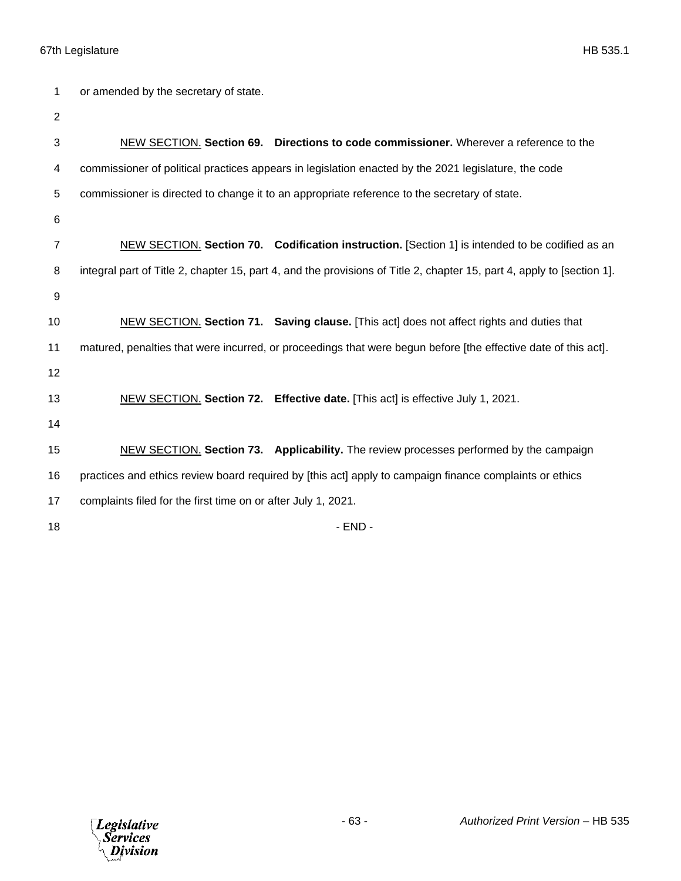or amended by the secretary of state.

NEW SECTION. **Section 69. Directions to code commissioner.** Wherever a reference to the commissioner of political practices appears in legislation enacted by the 2021 legislature, the code commissioner is directed to change it to an appropriate reference to the secretary of state.

NEW SECTION. **Section 70. Codification instruction.** [Section 1] is intended to be codified as an integral part of Title 2, chapter 15, part 4, and the provisions of Title 2, chapter 15, part 4, apply to [section 1].

NEW SECTION. **Section 71. Saving clause.** [This act] does not affect rights and duties that matured, penalties that were incurred, or proceedings that were begun before [the effective date of this act].

NEW SECTION. **Section 72. Effective date.** [This act] is effective July 1, 2021.

NEW SECTION. **Section 73. Applicability.** The review processes performed by the campaign practices and ethics review board required by [this act] apply to campaign finance complaints or ethics complaints filed for the first time on or after July 1, 2021.

\- END -